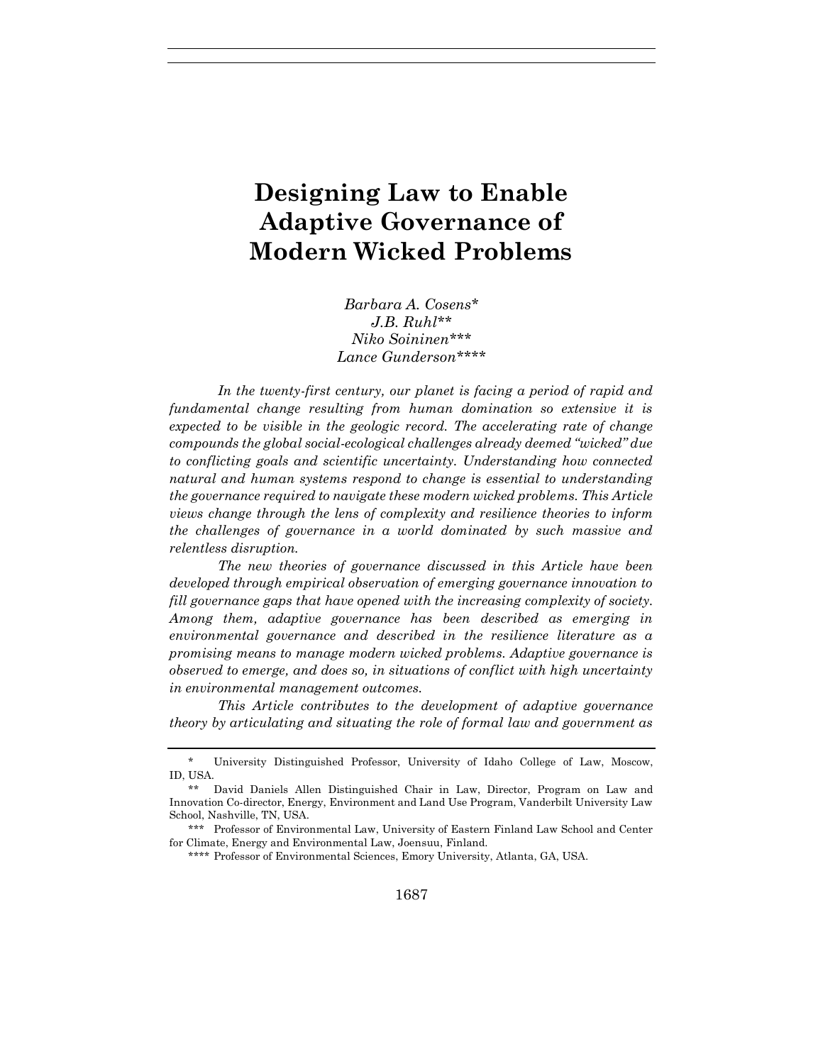# Designing Law to Enable Adaptive Governance of Modern Wicked Problems

*Barbara A. Cosens\**
*J.B. Ruhl\*\**
*Niko Soininen\*\*\**
*Lance Gunderson\*\*\*\**

*In the twenty-first century, our planet is facing a period of rapid and fundamental change resulting from human domination so extensive it is expected to be visible in the geologic record. The accelerating rate of change compounds the global social-ecological challenges already deemed "wicked" due to conflicting goals and scientific uncertainty. Understanding how connected natural and human systems respond to change is essential to understanding the governance required to navigate these modern wicked problems. This Article views change through the lens of complexity and resilience theories to inform the challenges of governance in a world dominated by such massive and relentless disruption.*

*The new theories of governance discussed in this Article have been developed through empirical observation of emerging governance innovation to fill governance gaps that have opened with the increasing complexity of society. Among them, adaptive governance has been described as emerging in environmental governance and described in the resilience literature as a promising means to manage modern wicked problems. Adaptive governance is observed to emerge, and does so, in situations of conflict with high uncertainty in environmental management outcomes.*

*This Article contributes to the development of adaptive governance theory by articulating and situating the role of formal law and government as*

---

\* University Distinguished Professor, University of Idaho College of Law, Moscow, ID, USA.

\*\* David Daniels Allen Distinguished Chair in Law, Director, Program on Law and Innovation Co-director, Energy, Environment and Land Use Program, Vanderbilt University Law School, Nashville, TN, USA.

\*\*\* Professor of Environmental Law, University of Eastern Finland Law School and Center for Climate, Energy and Environmental Law, Joensuu, Finland.

\*\*\*\* Professor of Environmental Sciences, Emory University, Atlanta, GA, USA.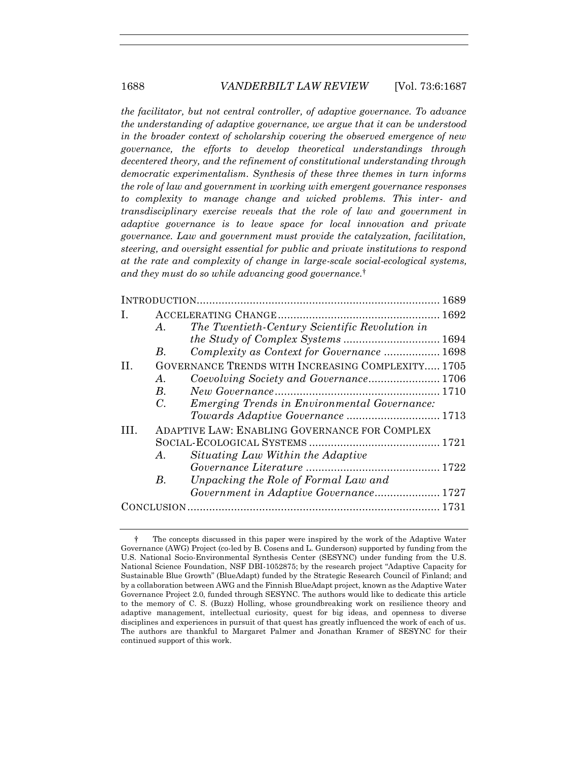*the facilitator, but not central controller, of adaptive governance. To advance the understanding of adaptive governance, we argue that it can be understood in the broader context of scholarship covering the observed emergence of new governance, the efforts to develop theoretical understandings through decentered theory, and the refinement of constitutional understanding through democratic experimentalism. Synthesis of these three themes in turn informs the role of law and government in working with emergent governance responses to complexity to manage change and wicked problems. This inter- and transdisciplinary exercise reveals that the role of law and government in adaptive governance is to leave space for local innovation and private governance. Law and government must provide the catalyzation, facilitation, steering, and oversight essential for public and private institutions to respond at the rate and complexity of change in large-scale social-ecological systems, and they must do so while advancing good governance.*†

| | | | |
|---|---|---|---|
| INTRODUCTION | | | 1689 |
| I. | ACCELERATING CHANGE | | 1692 |
| | A. | *The Twentieth-Century Scientific Revolution in the Study of Complex Systems* | 1694 |
| | B. | *Complexity as Context for Governance* | 1698 |
| II. | GOVERNANCE TRENDS WITH INCREASING COMPLEXITY | | 1705 |
| | A. | *Coevolving Society and Governance* | 1706 |
| | B. | *New Governance* | 1710 |
| | C. | *Emerging Trends in Environmental Governance: Towards Adaptive Governance* | 1713 |
| III. | ADAPTIVE LAW: ENABLING GOVERNANCE FOR COMPLEX SOCIAL-ECOLOGICAL SYSTEMS | | 1721 |
| | A. | *Situating Law Within the Adaptive Governance Literature* | 1722 |
| | B. | *Unpacking the Role of Formal Law and Government in Adaptive Governance* | 1727 |
| CONCLUSION | | | 1731 |

† The concepts discussed in this paper were inspired by the work of the Adaptive Water Governance (AWG) Project (co-led by B. Cosens and L. Gunderson) supported by funding from the U.S. National Socio-Environmental Synthesis Center (SESYNC) under funding from the U.S. National Science Foundation, NSF DBI-1052875; by the research project "Adaptive Capacity for Sustainable Blue Growth" (BlueAdapt) funded by the Strategic Research Council of Finland; and by a collaboration between AWG and the Finnish BlueAdapt project, known as the Adaptive Water Governance Project 2.0, funded through SESYNC. The authors would like to dedicate this article to the memory of C. S. (Buzz) Holling, whose groundbreaking work on resilience theory and adaptive management, intellectual curiosity, quest for big ideas, and openness to diverse disciplines and experiences in pursuit of that quest has greatly influenced the work of each of us. The authors are thankful to Margaret Palmer and Jonathan Kramer of SESYNC for their continued support of this work.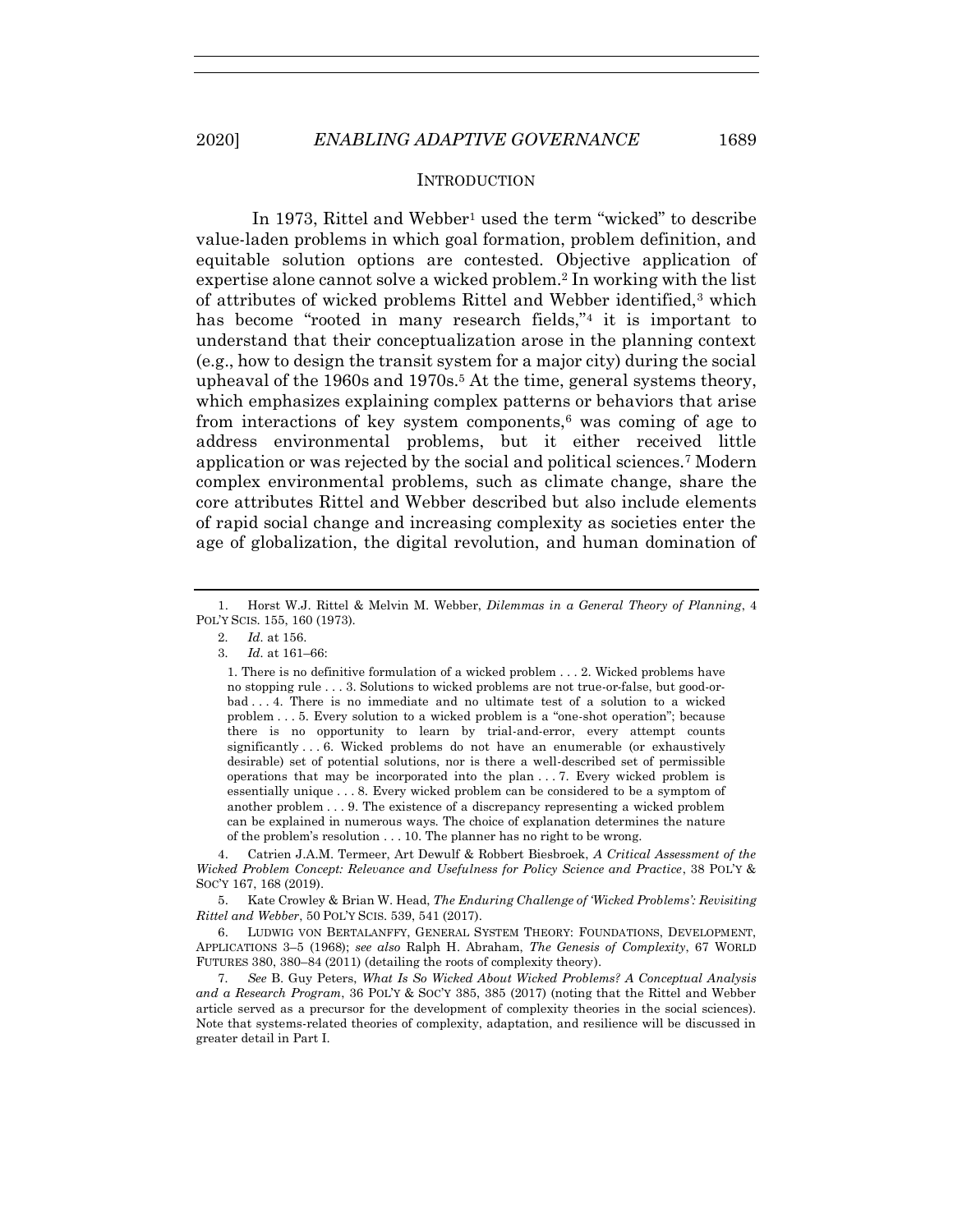## INTRODUCTION

In 1973, Rittel and Webber[1] used the term "wicked" to describe value-laden problems in which goal formation, problem definition, and equitable solution options are contested. Objective application of expertise alone cannot solve a wicked problem.[2] In working with the list of attributes of wicked problems Rittel and Webber identified,[3] which has become "rooted in many research fields,"[4] it is important to understand that their conceptualization arose in the planning context (e.g., how to design the transit system for a major city) during the social upheaval of the 1960s and 1970s.[5] At the time, general systems theory, which emphasizes explaining complex patterns or behaviors that arise from interactions of key system components,[6] was coming of age to address environmental problems, but it either received little application or was rejected by the social and political sciences.[7] Modern complex environmental problems, such as climate change, share the core attributes Rittel and Webber described but also include elements of rapid social change and increasing complexity as societies enter the age of globalization, the digital revolution, and human domination of

---

1. Horst W.J. Rittel & Melvin M. Webber, *Dilemmas in a General Theory of Planning*, 4 POL'Y SCIS. 155, 160 (1973).

2. *Id.* at 156.

3. *Id.* at 161–66:

> 1. There is no definitive formulation of a wicked problem . . . 2. Wicked problems have no stopping rule . . . 3. Solutions to wicked problems are not true-or-false, but good-or-bad . . . 4. There is no immediate and no ultimate test of a solution to a wicked problem . . . 5. Every solution to a wicked problem is a "one-shot operation"; because there is no opportunity to learn by trial-and-error, every attempt counts significantly . . . 6. Wicked problems do not have an enumerable (or exhaustively desirable) set of potential solutions, nor is there a well-described set of permissible operations that may be incorporated into the plan . . . 7. Every wicked problem is essentially unique . . . 8. Every wicked problem can be considered to be a symptom of another problem . . . 9. The existence of a discrepancy representing a wicked problem can be explained in numerous ways. The choice of explanation determines the nature of the problem's resolution . . . 10. The planner has no right to be wrong.

4. Catrien J.A.M. Termeer, Art Dewulf & Robbert Biesbroek, *A Critical Assessment of the Wicked Problem Concept: Relevance and Usefulness for Policy Science and Practice*, 38 POL'Y & SOC'Y 167, 168 (2019).

5. Kate Crowley & Brian W. Head, *The Enduring Challenge of 'Wicked Problems': Revisiting Rittel and Webber*, 50 POL'Y SCIS. 539, 541 (2017).

6. LUDWIG VON BERTALANFFY, GENERAL SYSTEM THEORY: FOUNDATIONS, DEVELOPMENT, APPLICATIONS 3–5 (1968); *see also* Ralph H. Abraham, *The Genesis of Complexity*, 67 WORLD FUTURES 380, 380–84 (2011) (detailing the roots of complexity theory).

7. *See* B. Guy Peters, *What Is So Wicked About Wicked Problems? A Conceptual Analysis and a Research Program*, 36 POL'Y & SOC'Y 385, 385 (2017) (noting that the Rittel and Webber article served as a precursor for the development of complexity theories in the social sciences). Note that systems-related theories of complexity, adaptation, and resilience will be discussed in greater detail in Part I.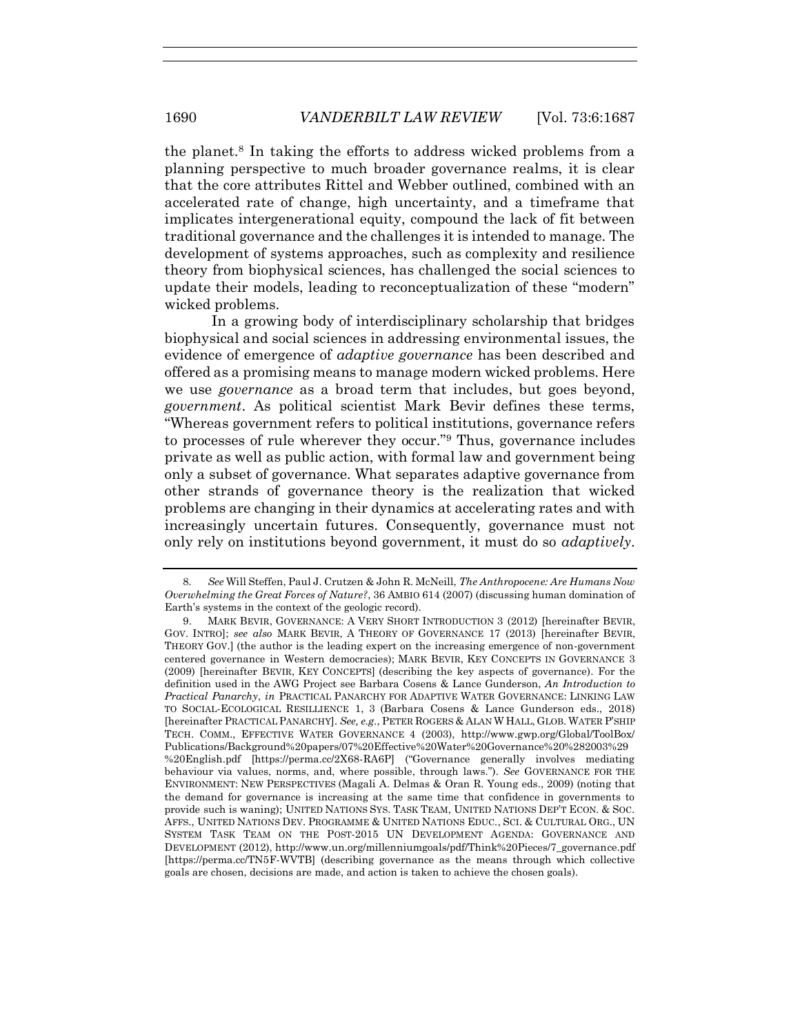the planet.[8] In taking the efforts to address wicked problems from a planning perspective to much broader governance realms, it is clear that the core attributes Rittel and Webber outlined, combined with an accelerated rate of change, high uncertainty, and a timeframe that implicates intergenerational equity, compound the lack of fit between traditional governance and the challenges it is intended to manage. The development of systems approaches, such as complexity and resilience theory from biophysical sciences, has challenged the social sciences to update their models, leading to reconceptualization of these "modern" wicked problems.

In a growing body of interdisciplinary scholarship that bridges biophysical and social sciences in addressing environmental issues, the evidence of emergence of *adaptive governance* has been described and offered as a promising means to manage modern wicked problems. Here we use *governance* as a broad term that includes, but goes beyond, *government*. As political scientist Mark Bevir defines these terms, "Whereas government refers to political institutions, governance refers to processes of rule wherever they occur."[9] Thus, governance includes private as well as public action, with formal law and government being only a subset of governance. What separates adaptive governance from other strands of governance theory is the realization that wicked problems are changing in their dynamics at accelerating rates and with increasingly uncertain futures. Consequently, governance must not only rely on institutions beyond government, it must do so *adaptively*.

---

8. *See* Will Steffen, Paul J. Crutzen & John R. McNeill, *The Anthropocene: Are Humans Now Overwhelming the Great Forces of Nature?*, 36 AMBIO 614 (2007) (discussing human domination of Earth's systems in the context of the geologic record).

9. MARK BEVIR, GOVERNANCE: A VERY SHORT INTRODUCTION 3 (2012) [hereinafter BEVIR, GOV. INTRO]; *see also* MARK BEVIR, A THEORY OF GOVERNANCE 17 (2013) [hereinafter BEVIR, THEORY GOV.] (the author is the leading expert on the increasing emergence of non-government centered governance in Western democracies); MARK BEVIR, KEY CONCEPTS IN GOVERNANCE 3 (2009) [hereinafter BEVIR, KEY CONCEPTS] (describing the key aspects of governance). For the definition used in the AWG Project see Barbara Cosens & Lance Gunderson, *An Introduction to Practical Panarchy*, *in* PRACTICAL PANARCHY FOR ADAPTIVE WATER GOVERNANCE: LINKING LAW TO SOCIAL-ECOLOGICAL RESILLIENCE 1, 3 (Barbara Cosens & Lance Gunderson eds., 2018) [hereinafter PRACTICAL PANARCHY]. *See, e.g.*, PETER ROGERS & ALAN W HALL, GLOB. WATER P'SHIP TECH. COMM., EFFECTIVE WATER GOVERNANCE 4 (2003), http://www.gwp.org/Global/ToolBox/Publications/Background%20papers/07%20Effective%20Water%20Governance%20%282003%29%20English.pdf [https://perma.cc/2X68-RA6P] ("Governance generally involves mediating behaviour via values, norms, and, where possible, through laws."). *See* GOVERNANCE FOR THE ENVIRONMENT: NEW PERSPECTIVES (Magali A. Delmas & Oran R. Young eds., 2009) (noting that the demand for governance is increasing at the same time that confidence in governments to provide such is waning); UNITED NATIONS SYS. TASK TEAM, UNITED NATIONS DEP'T ECON. & SOC. AFFS., UNITED NATIONS DEV. PROGRAMME & UNITED NATIONS EDUC., SCI. & CULTURAL ORG., UN SYSTEM TASK TEAM ON THE POST-2015 UN DEVELOPMENT AGENDA: GOVERNANCE AND DEVELOPMENT (2012), http://www.un.org/millenniumgoals/pdf/Think%20Pieces/7_governance.pdf [https://perma.cc/TN5F-WVTB] (describing governance as the means through which collective goals are chosen, decisions are made, and action is taken to achieve the chosen goals).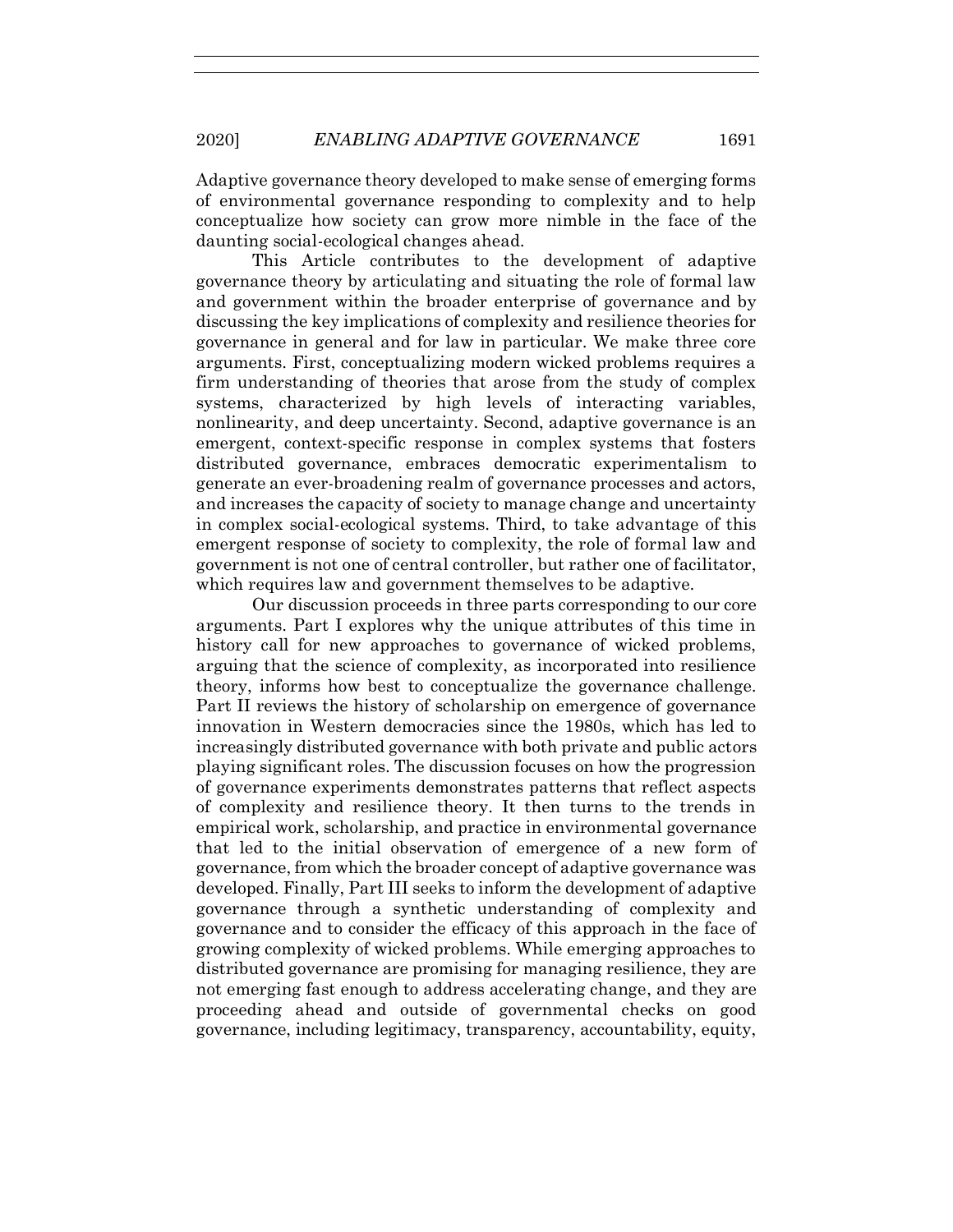Adaptive governance theory developed to make sense of emerging forms of environmental governance responding to complexity and to help conceptualize how society can grow more nimble in the face of the daunting social-ecological changes ahead.

This Article contributes to the development of adaptive governance theory by articulating and situating the role of formal law and government within the broader enterprise of governance and by discussing the key implications of complexity and resilience theories for governance in general and for law in particular. We make three core arguments. First, conceptualizing modern wicked problems requires a firm understanding of theories that arose from the study of complex systems, characterized by high levels of interacting variables, nonlinearity, and deep uncertainty. Second, adaptive governance is an emergent, context-specific response in complex systems that fosters distributed governance, embraces democratic experimentalism to generate an ever-broadening realm of governance processes and actors, and increases the capacity of society to manage change and uncertainty in complex social-ecological systems. Third, to take advantage of this emergent response of society to complexity, the role of formal law and government is not one of central controller, but rather one of facilitator, which requires law and government themselves to be adaptive.

Our discussion proceeds in three parts corresponding to our core arguments. Part I explores why the unique attributes of this time in history call for new approaches to governance of wicked problems, arguing that the science of complexity, as incorporated into resilience theory, informs how best to conceptualize the governance challenge. Part II reviews the history of scholarship on emergence of governance innovation in Western democracies since the 1980s, which has led to increasingly distributed governance with both private and public actors playing significant roles. The discussion focuses on how the progression of governance experiments demonstrates patterns that reflect aspects of complexity and resilience theory. It then turns to the trends in empirical work, scholarship, and practice in environmental governance that led to the initial observation of emergence of a new form of governance, from which the broader concept of adaptive governance was developed. Finally, Part III seeks to inform the development of adaptive governance through a synthetic understanding of complexity and governance and to consider the efficacy of this approach in the face of growing complexity of wicked problems. While emerging approaches to distributed governance are promising for managing resilience, they are not emerging fast enough to address accelerating change, and they are proceeding ahead and outside of governmental checks on good governance, including legitimacy, transparency, accountability, equity,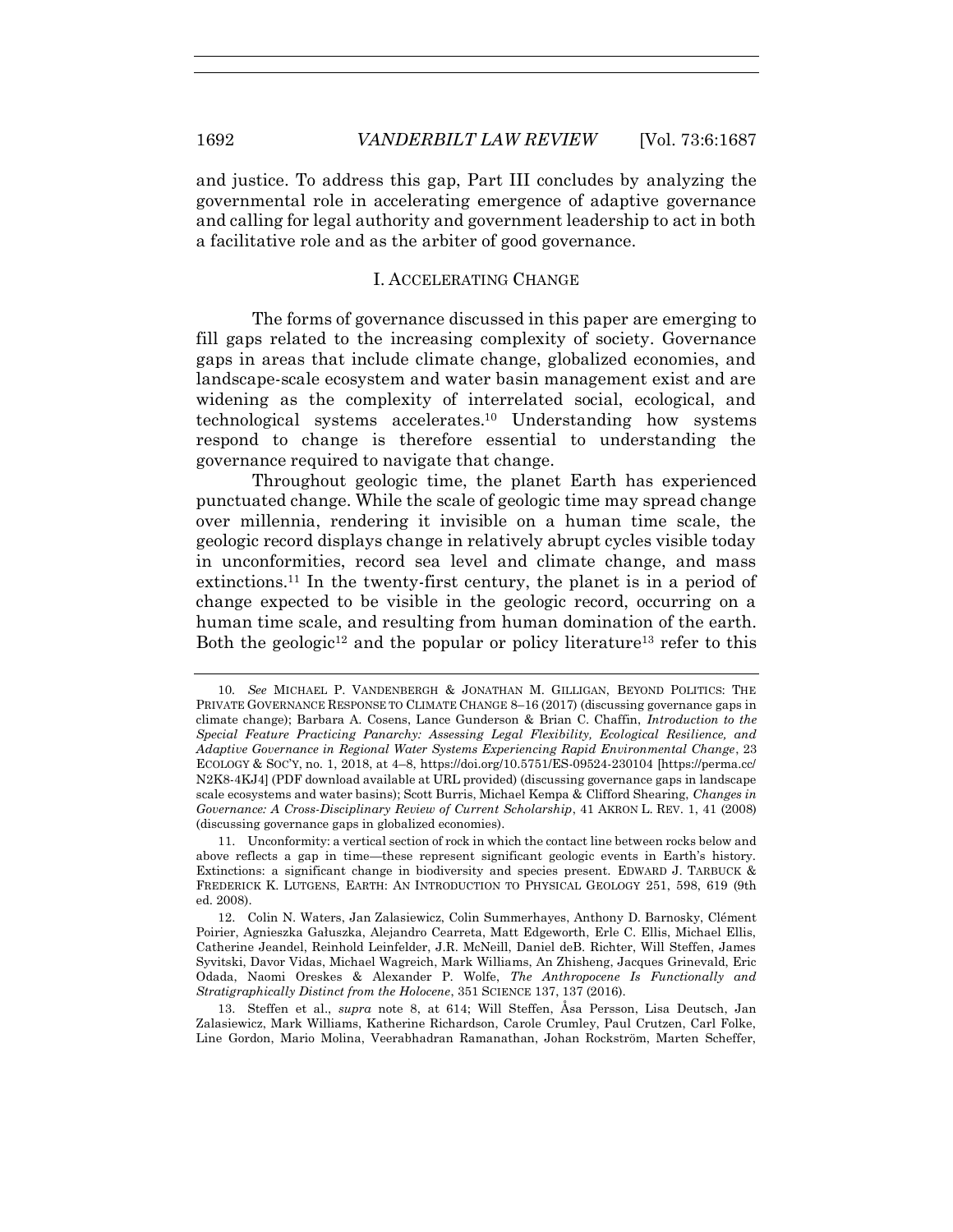and justice. To address this gap, Part III concludes by analyzing the governmental role in accelerating emergence of adaptive governance and calling for legal authority and government leadership to act in both a facilitative role and as the arbiter of good governance.

## I. ACCELERATING CHANGE

The forms of governance discussed in this paper are emerging to fill gaps related to the increasing complexity of society. Governance gaps in areas that include climate change, globalized economies, and landscape-scale ecosystem and water basin management exist and are widening as the complexity of interrelated social, ecological, and technological systems accelerates.[10] Understanding how systems respond to change is therefore essential to understanding the governance required to navigate that change.

Throughout geologic time, the planet Earth has experienced punctuated change. While the scale of geologic time may spread change over millennia, rendering it invisible on a human time scale, the geologic record displays change in relatively abrupt cycles visible today in unconformities, record sea level and climate change, and mass extinctions.[11] In the twenty-first century, the planet is in a period of change expected to be visible in the geologic record, occurring on a human time scale, and resulting from human domination of the earth. Both the geologic[12] and the popular or policy literature[13] refer to this

---

10. *See* MICHAEL P. VANDENBERGH & JONATHAN M. GILLIGAN, BEYOND POLITICS: THE PRIVATE GOVERNANCE RESPONSE TO CLIMATE CHANGE 8–16 (2017) (discussing governance gaps in climate change); Barbara A. Cosens, Lance Gunderson & Brian C. Chaffin, *Introduction to the Special Feature Practicing Panarchy: Assessing Legal Flexibility, Ecological Resilience, and Adaptive Governance in Regional Water Systems Experiencing Rapid Environmental Change*, 23 ECOLOGY & SOC'Y, no. 1, 2018, at 4–8, https://doi.org/10.5751/ES-09524-230104 [https://perma.cc/N2K8-4KJ4] (PDF download available at URL provided) (discussing governance gaps in landscape scale ecosystems and water basins); Scott Burris, Michael Kempa & Clifford Shearing, *Changes in Governance: A Cross-Disciplinary Review of Current Scholarship*, 41 AKRON L. REV. 1, 41 (2008) (discussing governance gaps in globalized economies).

11. Unconformity: a vertical section of rock in which the contact line between rocks below and above reflects a gap in time—these represent significant geologic events in Earth's history. Extinctions: a significant change in biodiversity and species present. EDWARD J. TARBUCK & FREDERICK K. LUTGENS, EARTH: AN INTRODUCTION TO PHYSICAL GEOLOGY 251, 598, 619 (9th ed. 2008).

12. Colin N. Waters, Jan Zalasiewicz, Colin Summerhayes, Anthony D. Barnosky, Clément Poirier, Agnieszka Gałuszka, Alejandro Cearreta, Matt Edgeworth, Erle C. Ellis, Michael Ellis, Catherine Jeandel, Reinhold Leinfelder, J.R. McNeill, Daniel deB. Richter, Will Steffen, James Syvitski, Davor Vidas, Michael Wagreich, Mark Williams, An Zhisheng, Jacques Grinevald, Eric Odada, Naomi Oreskes & Alexander P. Wolfe, *The Anthropocene Is Functionally and Stratigraphically Distinct from the Holocene*, 351 SCIENCE 137, 137 (2016).

13. Steffen et al., *supra* note 8, at 614; Will Steffen, Åsa Persson, Lisa Deutsch, Jan Zalasiewicz, Mark Williams, Katherine Richardson, Carole Crumley, Paul Crutzen, Carl Folke, Line Gordon, Mario Molina, Veerabhadran Ramanathan, Johan Rockström, Marten Scheffer,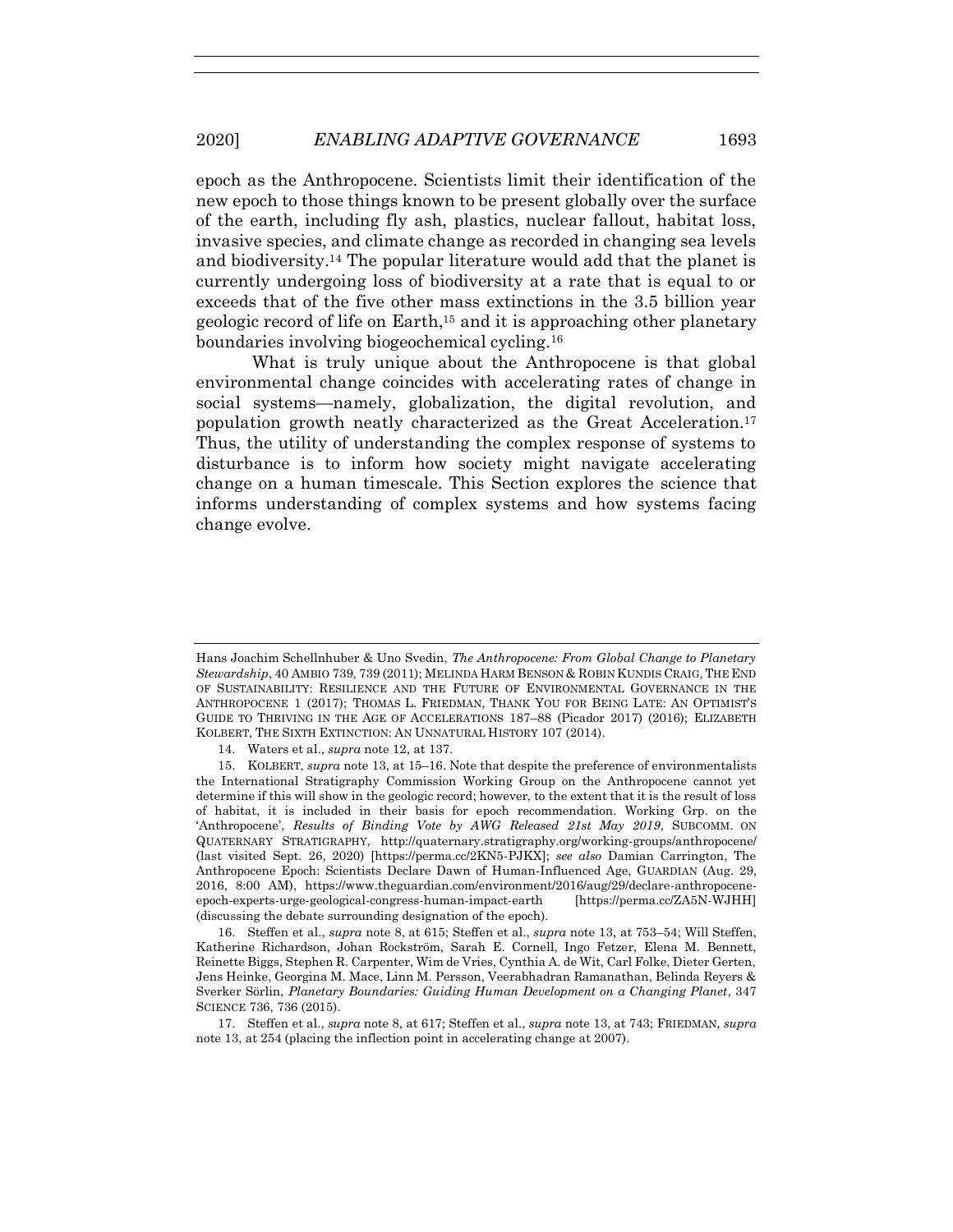epoch as the Anthropocene. Scientists limit their identification of the new epoch to those things known to be present globally over the surface of the earth, including fly ash, plastics, nuclear fallout, habitat loss, invasive species, and climate change as recorded in changing sea levels and biodiversity.[14] The popular literature would add that the planet is currently undergoing loss of biodiversity at a rate that is equal to or exceeds that of the five other mass extinctions in the 3.5 billion year geologic record of life on Earth,[15] and it is approaching other planetary boundaries involving biogeochemical cycling.[16]

What is truly unique about the Anthropocene is that global environmental change coincides with accelerating rates of change in social systems—namely, globalization, the digital revolution, and population growth neatly characterized as the Great Acceleration.[17] Thus, the utility of understanding the complex response of systems to disturbance is to inform how society might navigate accelerating change on a human timescale. This Section explores the science that informs understanding of complex systems and how systems facing change evolve.

---

Hans Joachim Schellnhuber & Uno Svedin, *The Anthropocene: From Global Change to Planetary Stewardship*, 40 AMBIO 739, 739 (2011); MELINDA HARM BENSON & ROBIN KUNDIS CRAIG, THE END OF SUSTAINABILITY: RESILIENCE AND THE FUTURE OF ENVIRONMENTAL GOVERNANCE IN THE ANTHROPOCENE 1 (2017); THOMAS L. FRIEDMAN, THANK YOU FOR BEING LATE: AN OPTIMIST'S GUIDE TO THRIVING IN THE AGE OF ACCELERATIONS 187–88 (Picador 2017) (2016); ELIZABETH KOLBERT, THE SIXTH EXTINCTION: AN UNNATURAL HISTORY 107 (2014).

14. Waters et al., *supra* note 12, at 137.

15. KOLBERT, *supra* note 13, at 15–16. Note that despite the preference of environmentalists the International Stratigraphy Commission Working Group on the Anthropocene cannot yet determine if this will show in the geologic record; however, to the extent that it is the result of loss of habitat, it is included in their basis for epoch recommendation. Working Grp. on the 'Anthropocene', *Results of Binding Vote by AWG Released 21st May 2019*, SUBCOMM. ON QUATERNARY STRATIGRAPHY, http://quaternary.stratigraphy.org/working-groups/anthropocene/ (last visited Sept. 26, 2020) [https://perma.cc/2KN5-PJKX]; *see also* Damian Carrington, The Anthropocene Epoch: Scientists Declare Dawn of Human-Influenced Age, GUARDIAN (Aug. 29, 2016, 8:00 AM), https://www.theguardian.com/environment/2016/aug/29/declare-anthropocene-epoch-experts-urge-geological-congress-human-impact-earth [https://perma.cc/ZA5N-WJHH] (discussing the debate surrounding designation of the epoch).

16. Steffen et al., *supra* note 8, at 615; Steffen et al., *supra* note 13, at 753–54; Will Steffen, Katherine Richardson, Johan Rockström, Sarah E. Cornell, Ingo Fetzer, Elena M. Bennett, Reinette Biggs, Stephen R. Carpenter, Wim de Vries, Cynthia A. de Wit, Carl Folke, Dieter Gerten, Jens Heinke, Georgina M. Mace, Linn M. Persson, Veerabhadran Ramanathan, Belinda Reyers & Sverker Sörlin, *Planetary Boundaries: Guiding Human Development on a Changing Planet*, 347 SCIENCE 736, 736 (2015).

17. Steffen et al., *supra* note 8, at 617; Steffen et al., *supra* note 13, at 743; FRIEDMAN, *supra* note 13, at 254 (placing the inflection point in accelerating change at 2007).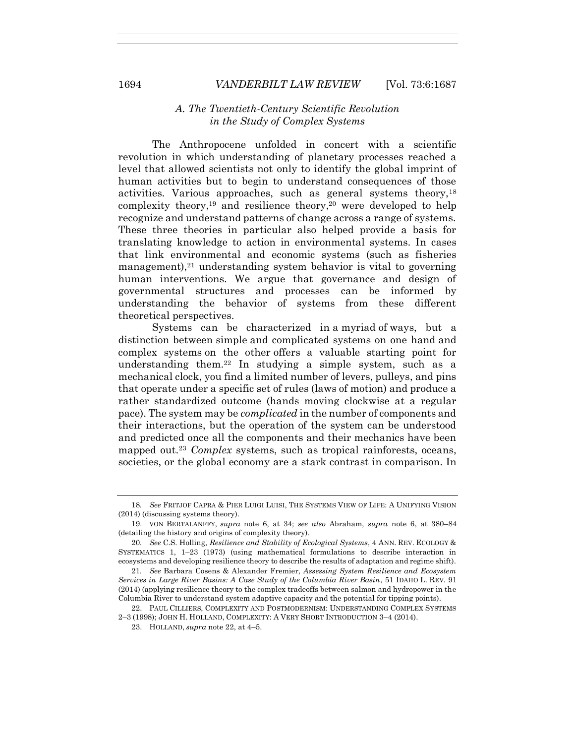### *A. The Twentieth-Century Scientific Revolution in the Study of Complex Systems*

The Anthropocene unfolded in concert with a scientific revolution in which understanding of planetary processes reached a level that allowed scientists not only to identify the global imprint of human activities but to begin to understand consequences of those activities. Various approaches, such as general systems theory,[18] complexity theory,[19] and resilience theory,[20] were developed to help recognize and understand patterns of change across a range of systems. These three theories in particular also helped provide a basis for translating knowledge to action in environmental systems. In cases that link environmental and economic systems (such as fisheries management),[21] understanding system behavior is vital to governing human interventions. We argue that governance and design of governmental structures and processes can be informed by understanding the behavior of systems from these different theoretical perspectives.

Systems can be characterized in a myriad of ways, but a distinction between simple and complicated systems on one hand and complex systems on the other offers a valuable starting point for understanding them.[22] In studying a simple system, such as a mechanical clock, you find a limited number of levers, pulleys, and pins that operate under a specific set of rules (laws of motion) and produce a rather standardized outcome (hands moving clockwise at a regular pace). The system may be *complicated* in the number of components and their interactions, but the operation of the system can be understood and predicted once all the components and their mechanics have been mapped out.[23] *Complex* systems, such as tropical rainforests, oceans, societies, or the global economy are a stark contrast in comparison. In

---

18. *See* FRITJOF CAPRA & PIER LUIGI LUISI, THE SYSTEMS VIEW OF LIFE: A UNIFYING VISION (2014) (discussing systems theory).

19. VON BERTALANFFY, *supra* note 6, at 34; *see also* Abraham, *supra* note 6, at 380–84 (detailing the history and origins of complexity theory).

20. *See* C.S. Holling, *Resilience and Stability of Ecological Systems*, 4 ANN. REV. ECOLOGY & SYSTEMATICS 1, 1–23 (1973) (using mathematical formulations to describe interaction in ecosystems and developing resilience theory to describe the results of adaptation and regime shift).

21. *See* Barbara Cosens & Alexander Fremier, *Assessing System Resilience and Ecosystem Services in Large River Basins: A Case Study of the Columbia River Basin*, 51 IDAHO L. REV. 91 (2014) (applying resilience theory to the complex tradeoffs between salmon and hydropower in the Columbia River to understand system adaptive capacity and the potential for tipping points).

22. PAUL CILLIERS, COMPLEXITY AND POSTMODERNISM: UNDERSTANDING COMPLEX SYSTEMS 2–3 (1998); JOHN H. HOLLAND, COMPLEXITY: A VERY SHORT INTRODUCTION 3–4 (2014).

23. HOLLAND, *supra* note 22, at 4–5.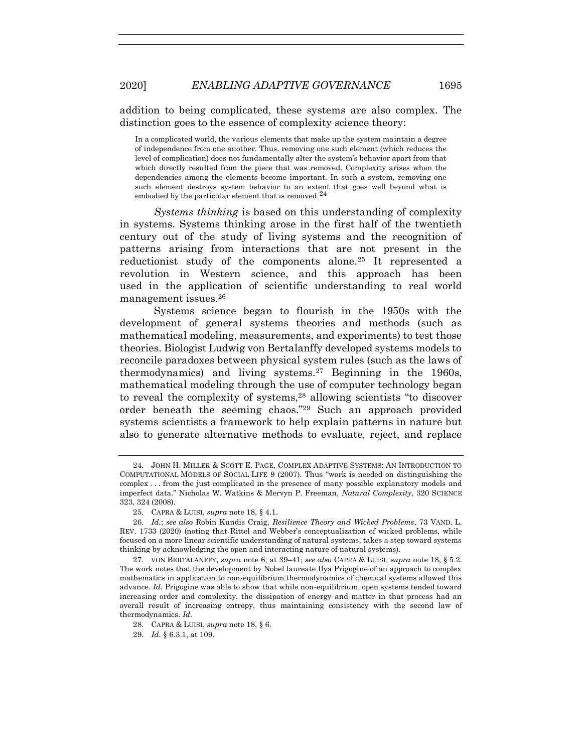addition to being complicated, these systems are also complex. The distinction goes to the essence of complexity science theory:

> In a complicated world, the various elements that make up the system maintain a degree of independence from one another. Thus, removing one such element (which reduces the level of complication) does not fundamentally alter the system's behavior apart from that which directly resulted from the piece that was removed. Complexity arises when the dependencies among the elements become important. In such a system, removing one such element destroys system behavior to an extent that goes well beyond what is embodied by the particular element that is removed.[24]

*Systems thinking* is based on this understanding of complexity in systems. Systems thinking arose in the first half of the twentieth century out of the study of living systems and the recognition of patterns arising from interactions that are not present in the reductionist study of the components alone.[25] It represented a revolution in Western science, and this approach has been used in the application of scientific understanding to real world management issues.[26]

Systems science began to flourish in the 1950s with the development of general systems theories and methods (such as mathematical modeling, measurements, and experiments) to test those theories. Biologist Ludwig von Bertalanffy developed systems models to reconcile paradoxes between physical system rules (such as the laws of thermodynamics) and living systems.[27] Beginning in the 1960s, mathematical modeling through the use of computer technology began to reveal the complexity of systems,[28] allowing scientists "to discover order beneath the seeming chaos."[29] Such an approach provided systems scientists a framework to help explain patterns in nature but also to generate alternative methods to evaluate, reject, and replace

---

24. JOHN H. MILLER & SCOTT E. PAGE, COMPLEX ADAPTIVE SYSTEMS: AN INTRODUCTION TO COMPUTATIONAL MODELS OF SOCIAL LIFE 9 (2007). Thus "work is needed on distinguishing the complex . . . from the just complicated in the presence of many possible explanatory models and imperfect data." Nicholas W. Watkins & Mervyn P. Freeman, *Natural Complexity*, 320 SCIENCE 323, 324 (2008).

25. CAPRA & LUISI, *supra* note 18, § 4.1.

26. *Id.*; *see also* Robin Kundis Craig, *Resilience Theory and Wicked Problems*, 73 VAND. L. REV. 1733 (2020) (noting that Rittel and Webber's conceptualization of wicked problems, while focused on a more linear scientific understanding of natural systems, takes a step toward systems thinking by acknowledging the open and interacting nature of natural systems).

27. VON BERTALANFFY, *supra* note 6, at 39–41; *see also* CAPRA & LUISI, *supra* note 18, § 5.2. The work notes that the development by Nobel laureate Ilya Prigogine of an approach to complex mathematics in application to non-equilibrium thermodynamics of chemical systems allowed this advance. *Id.* Prigogine was able to show that while non-equilibrium, open systems tended toward increasing order and complexity, the dissipation of energy and matter in that process had an overall result of increasing entropy, thus maintaining consistency with the second law of thermodynamics. *Id.*

28. CAPRA & LUISI, *supra* note 18, § 6.

29. *Id.* § 6.3.1, at 109.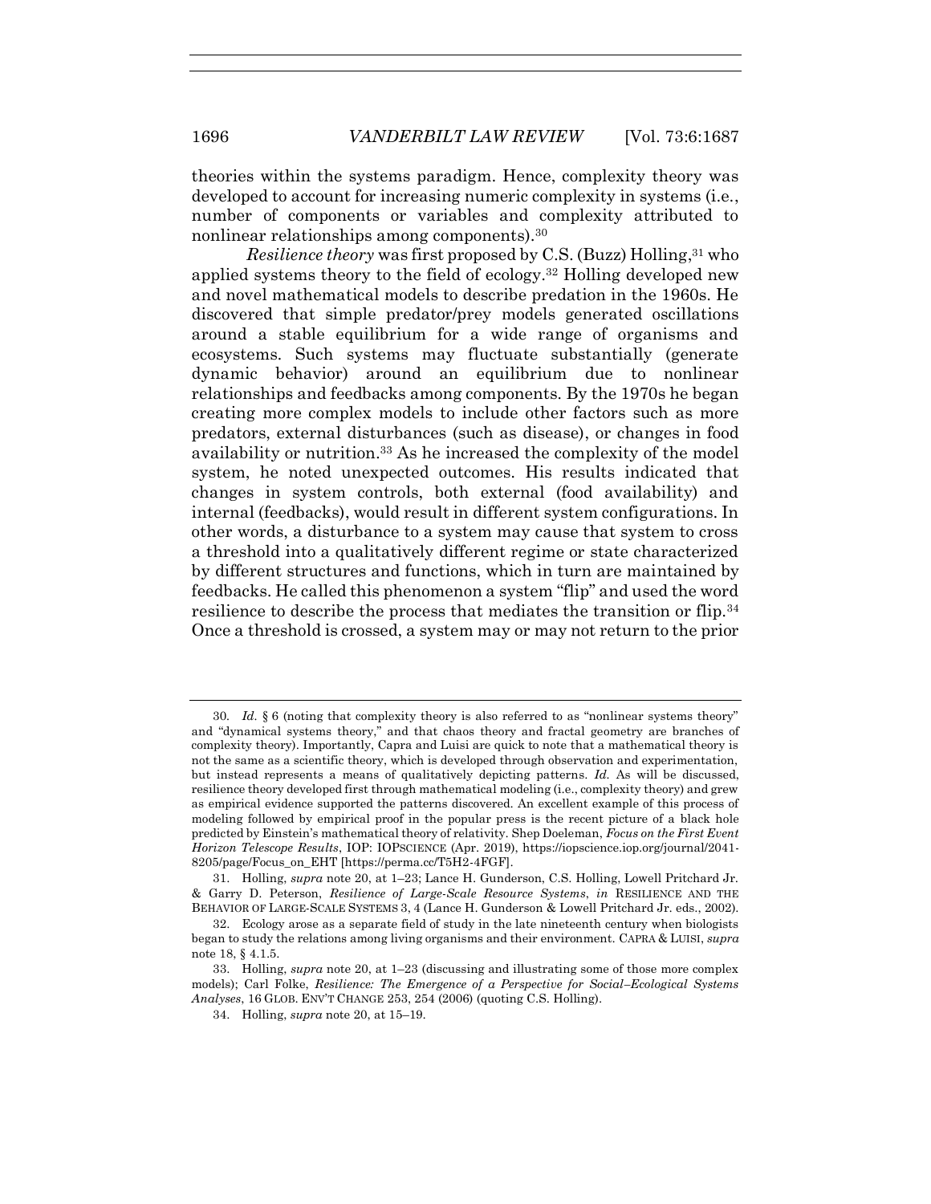theories within the systems paradigm. Hence, complexity theory was developed to account for increasing numeric complexity in systems (i.e., number of components or variables and complexity attributed to nonlinear relationships among components).[30]

*Resilience theory* was first proposed by C.S. (Buzz) Holling,[31] who applied systems theory to the field of ecology.[32] Holling developed new and novel mathematical models to describe predation in the 1960s. He discovered that simple predator/prey models generated oscillations around a stable equilibrium for a wide range of organisms and ecosystems. Such systems may fluctuate substantially (generate dynamic behavior) around an equilibrium due to nonlinear relationships and feedbacks among components. By the 1970s he began creating more complex models to include other factors such as more predators, external disturbances (such as disease), or changes in food availability or nutrition.[33] As he increased the complexity of the model system, he noted unexpected outcomes. His results indicated that changes in system controls, both external (food availability) and internal (feedbacks), would result in different system configurations. In other words, a disturbance to a system may cause that system to cross a threshold into a qualitatively different regime or state characterized by different structures and functions, which in turn are maintained by feedbacks. He called this phenomenon a system "flip" and used the word resilience to describe the process that mediates the transition or flip.[34] Once a threshold is crossed, a system may or may not return to the prior

---

30. *Id.* § 6 (noting that complexity theory is also referred to as "nonlinear systems theory" and "dynamical systems theory," and that chaos theory and fractal geometry are branches of complexity theory). Importantly, Capra and Luisi are quick to note that a mathematical theory is not the same as a scientific theory, which is developed through observation and experimentation, but instead represents a means of qualitatively depicting patterns. *Id.* As will be discussed, resilience theory developed first through mathematical modeling (i.e., complexity theory) and grew as empirical evidence supported the patterns discovered. An excellent example of this process of modeling followed by empirical proof in the popular press is the recent picture of a black hole predicted by Einstein's mathematical theory of relativity. Shep Doeleman, *Focus on the First Event Horizon Telescope Results*, IOP: IOPSCIENCE (Apr. 2019), https://iopscience.iop.org/journal/2041-8205/page/Focus_on_EHT [https://perma.cc/T5H2-4FGF].

31. Holling, *supra* note 20, at 1–23; Lance H. Gunderson, C.S. Holling, Lowell Pritchard Jr. & Garry D. Peterson, *Resilience of Large-Scale Resource Systems*, *in* RESILIENCE AND THE BEHAVIOR OF LARGE-SCALE SYSTEMS 3, 4 (Lance H. Gunderson & Lowell Pritchard Jr. eds., 2002).

32. Ecology arose as a separate field of study in the late nineteenth century when biologists began to study the relations among living organisms and their environment. CAPRA & LUISI, *supra* note 18, § 4.1.5.

33. Holling, *supra* note 20, at 1–23 (discussing and illustrating some of those more complex models); Carl Folke, *Resilience: The Emergence of a Perspective for Social–Ecological Systems Analyses*, 16 GLOB. ENV'T CHANGE 253, 254 (2006) (quoting C.S. Holling).

34. Holling, *supra* note 20, at 15–19.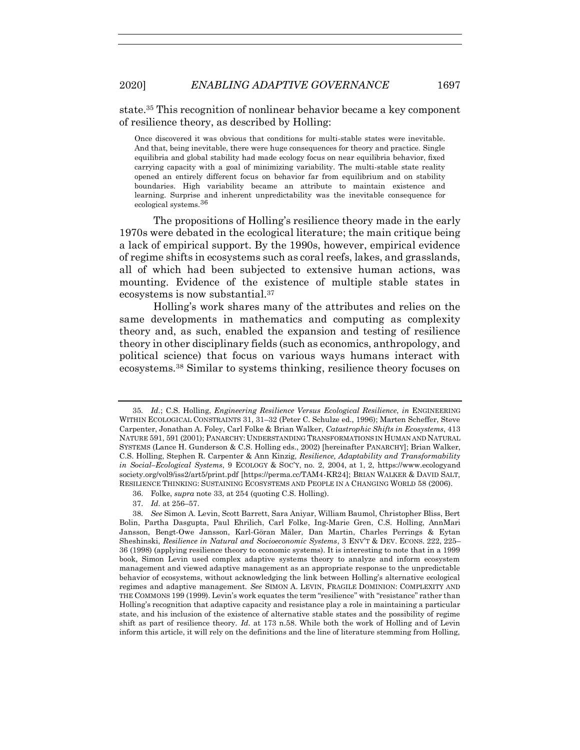state.[35] This recognition of nonlinear behavior became a key component of resilience theory, as described by Holling:

> Once discovered it was obvious that conditions for multi-stable states were inevitable. And that, being inevitable, there were huge consequences for theory and practice. Single equilibria and global stability had made ecology focus on near equilibria behavior, fixed carrying capacity with a goal of minimizing variability. The multi-stable state reality opened an entirely different focus on behavior far from equilibrium and on stability boundaries. High variability became an attribute to maintain existence and learning. Surprise and inherent unpredictability was the inevitable consequence for ecological systems.[36]

The propositions of Holling's resilience theory made in the early 1970s were debated in the ecological literature; the main critique being a lack of empirical support. By the 1990s, however, empirical evidence of regime shifts in ecosystems such as coral reefs, lakes, and grasslands, all of which had been subjected to extensive human actions, was mounting. Evidence of the existence of multiple stable states in ecosystems is now substantial.[37]

Holling's work shares many of the attributes and relies on the same developments in mathematics and computing as complexity theory and, as such, enabled the expansion and testing of resilience theory in other disciplinary fields (such as economics, anthropology, and political science) that focus on various ways humans interact with ecosystems.[38] Similar to systems thinking, resilience theory focuses on

---

35. *Id.*; C.S. Holling, *Engineering Resilience Versus Ecological Resilience*, *in* ENGINEERING WITHIN ECOLOGICAL CONSTRAINTS 31, 31–32 (Peter C. Schulze ed., 1996); Marten Scheffer, Steve Carpenter, Jonathan A. Foley, Carl Folke & Brian Walker, *Catastrophic Shifts in Ecosystems*, 413 NATURE 591, 591 (2001); PANARCHY: UNDERSTANDING TRANSFORMATIONS IN HUMAN AND NATURAL SYSTEMS (Lance H. Gunderson & C.S. Holling eds., 2002) [hereinafter PANARCHY]; Brian Walker, C.S. Holling, Stephen R. Carpenter & Ann Kinzig, *Resilience, Adaptability and Transformability in Social–Ecological Systems*, 9 ECOLOGY & SOC'Y, no. 2, 2004, at 1, 2, https://www.ecologyandsociety.org/vol9/iss2/art5/print.pdf [https://perma.cc/TAM4-KR24]; BRIAN WALKER & DAVID SALT, RESILIENCE THINKING: SUSTAINING ECOSYSTEMS AND PEOPLE IN A CHANGING WORLD 58 (2006).

36. Folke, *supra* note 33, at 254 (quoting C.S. Holling).

37. *Id.* at 256–57.

38. *See* Simon A. Levin, Scott Barrett, Sara Aniyar, William Baumol, Christopher Bliss, Bert Bolin, Partha Dasgupta, Paul Ehrilich, Carl Folke, Ing-Marie Gren, C.S. Holling, AnnMari Jansson, Bengt-Owe Jansson, Karl-Göran Mäler, Dan Martin, Charles Perrings & Eytan Sheshinski, *Resilience in Natural and Socioeconomic Systems*, 3 ENV'T & DEV. ECONS. 222, 225–36 (1998) (applying resilience theory to economic systems). It is interesting to note that in a 1999 book, Simon Levin used complex adaptive systems theory to analyze and inform ecosystem management and viewed adaptive management as an appropriate response to the unpredictable behavior of ecosystems, without acknowledging the link between Holling's alternative ecological regimes and adaptive management. *See* SIMON A. LEVIN, FRAGILE DOMINION: COMPLEXITY AND THE COMMONS 199 (1999). Levin's work equates the term "resilience" with "resistance" rather than Holling's recognition that adaptive capacity and resistance play a role in maintaining a particular state, and his inclusion of the existence of alternative stable states and the possibility of regime shift as part of resilience theory. *Id.* at 173 n.58. While both the work of Holling and of Levin inform this article, it will rely on the definitions and the line of literature stemming from Holling,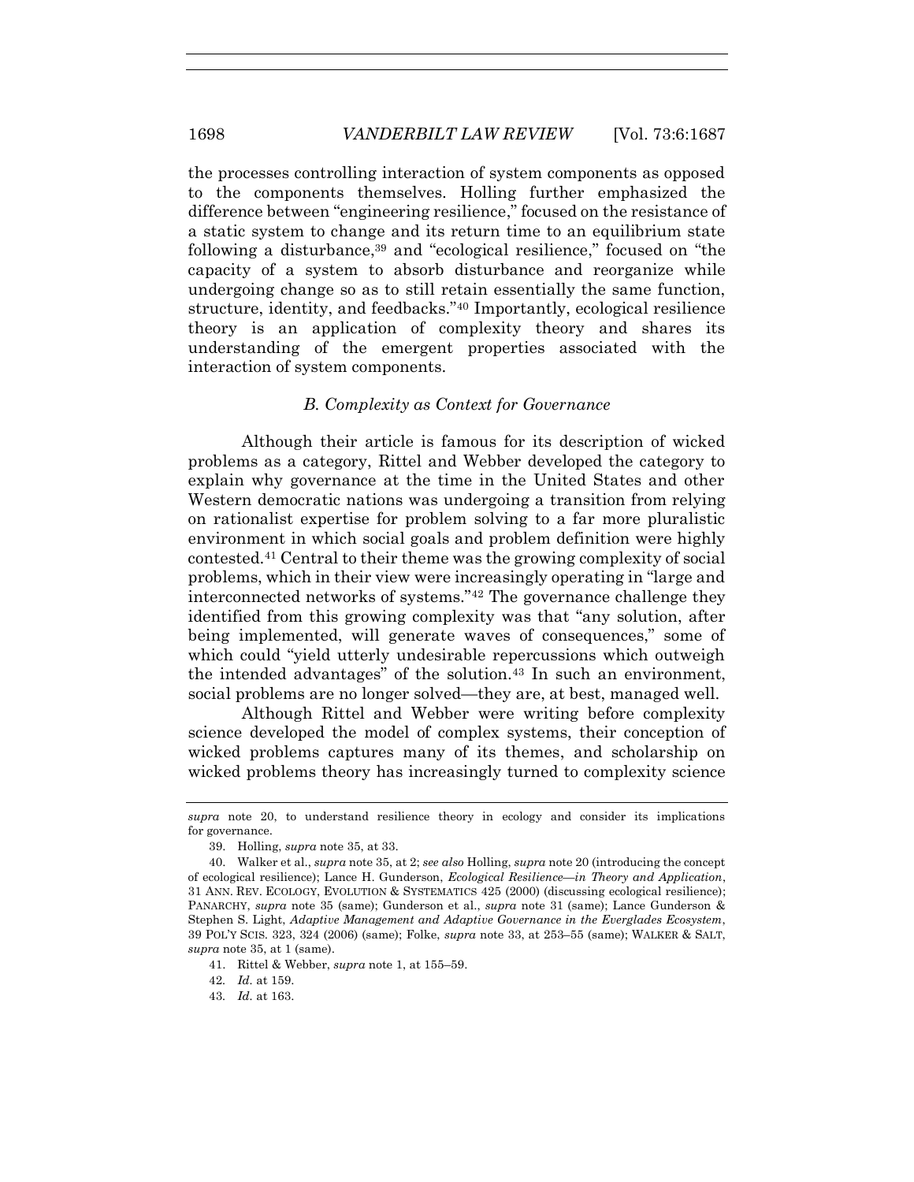the processes controlling interaction of system components as opposed to the components themselves. Holling further emphasized the difference between "engineering resilience," focused on the resistance of a static system to change and its return time to an equilibrium state following a disturbance,[39] and "ecological resilience," focused on "the capacity of a system to absorb disturbance and reorganize while undergoing change so as to still retain essentially the same function, structure, identity, and feedbacks."[40] Importantly, ecological resilience theory is an application of complexity theory and shares its understanding of the emergent properties associated with the interaction of system components.

### *B. Complexity as Context for Governance*

Although their article is famous for its description of wicked problems as a category, Rittel and Webber developed the category to explain why governance at the time in the United States and other Western democratic nations was undergoing a transition from relying on rationalist expertise for problem solving to a far more pluralistic environment in which social goals and problem definition were highly contested.[41] Central to their theme was the growing complexity of social problems, which in their view were increasingly operating in "large and interconnected networks of systems."[42] The governance challenge they identified from this growing complexity was that "any solution, after being implemented, will generate waves of consequences," some of which could "yield utterly undesirable repercussions which outweigh the intended advantages" of the solution.[43] In such an environment, social problems are no longer solved—they are, at best, managed well.

Although Rittel and Webber were writing before complexity science developed the model of complex systems, their conception of wicked problems captures many of its themes, and scholarship on wicked problems theory has increasingly turned to complexity science

---

*supra* note 20, to understand resilience theory in ecology and consider its implications for governance.

39. Holling, *supra* note 35, at 33.

40. Walker et al., *supra* note 35, at 2; *see also* Holling, *supra* note 20 (introducing the concept of ecological resilience); Lance H. Gunderson, *Ecological Resilience—in Theory and Application*, 31 ANN. REV. ECOLOGY, EVOLUTION & SYSTEMATICS 425 (2000) (discussing ecological resilience); PANARCHY, *supra* note 35 (same); Gunderson et al., *supra* note 31 (same); Lance Gunderson & Stephen S. Light, *Adaptive Management and Adaptive Governance in the Everglades Ecosystem*, 39 POL'Y SCIS. 323, 324 (2006) (same); Folke, *supra* note 33, at 253–55 (same); WALKER & SALT, *supra* note 35, at 1 (same).

41. Rittel & Webber, *supra* note 1, at 155–59.

42. *Id.* at 159.

43. *Id.* at 163.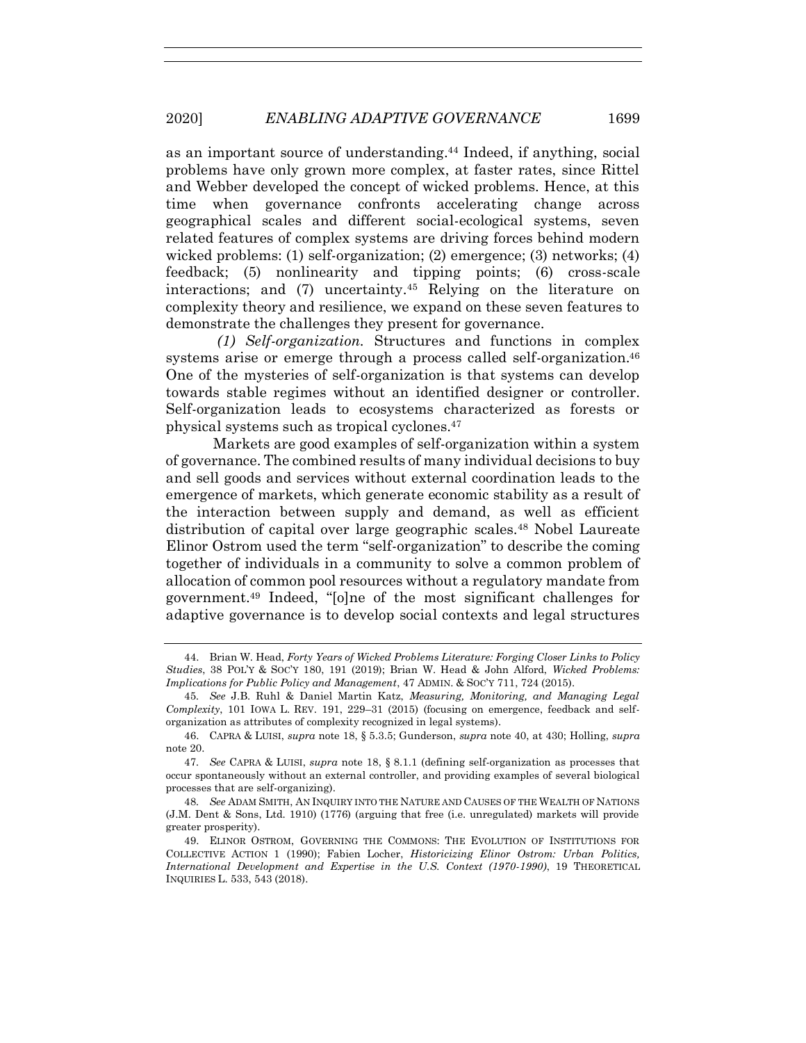as an important source of understanding.[44] Indeed, if anything, social problems have only grown more complex, at faster rates, since Rittel and Webber developed the concept of wicked problems. Hence, at this time when governance confronts accelerating change across geographical scales and different social-ecological systems, seven related features of complex systems are driving forces behind modern wicked problems: (1) self-organization; (2) emergence; (3) networks; (4) feedback; (5) nonlinearity and tipping points; (6) cross-scale interactions; and (7) uncertainty.[45] Relying on the literature on complexity theory and resilience, we expand on these seven features to demonstrate the challenges they present for governance.

*(1) Self-organization.* Structures and functions in complex systems arise or emerge through a process called self-organization.[46] One of the mysteries of self-organization is that systems can develop towards stable regimes without an identified designer or controller. Self-organization leads to ecosystems characterized as forests or physical systems such as tropical cyclones.[47]

Markets are good examples of self-organization within a system of governance. The combined results of many individual decisions to buy and sell goods and services without external coordination leads to the emergence of markets, which generate economic stability as a result of the interaction between supply and demand, as well as efficient distribution of capital over large geographic scales.[48] Nobel Laureate Elinor Ostrom used the term "self-organization" to describe the coming together of individuals in a community to solve a common problem of allocation of common pool resources without a regulatory mandate from government.[49] Indeed, "[o]ne of the most significant challenges for adaptive governance is to develop social contexts and legal structures

---

44. Brian W. Head, *Forty Years of Wicked Problems Literature: Forging Closer Links to Policy Studies*, 38 POL'Y & SOC'Y 180, 191 (2019); Brian W. Head & John Alford, *Wicked Problems: Implications for Public Policy and Management*, 47 ADMIN. & SOC'Y 711, 724 (2015).

45. *See* J.B. Ruhl & Daniel Martin Katz, *Measuring, Monitoring, and Managing Legal Complexity*, 101 IOWA L. REV. 191, 229–31 (2015) (focusing on emergence, feedback and self-organization as attributes of complexity recognized in legal systems).

46. CAPRA & LUISI, *supra* note 18, § 5.3.5; Gunderson, *supra* note 40, at 430; Holling, *supra* note 20.

47. *See* CAPRA & LUISI, *supra* note 18, § 8.1.1 (defining self-organization as processes that occur spontaneously without an external controller, and providing examples of several biological processes that are self-organizing).

48. *See* ADAM SMITH, AN INQUIRY INTO THE NATURE AND CAUSES OF THE WEALTH OF NATIONS (J.M. Dent & Sons, Ltd. 1910) (1776) (arguing that free (i.e. unregulated) markets will provide greater prosperity).

49. ELINOR OSTROM, GOVERNING THE COMMONS: THE EVOLUTION OF INSTITUTIONS FOR COLLECTIVE ACTION 1 (1990); Fabien Locher, *Historicizing Elinor Ostrom: Urban Politics, International Development and Expertise in the U.S. Context (1970-1990)*, 19 THEORETICAL INQUIRIES L. 533, 543 (2018).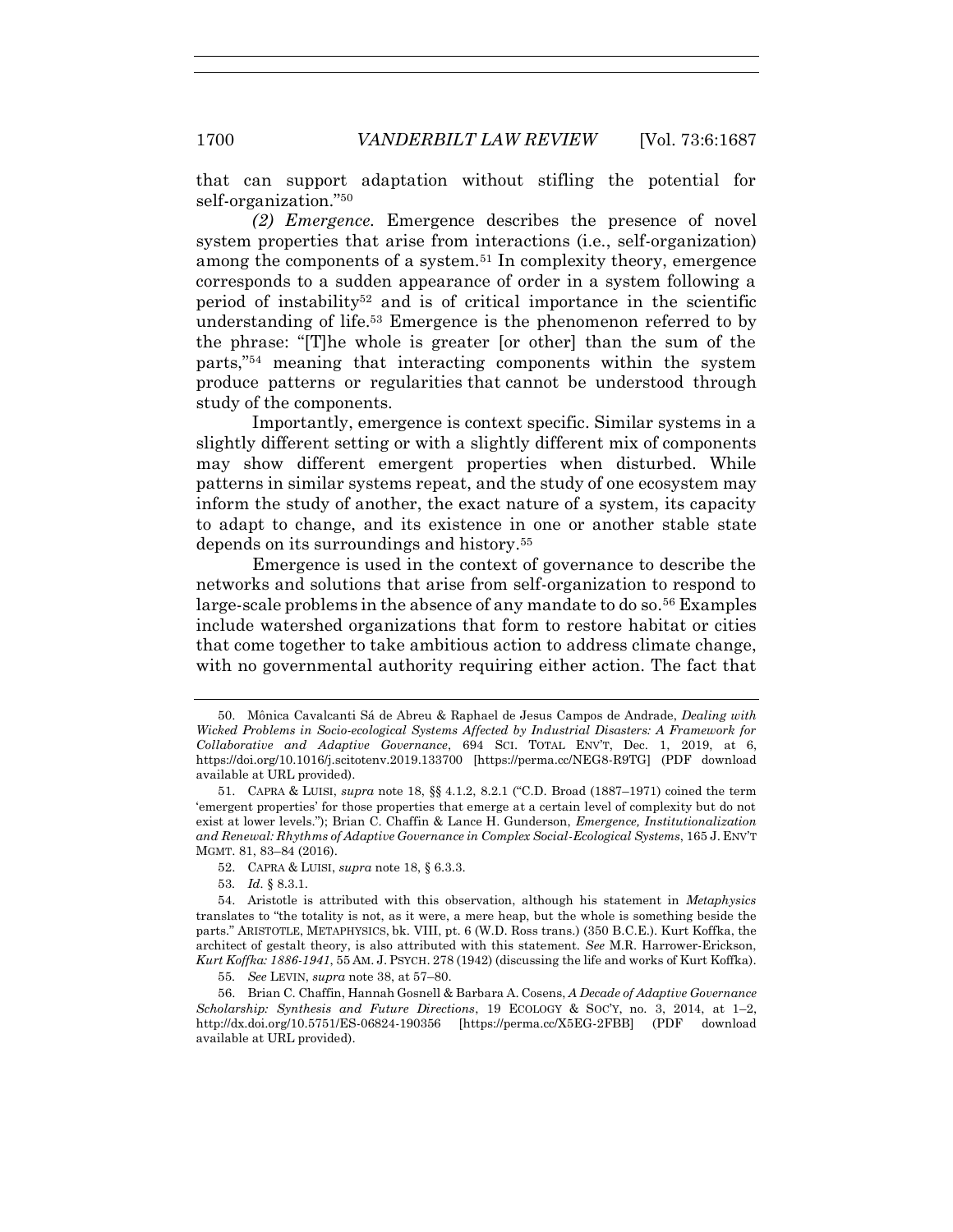that can support adaptation without stifling the potential for self-organization."[50]

*(2) Emergence.* Emergence describes the presence of novel system properties that arise from interactions (i.e., self-organization) among the components of a system.[51] In complexity theory, emergence corresponds to a sudden appearance of order in a system following a period of instability[52] and is of critical importance in the scientific understanding of life.[53] Emergence is the phenomenon referred to by the phrase: "[T]he whole is greater [or other] than the sum of the parts,"[54] meaning that interacting components within the system produce patterns or regularities that cannot be understood through study of the components.

Importantly, emergence is context specific. Similar systems in a slightly different setting or with a slightly different mix of components may show different emergent properties when disturbed. While patterns in similar systems repeat, and the study of one ecosystem may inform the study of another, the exact nature of a system, its capacity to adapt to change, and its existence in one or another stable state depends on its surroundings and history.[55]

Emergence is used in the context of governance to describe the networks and solutions that arise from self-organization to respond to large-scale problems in the absence of any mandate to do so.[56] Examples include watershed organizations that form to restore habitat or cities that come together to take ambitious action to address climate change, with no governmental authority requiring either action. The fact that

---

50. Mônica Cavalcanti Sá de Abreu & Raphael de Jesus Campos de Andrade, *Dealing with Wicked Problems in Socio-ecological Systems Affected by Industrial Disasters: A Framework for Collaborative and Adaptive Governance*, 694 SCI. TOTAL ENV'T, Dec. 1, 2019, at 6, https://doi.org/10.1016/j.scitotenv.2019.133700 [https://perma.cc/NEG8-R9TG] (PDF download available at URL provided).

51. CAPRA & LUISI, *supra* note 18, §§ 4.1.2, 8.2.1 ("C.D. Broad (1887–1971) coined the term 'emergent properties' for those properties that emerge at a certain level of complexity but do not exist at lower levels."); Brian C. Chaffin & Lance H. Gunderson, *Emergence, Institutionalization and Renewal: Rhythms of Adaptive Governance in Complex Social-Ecological Systems*, 165 J. ENV'T MGMT. 81, 83–84 (2016).

52. CAPRA & LUISI, *supra* note 18, § 6.3.3.

53. *Id.* § 8.3.1.

54. Aristotle is attributed with this observation, although his statement in *Metaphysics* translates to "the totality is not, as it were, a mere heap, but the whole is something beside the parts." ARISTOTLE, METAPHYSICS, bk. VIII, pt. 6 (W.D. Ross trans.) (350 B.C.E.). Kurt Koffka, the architect of gestalt theory, is also attributed with this statement. *See* M.R. Harrower-Erickson, *Kurt Koffka: 1886-1941*, 55 AM. J. PSYCH. 278 (1942) (discussing the life and works of Kurt Koffka).

55. *See* LEVIN, *supra* note 38, at 57–80.

56. Brian C. Chaffin, Hannah Gosnell & Barbara A. Cosens, *A Decade of Adaptive Governance Scholarship: Synthesis and Future Directions*, 19 ECOLOGY & SOC'Y, no. 3, 2014, at 1–2, http://dx.doi.org/10.5751/ES-06824-190356 [https://perma.cc/X5EG-2FBB] (PDF download available at URL provided).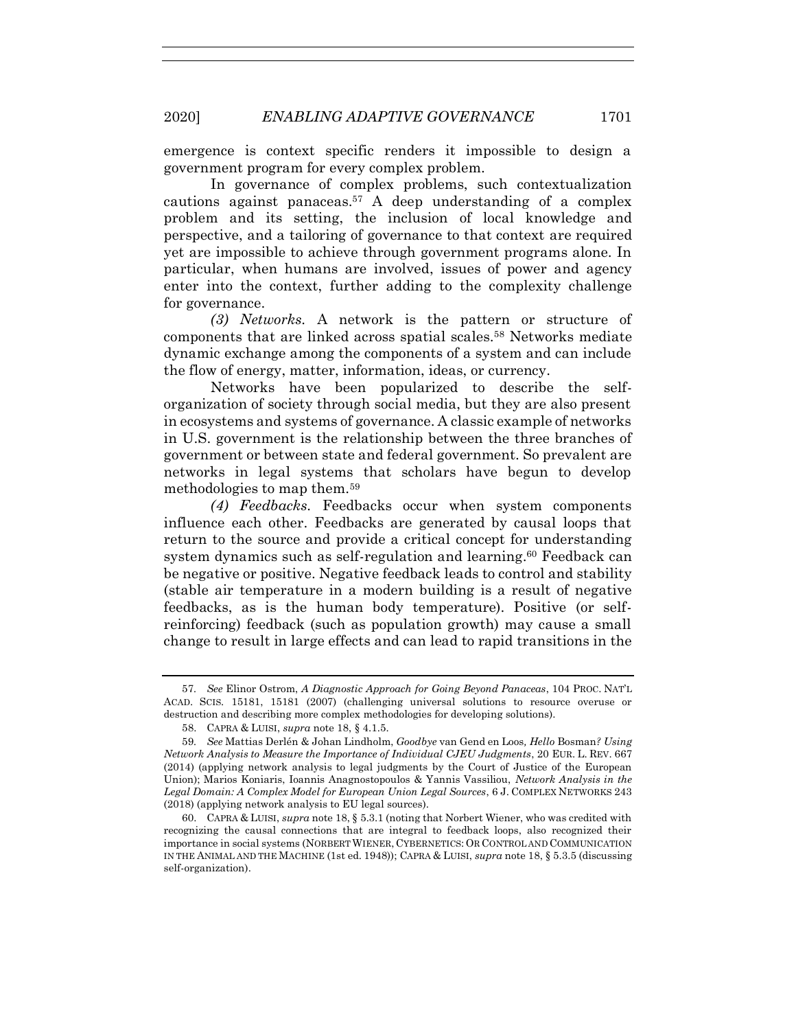emergence is context specific renders it impossible to design a government program for every complex problem.

In governance of complex problems, such contextualization cautions against panaceas.[57] A deep understanding of a complex problem and its setting, the inclusion of local knowledge and perspective, and a tailoring of governance to that context are required yet are impossible to achieve through government programs alone. In particular, when humans are involved, issues of power and agency enter into the context, further adding to the complexity challenge for governance.

*(3) Networks*. A network is the pattern or structure of components that are linked across spatial scales.[58] Networks mediate dynamic exchange among the components of a system and can include the flow of energy, matter, information, ideas, or currency.

Networks have been popularized to describe the self-organization of society through social media, but they are also present in ecosystems and systems of governance. A classic example of networks in U.S. government is the relationship between the three branches of government or between state and federal government. So prevalent are networks in legal systems that scholars have begun to develop methodologies to map them.[59]

*(4) Feedbacks*. Feedbacks occur when system components influence each other. Feedbacks are generated by causal loops that return to the source and provide a critical concept for understanding system dynamics such as self-regulation and learning.[60] Feedback can be negative or positive. Negative feedback leads to control and stability (stable air temperature in a modern building is a result of negative feedbacks, as is the human body temperature). Positive (or self-reinforcing) feedback (such as population growth) may cause a small change to result in large effects and can lead to rapid transitions in the

---

57. *See* Elinor Ostrom, *A Diagnostic Approach for Going Beyond Panaceas*, 104 PROC. NAT'L ACAD. SCIS. 15181, 15181 (2007) (challenging universal solutions to resource overuse or destruction and describing more complex methodologies for developing solutions).

58. CAPRA & LUISI, *supra* note 18, § 4.1.5.

59. *See* Mattias Derlén & Johan Lindholm, *Goodbye* van Gend en Loos*, Hello* Bosman*? Using Network Analysis to Measure the Importance of Individual CJEU Judgments*, 20 EUR. L. REV. 667 (2014) (applying network analysis to legal judgments by the Court of Justice of the European Union); Marios Koniaris, Ioannis Anagnostopoulos & Yannis Vassiliou, *Network Analysis in the Legal Domain: A Complex Model for European Union Legal Sources*, 6 J. COMPLEX NETWORKS 243 (2018) (applying network analysis to EU legal sources).

60. CAPRA & LUISI, *supra* note 18, § 5.3.1 (noting that Norbert Wiener, who was credited with recognizing the causal connections that are integral to feedback loops, also recognized their importance in social systems (NORBERT WIENER, CYBERNETICS: OR CONTROL AND COMMUNICATION IN THE ANIMAL AND THE MACHINE (1st ed. 1948)); CAPRA & LUISI, *supra* note 18, § 5.3.5 (discussing self-organization).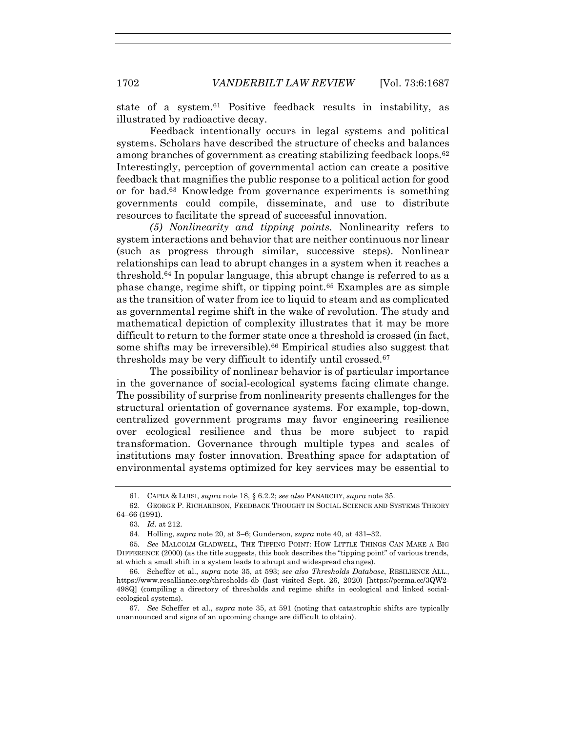state of a system.[61] Positive feedback results in instability, as illustrated by radioactive decay.

Feedback intentionally occurs in legal systems and political systems. Scholars have described the structure of checks and balances among branches of government as creating stabilizing feedback loops.[62] Interestingly, perception of governmental action can create a positive feedback that magnifies the public response to a political action for good or for bad.[63] Knowledge from governance experiments is something governments could compile, disseminate, and use to distribute resources to facilitate the spread of successful innovation.

*(5) Nonlinearity and tipping points*. Nonlinearity refers to system interactions and behavior that are neither continuous nor linear (such as progress through similar, successive steps). Nonlinear relationships can lead to abrupt changes in a system when it reaches a threshold.[64] In popular language, this abrupt change is referred to as a phase change, regime shift, or tipping point.[65] Examples are as simple as the transition of water from ice to liquid to steam and as complicated as governmental regime shift in the wake of revolution. The study and mathematical depiction of complexity illustrates that it may be more difficult to return to the former state once a threshold is crossed (in fact, some shifts may be irreversible).[66] Empirical studies also suggest that thresholds may be very difficult to identify until crossed.[67]

The possibility of nonlinear behavior is of particular importance in the governance of social-ecological systems facing climate change. The possibility of surprise from nonlinearity presents challenges for the structural orientation of governance systems. For example, top-down, centralized government programs may favor engineering resilience over ecological resilience and thus be more subject to rapid transformation. Governance through multiple types and scales of institutions may foster innovation. Breathing space for adaptation of environmental systems optimized for key services may be essential to

---

61. CAPRA & LUISI, *supra* note 18, § 6.2.2; *see also* PANARCHY, *supra* note 35.

62. GEORGE P. RICHARDSON, FEEDBACK THOUGHT IN SOCIAL SCIENCE AND SYSTEMS THEORY 64–66 (1991).

63. *Id.* at 212.

64. Holling, *supra* note 20, at 3–6; Gunderson, *supra* note 40, at 431–32.

65. *See* MALCOLM GLADWELL, THE TIPPING POINT: HOW LITTLE THINGS CAN MAKE A BIG DIFFERENCE (2000) (as the title suggests, this book describes the "tipping point" of various trends, at which a small shift in a system leads to abrupt and widespread changes).

66. Scheffer et al., *supra* note 35, at 593; *see also Thresholds Database*, RESILIENCE ALL., https://www.resalliance.org/thresholds-db (last visited Sept. 26, 2020) [https://perma.cc/3QW2-498Q] (compiling a directory of thresholds and regime shifts in ecological and linked social-ecological systems).

67. *See* Scheffer et al., *supra* note 35, at 591 (noting that catastrophic shifts are typically unannounced and signs of an upcoming change are difficult to obtain).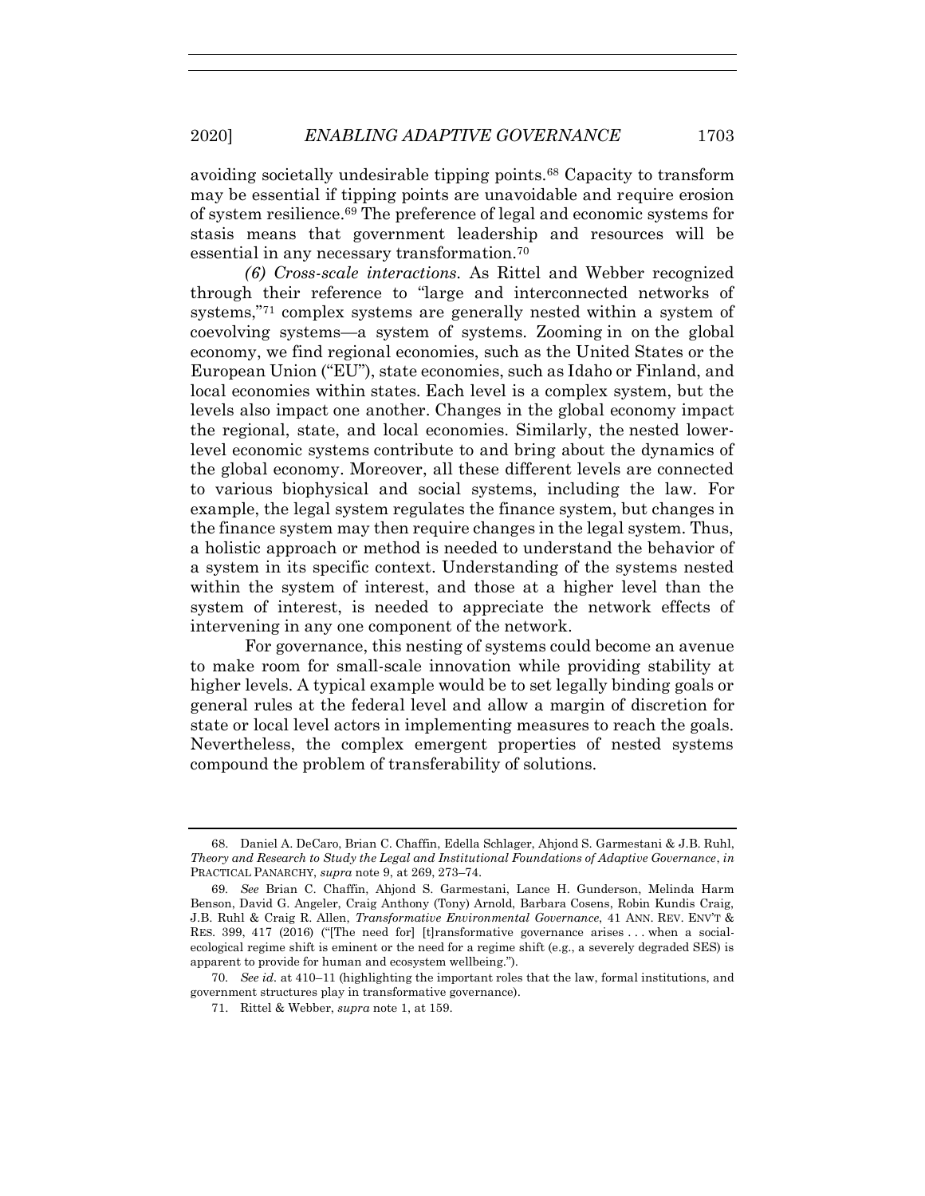avoiding societally undesirable tipping points.[68] Capacity to transform may be essential if tipping points are unavoidable and require erosion of system resilience.[69] The preference of legal and economic systems for stasis means that government leadership and resources will be essential in any necessary transformation.[70]

*(6) Cross-scale interactions*. As Rittel and Webber recognized through their reference to "large and interconnected networks of systems,"[71] complex systems are generally nested within a system of coevolving systems—a system of systems. Zooming in on the global economy, we find regional economies, such as the United States or the European Union ("EU"), state economies, such as Idaho or Finland, and local economies within states. Each level is a complex system, but the levels also impact one another. Changes in the global economy impact the regional, state, and local economies. Similarly, the nested lower-level economic systems contribute to and bring about the dynamics of the global economy. Moreover, all these different levels are connected to various biophysical and social systems, including the law. For example, the legal system regulates the finance system, but changes in the finance system may then require changes in the legal system. Thus, a holistic approach or method is needed to understand the behavior of a system in its specific context. Understanding of the systems nested within the system of interest, and those at a higher level than the system of interest, is needed to appreciate the network effects of intervening in any one component of the network.

For governance, this nesting of systems could become an avenue to make room for small-scale innovation while providing stability at higher levels. A typical example would be to set legally binding goals or general rules at the federal level and allow a margin of discretion for state or local level actors in implementing measures to reach the goals. Nevertheless, the complex emergent properties of nested systems compound the problem of transferability of solutions.

---

68. Daniel A. DeCaro, Brian C. Chaffin, Edella Schlager, Ahjond S. Garmestani & J.B. Ruhl, *Theory and Research to Study the Legal and Institutional Foundations of Adaptive Governance*, *in* PRACTICAL PANARCHY, *supra* note 9, at 269, 273–74.

69. *See* Brian C. Chaffin, Ahjond S. Garmestani, Lance H. Gunderson, Melinda Harm Benson, David G. Angeler, Craig Anthony (Tony) Arnold, Barbara Cosens, Robin Kundis Craig, J.B. Ruhl & Craig R. Allen, *Transformative Environmental Governance*, 41 ANN. REV. ENV'T & RES. 399, 417 (2016) ("[The need for] [t]ransformative governance arises . . . when a social-ecological regime shift is eminent or the need for a regime shift (e.g., a severely degraded SES) is apparent to provide for human and ecosystem wellbeing.").

70. *See id.* at 410–11 (highlighting the important roles that the law, formal institutions, and government structures play in transformative governance).

71. Rittel & Webber, *supra* note 1, at 159.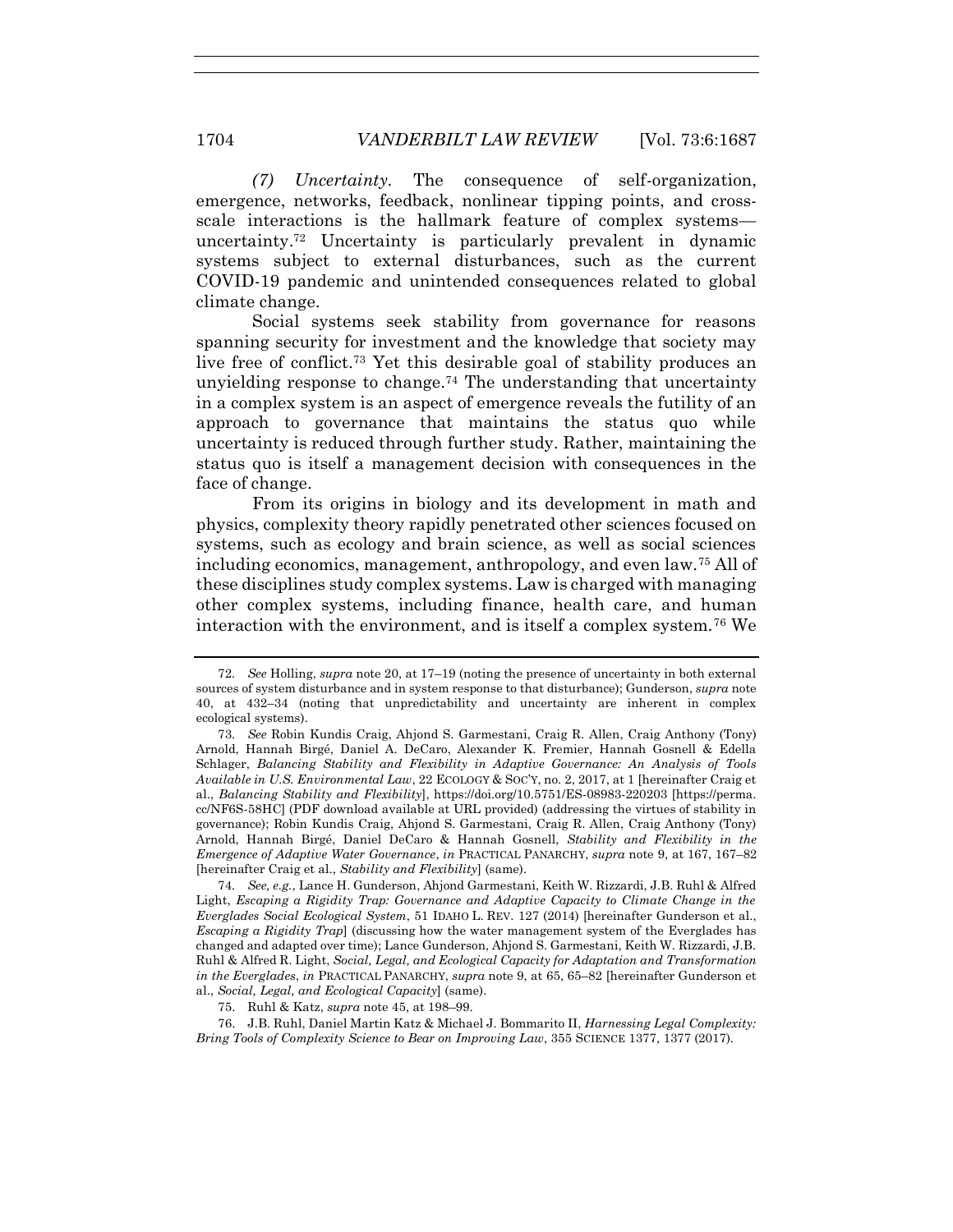*(7) Uncertainty*. The consequence of self-organization, emergence, networks, feedback, nonlinear tipping points, and cross-scale interactions is the hallmark feature of complex systems—uncertainty.[72] Uncertainty is particularly prevalent in dynamic systems subject to external disturbances, such as the current COVID-19 pandemic and unintended consequences related to global climate change.

Social systems seek stability from governance for reasons spanning security for investment and the knowledge that society may live free of conflict.[73] Yet this desirable goal of stability produces an unyielding response to change.[74] The understanding that uncertainty in a complex system is an aspect of emergence reveals the futility of an approach to governance that maintains the status quo while uncertainty is reduced through further study. Rather, maintaining the status quo is itself a management decision with consequences in the face of change.

From its origins in biology and its development in math and physics, complexity theory rapidly penetrated other sciences focused on systems, such as ecology and brain science, as well as social sciences including economics, management, anthropology, and even law.[75] All of these disciplines study complex systems. Law is charged with managing other complex systems, including finance, health care, and human interaction with the environment, and is itself a complex system.[76] We

---

72. *See* Holling, *supra* note 20, at 17–19 (noting the presence of uncertainty in both external sources of system disturbance and in system response to that disturbance); Gunderson, *supra* note 40, at 432–34 (noting that unpredictability and uncertainty are inherent in complex ecological systems).

73. *See* Robin Kundis Craig, Ahjond S. Garmestani, Craig R. Allen, Craig Anthony (Tony) Arnold, Hannah Birgé, Daniel A. DeCaro, Alexander K. Fremier, Hannah Gosnell & Edella Schlager, *Balancing Stability and Flexibility in Adaptive Governance: An Analysis of Tools Available in U.S. Environmental Law*, 22 ECOLOGY & SOC'Y, no. 2, 2017, at 1 [hereinafter Craig et al., *Balancing Stability and Flexibility*], https://doi.org/10.5751/ES-08983-220203 [https://perma.cc/NF6S-58HC] (PDF download available at URL provided) (addressing the virtues of stability in governance); Robin Kundis Craig, Ahjond S. Garmestani, Craig R. Allen, Craig Anthony (Tony) Arnold, Hannah Birgé, Daniel DeCaro & Hannah Gosnell, *Stability and Flexibility in the Emergence of Adaptive Water Governance*, *in* PRACTICAL PANARCHY, *supra* note 9, at 167, 167–82 [hereinafter Craig et al., *Stability and Flexibility*] (same).

74. *See, e.g.*, Lance H. Gunderson, Ahjond Garmestani, Keith W. Rizzardi, J.B. Ruhl & Alfred Light, *Escaping a Rigidity Trap: Governance and Adaptive Capacity to Climate Change in the Everglades Social Ecological System*, 51 IDAHO L. REV. 127 (2014) [hereinafter Gunderson et al., *Escaping a Rigidity Trap*] (discussing how the water management system of the Everglades has changed and adapted over time); Lance Gunderson, Ahjond S. Garmestani, Keith W. Rizzardi, J.B. Ruhl & Alfred R. Light, *Social, Legal, and Ecological Capacity for Adaptation and Transformation in the Everglades*, *in* PRACTICAL PANARCHY, *supra* note 9, at 65, 65–82 [hereinafter Gunderson et al., *Social, Legal, and Ecological Capacity*] (same).

75. Ruhl & Katz, *supra* note 45, at 198–99.

76. J.B. Ruhl, Daniel Martin Katz & Michael J. Bommarito II, *Harnessing Legal Complexity: Bring Tools of Complexity Science to Bear on Improving Law*, 355 SCIENCE 1377, 1377 (2017).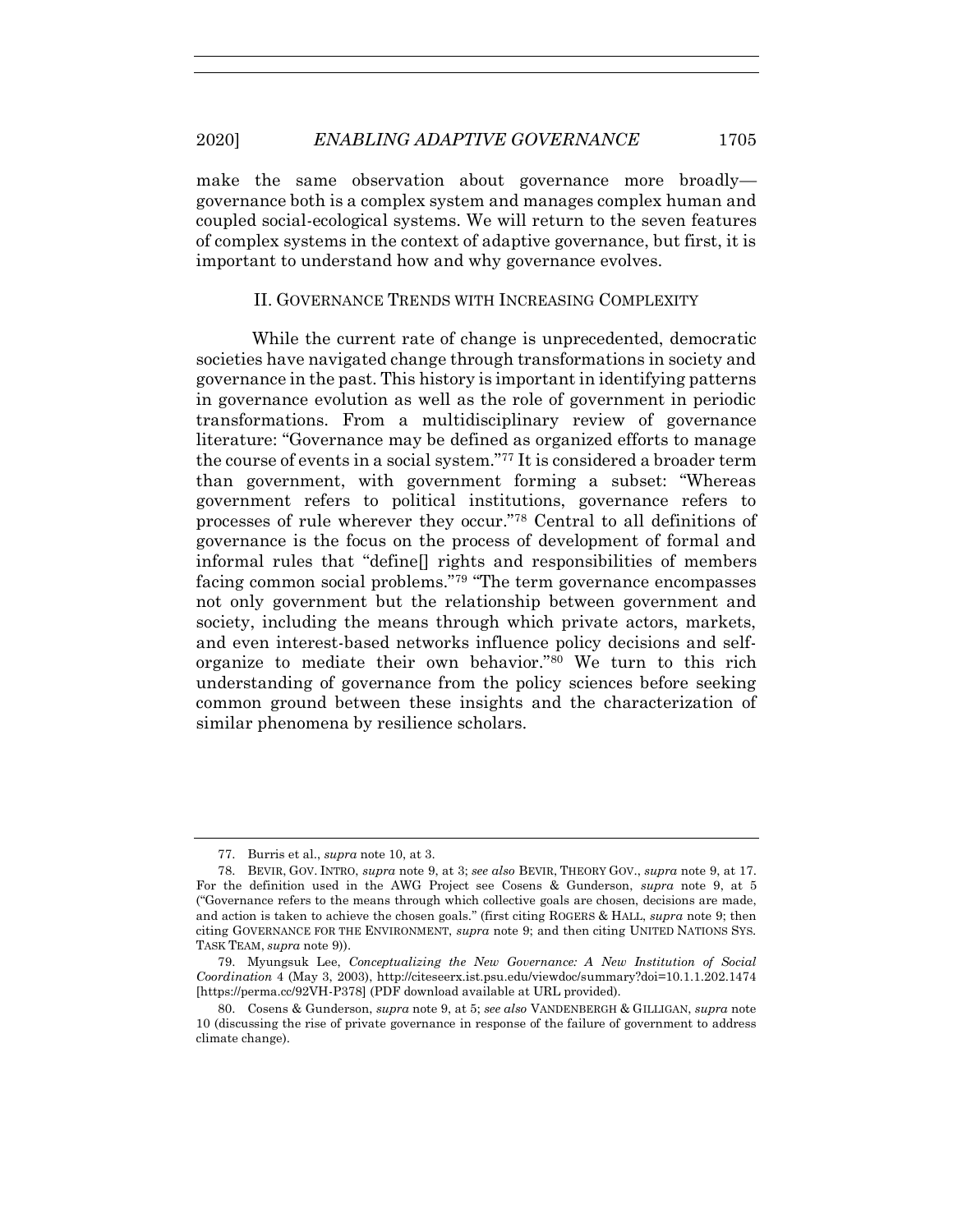make the same observation about governance more broadly—governance both is a complex system and manages complex human and coupled social-ecological systems. We will return to the seven features of complex systems in the context of adaptive governance, but first, it is important to understand how and why governance evolves.

## II. GOVERNANCE TRENDS WITH INCREASING COMPLEXITY

While the current rate of change is unprecedented, democratic societies have navigated change through transformations in society and governance in the past. This history is important in identifying patterns in governance evolution as well as the role of government in periodic transformations. From a multidisciplinary review of governance literature: "Governance may be defined as organized efforts to manage the course of events in a social system."[77] It is considered a broader term than government, with government forming a subset: "Whereas government refers to political institutions, governance refers to processes of rule wherever they occur."[78] Central to all definitions of governance is the focus on the process of development of formal and informal rules that "define[] rights and responsibilities of members facing common social problems."[79] "The term governance encompasses not only government but the relationship between government and society, including the means through which private actors, markets, and even interest-based networks influence policy decisions and self-organize to mediate their own behavior."[80] We turn to this rich understanding of governance from the policy sciences before seeking common ground between these insights and the characterization of similar phenomena by resilience scholars.

---

77. Burris et al., *supra* note 10, at 3.

78. BEVIR, GOV. INTRO, *supra* note 9, at 3; *see also* BEVIR, THEORY GOV., *supra* note 9, at 17. For the definition used in the AWG Project see Cosens & Gunderson, *supra* note 9, at 5 ("Governance refers to the means through which collective goals are chosen, decisions are made, and action is taken to achieve the chosen goals." (first citing ROGERS & HALL, *supra* note 9; then citing GOVERNANCE FOR THE ENVIRONMENT, *supra* note 9; and then citing UNITED NATIONS SYS. TASK TEAM, *supra* note 9)).

79. Myungsuk Lee, *Conceptualizing the New Governance: A New Institution of Social Coordination* 4 (May 3, 2003), http://citeseerx.ist.psu.edu/viewdoc/summary?doi=10.1.1.202.1474 [https://perma.cc/92VH-P378] (PDF download available at URL provided).

80. Cosens & Gunderson, *supra* note 9, at 5; *see also* VANDENBERGH & GILLIGAN, *supra* note 10 (discussing the rise of private governance in response of the failure of government to address climate change).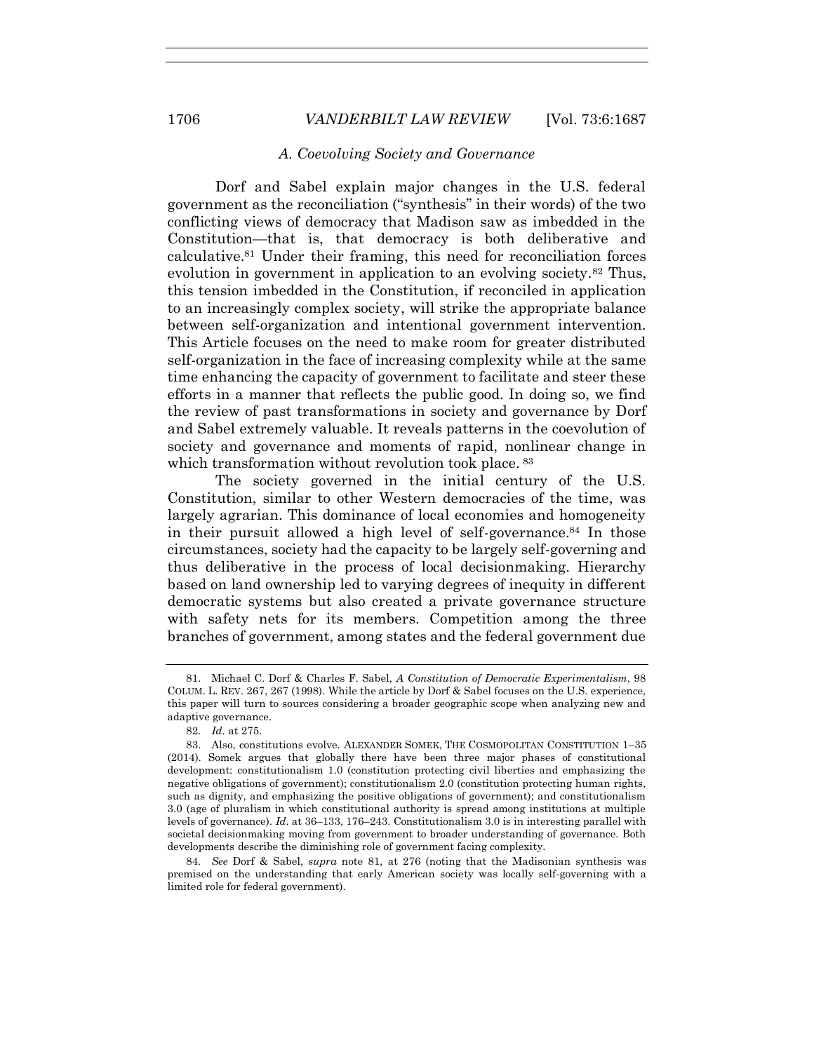### *A. Coevolving Society and Governance*

Dorf and Sabel explain major changes in the U.S. federal government as the reconciliation ("synthesis" in their words) of the two conflicting views of democracy that Madison saw as imbedded in the Constitution—that is, that democracy is both deliberative and calculative.[81] Under their framing, this need for reconciliation forces evolution in government in application to an evolving society.[82] Thus, this tension imbedded in the Constitution, if reconciled in application to an increasingly complex society, will strike the appropriate balance between self-organization and intentional government intervention. This Article focuses on the need to make room for greater distributed self-organization in the face of increasing complexity while at the same time enhancing the capacity of government to facilitate and steer these efforts in a manner that reflects the public good. In doing so, we find the review of past transformations in society and governance by Dorf and Sabel extremely valuable. It reveals patterns in the coevolution of society and governance and moments of rapid, nonlinear change in which transformation without revolution took place.[83]

The society governed in the initial century of the U.S. Constitution, similar to other Western democracies of the time, was largely agrarian. This dominance of local economies and homogeneity in their pursuit allowed a high level of self-governance.[84] In those circumstances, society had the capacity to be largely self-governing and thus deliberative in the process of local decisionmaking. Hierarchy based on land ownership led to varying degrees of inequity in different democratic systems but also created a private governance structure with safety nets for its members. Competition among the three branches of government, among states and the federal government due

---

81. Michael C. Dorf & Charles F. Sabel, *A Constitution of Democratic Experimentalism*, 98 COLUM. L. REV. 267, 267 (1998). While the article by Dorf & Sabel focuses on the U.S. experience, this paper will turn to sources considering a broader geographic scope when analyzing new and adaptive governance.

82. *Id.* at 275.

83. Also, constitutions evolve. ALEXANDER SOMEK, THE COSMOPOLITAN CONSTITUTION 1–35 (2014). Somek argues that globally there have been three major phases of constitutional development: constitutionalism 1.0 (constitution protecting civil liberties and emphasizing the negative obligations of government); constitutionalism 2.0 (constitution protecting human rights, such as dignity, and emphasizing the positive obligations of government); and constitutionalism 3.0 (age of pluralism in which constitutional authority is spread among institutions at multiple levels of governance). *Id.* at 36–133, 176–243. Constitutionalism 3.0 is in interesting parallel with societal decisionmaking moving from government to broader understanding of governance. Both developments describe the diminishing role of government facing complexity.

84. *See* Dorf & Sabel, *supra* note 81, at 276 (noting that the Madisonian synthesis was premised on the understanding that early American society was locally self-governing with a limited role for federal government).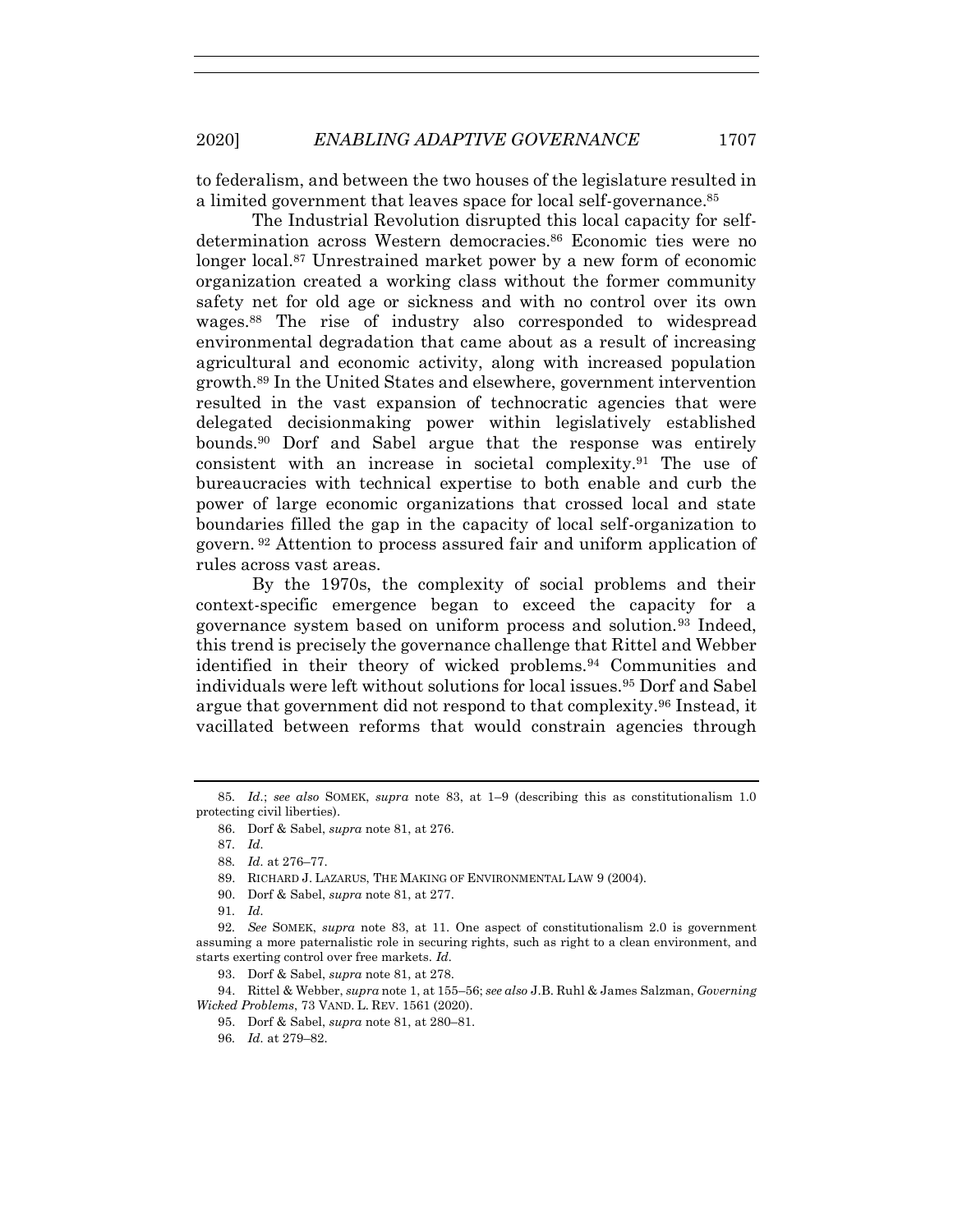to federalism, and between the two houses of the legislature resulted in a limited government that leaves space for local self-governance.[85]

The Industrial Revolution disrupted this local capacity for self-determination across Western democracies.[86] Economic ties were no longer local.[87] Unrestrained market power by a new form of economic organization created a working class without the former community safety net for old age or sickness and with no control over its own wages.[88] The rise of industry also corresponded to widespread environmental degradation that came about as a result of increasing agricultural and economic activity, along with increased population growth.[89] In the United States and elsewhere, government intervention resulted in the vast expansion of technocratic agencies that were delegated decisionmaking power within legislatively established bounds.[90] Dorf and Sabel argue that the response was entirely consistent with an increase in societal complexity.[91] The use of bureaucracies with technical expertise to both enable and curb the power of large economic organizations that crossed local and state boundaries filled the gap in the capacity of local self-organization to govern.[92] Attention to process assured fair and uniform application of rules across vast areas.

By the 1970s, the complexity of social problems and their context-specific emergence began to exceed the capacity for a governance system based on uniform process and solution.[93] Indeed, this trend is precisely the governance challenge that Rittel and Webber identified in their theory of wicked problems.[94] Communities and individuals were left without solutions for local issues.[95] Dorf and Sabel argue that government did not respond to that complexity.[96] Instead, it vacillated between reforms that would constrain agencies through

---

85. *Id.*; *see also* SOMEK, *supra* note 83, at 1–9 (describing this as constitutionalism 1.0 protecting civil liberties).

86. Dorf & Sabel, *supra* note 81, at 276.

87. *Id.*

88. *Id.* at 276–77.

89. RICHARD J. LAZARUS, THE MAKING OF ENVIRONMENTAL LAW 9 (2004).

90. Dorf & Sabel, *supra* note 81, at 277.

91. *Id.*

92. *See* SOMEK, *supra* note 83, at 11. One aspect of constitutionalism 2.0 is government assuming a more paternalistic role in securing rights, such as right to a clean environment, and starts exerting control over free markets. *Id.*

93. Dorf & Sabel, *supra* note 81, at 278.

94. Rittel & Webber, *supra* note 1, at 155–56; *see also* J.B. Ruhl & James Salzman, *Governing Wicked Problems*, 73 VAND. L. REV. 1561 (2020).

95. Dorf & Sabel, *supra* note 81, at 280–81.

96. *Id.* at 279–82.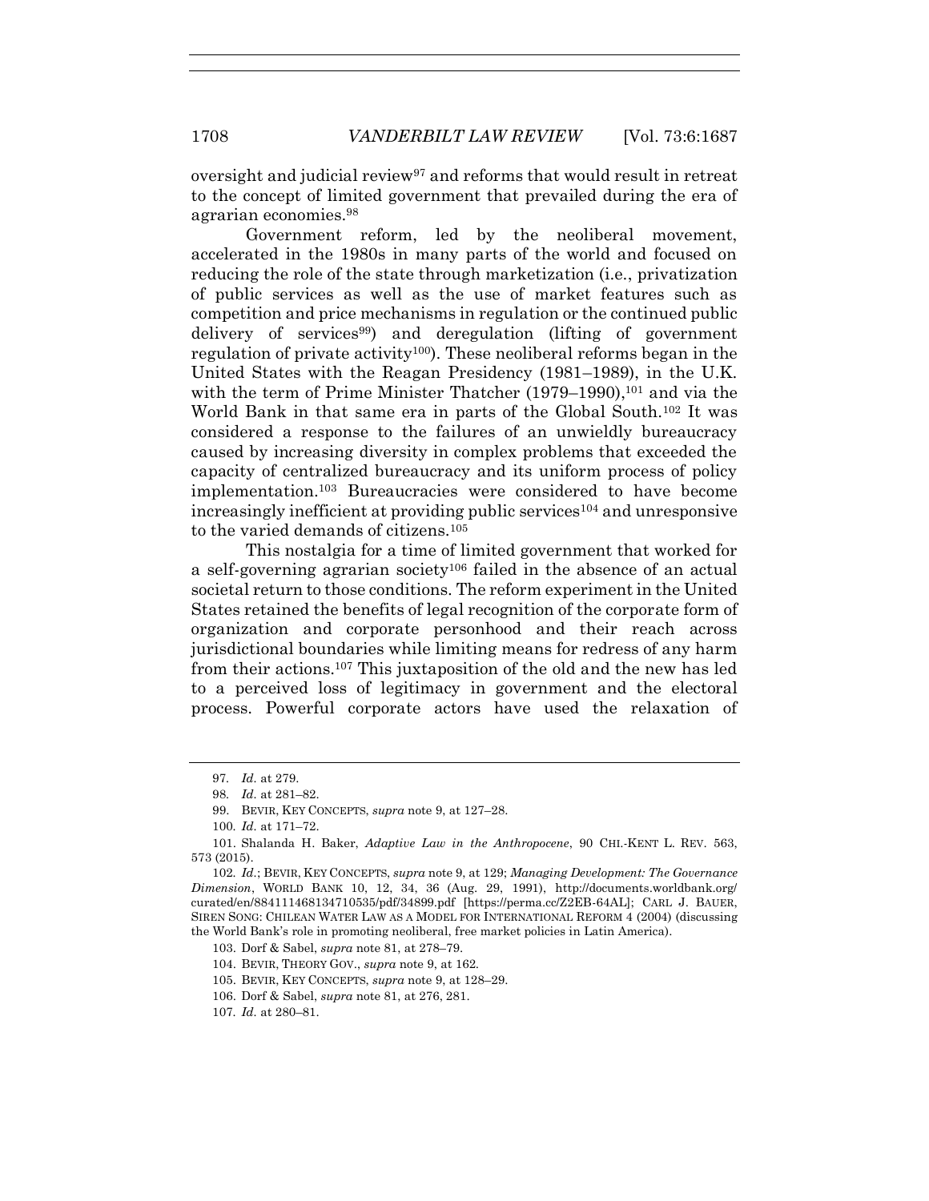oversight and judicial review[97] and reforms that would result in retreat to the concept of limited government that prevailed during the era of agrarian economies.[98]

Government reform, led by the neoliberal movement, accelerated in the 1980s in many parts of the world and focused on reducing the role of the state through marketization (i.e., privatization of public services as well as the use of market features such as competition and price mechanisms in regulation or the continued public delivery of services[99]) and deregulation (lifting of government regulation of private activity[100]). These neoliberal reforms began in the United States with the Reagan Presidency (1981–1989), in the U.K. with the term of Prime Minister Thatcher (1979–1990),[101] and via the World Bank in that same era in parts of the Global South.[102] It was considered a response to the failures of an unwieldly bureaucracy caused by increasing diversity in complex problems that exceeded the capacity of centralized bureaucracy and its uniform process of policy implementation.[103] Bureaucracies were considered to have become increasingly inefficient at providing public services[104] and unresponsive to the varied demands of citizens.[105]

This nostalgia for a time of limited government that worked for a self-governing agrarian society[106] failed in the absence of an actual societal return to those conditions. The reform experiment in the United States retained the benefits of legal recognition of the corporate form of organization and corporate personhood and their reach across jurisdictional boundaries while limiting means for redress of any harm from their actions.[107] This juxtaposition of the old and the new has led to a perceived loss of legitimacy in government and the electoral process. Powerful corporate actors have used the relaxation of

---

97. *Id.* at 279.

98. *Id.* at 281–82.

99. BEVIR, KEY CONCEPTS, *supra* note 9, at 127–28.

100. *Id.* at 171–72.

101. Shalanda H. Baker, *Adaptive Law in the Anthropocene*, 90 CHI.-KENT L. REV. 563, 573 (2015).

102. *Id.*; BEVIR, KEY CONCEPTS, *supra* note 9, at 129; *Managing Development: The Governance Dimension*, WORLD BANK 10, 12, 34, 36 (Aug. 29, 1991), http://documents.worldbank.org/curated/en/884111468134710535/pdf/34899.pdf [https://perma.cc/Z2EB-64AL]; CARL J. BAUER, SIREN SONG: CHILEAN WATER LAW AS A MODEL FOR INTERNATIONAL REFORM 4 (2004) (discussing the World Bank's role in promoting neoliberal, free market policies in Latin America).

103. Dorf & Sabel, *supra* note 81, at 278–79.

104. BEVIR, THEORY GOV., *supra* note 9, at 162.

105. BEVIR, KEY CONCEPTS, *supra* note 9, at 128–29.

106. Dorf & Sabel, *supra* note 81, at 276, 281.

107. *Id.* at 280–81.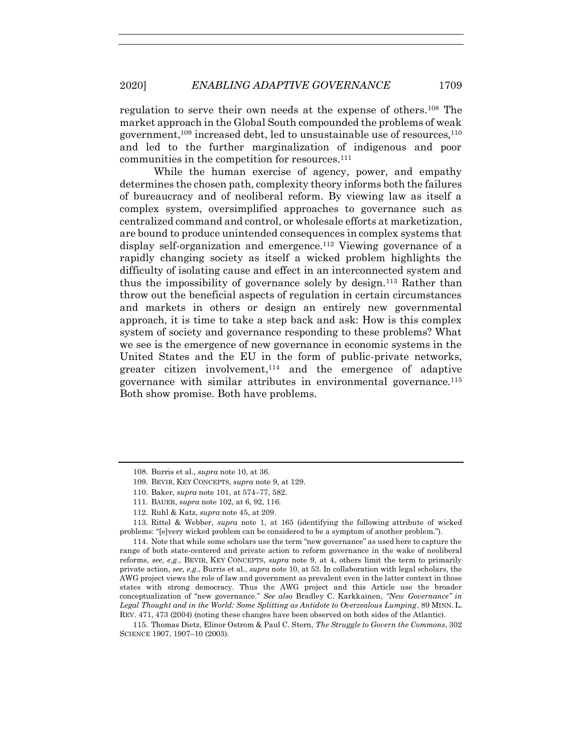regulation to serve their own needs at the expense of others.[108] The market approach in the Global South compounded the problems of weak government,[109] increased debt, led to unsustainable use of resources,[110] and led to the further marginalization of indigenous and poor communities in the competition for resources.[111]

While the human exercise of agency, power, and empathy determines the chosen path, complexity theory informs both the failures of bureaucracy and of neoliberal reform. By viewing law as itself a complex system, oversimplified approaches to governance such as centralized command and control, or wholesale efforts at marketization, are bound to produce unintended consequences in complex systems that display self-organization and emergence.[112] Viewing governance of a rapidly changing society as itself a wicked problem highlights the difficulty of isolating cause and effect in an interconnected system and thus the impossibility of governance solely by design.[113] Rather than throw out the beneficial aspects of regulation in certain circumstances and markets in others or design an entirely new governmental approach, it is time to take a step back and ask: How is this complex system of society and governance responding to these problems? What we see is the emergence of new governance in economic systems in the United States and the EU in the form of public-private networks, greater citizen involvement,[114] and the emergence of adaptive governance with similar attributes in environmental governance.[115] Both show promise. Both have problems.

---

108. Burris et al., *supra* note 10, at 36.

109. BEVIR, KEY CONCEPTS, *supra* note 9, at 129.

110. Baker, *supra* note 101, at 574–77, 582.

111. BAUER, *supra* note 102, at 6, 92, 116.

112. Ruhl & Katz, *supra* note 45, at 209.

113. Rittel & Webber, *supra* note 1, at 165 (identifying the following attribute of wicked problems: "[e]very wicked problem can be considered to be a symptom of another problem.").

114. Note that while some scholars use the term "new governance" as used here to capture the range of both state-centered and private action to reform governance in the wake of neoliberal reforms, *see, e.g.*, BEVIR, KEY CONCEPTS, *supra* note 9, at 4, others limit the term to primarily private action, *see, e.g.*, Burris et al., *supra* note 10, at 53. In collaboration with legal scholars, the AWG project views the role of law and government as prevalent even in the latter context in those states with strong democracy. Thus the AWG project and this Article use the broader conceptualization of "new governance." *See also* Bradley C. Karkkainen, *"New Governance" in Legal Thought and in the World: Some Splitting as Antidote to Overzealous Lumping*, 89 MINN. L. REV. 471, 473 (2004) (noting these changes have been observed on both sides of the Atlantic).

115. Thomas Dietz, Elinor Ostrom & Paul C. Stern, *The Struggle to Govern the Commons*, 302 SCIENCE 1907, 1907–10 (2003).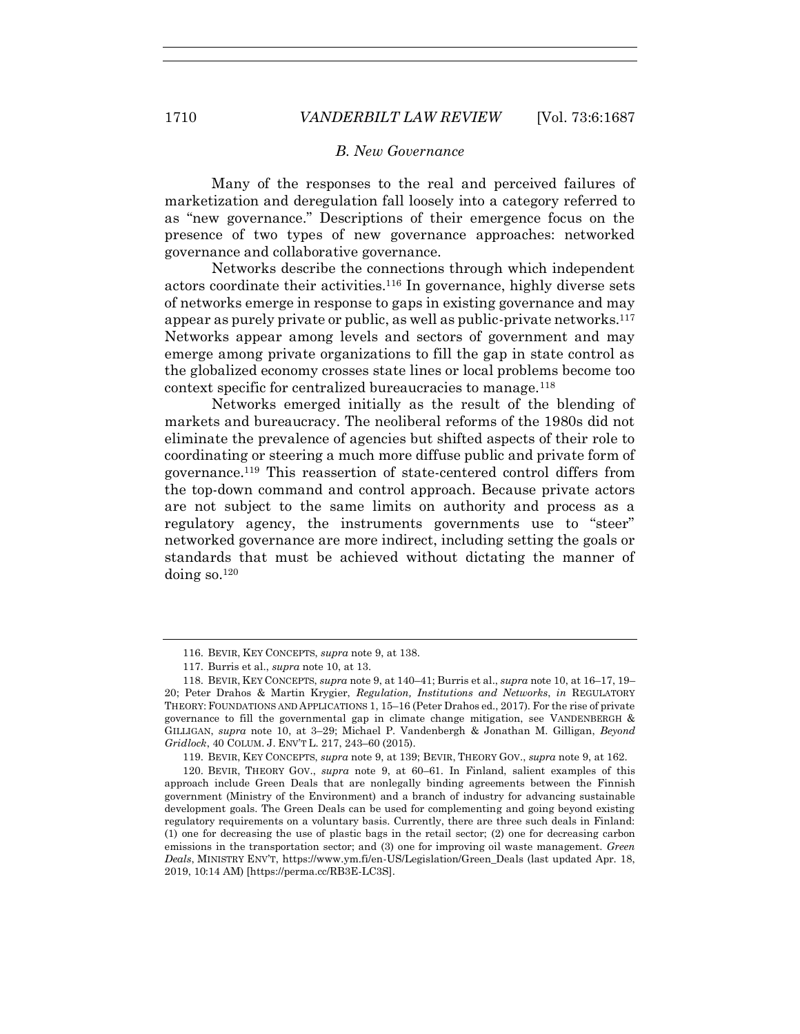### *B. New Governance*

Many of the responses to the real and perceived failures of marketization and deregulation fall loosely into a category referred to as "new governance." Descriptions of their emergence focus on the presence of two types of new governance approaches: networked governance and collaborative governance.

Networks describe the connections through which independent actors coordinate their activities.[116] In governance, highly diverse sets of networks emerge in response to gaps in existing governance and may appear as purely private or public, as well as public-private networks.[117] Networks appear among levels and sectors of government and may emerge among private organizations to fill the gap in state control as the globalized economy crosses state lines or local problems become too context specific for centralized bureaucracies to manage.[118]

Networks emerged initially as the result of the blending of markets and bureaucracy. The neoliberal reforms of the 1980s did not eliminate the prevalence of agencies but shifted aspects of their role to coordinating or steering a much more diffuse public and private form of governance.[119] This reassertion of state-centered control differs from the top-down command and control approach. Because private actors are not subject to the same limits on authority and process as a regulatory agency, the instruments governments use to "steer" networked governance are more indirect, including setting the goals or standards that must be achieved without dictating the manner of doing so.[120]

---

116. BEVIR, KEY CONCEPTS, *supra* note 9, at 138.

117. Burris et al., *supra* note 10, at 13.

118. BEVIR, KEY CONCEPTS, *supra* note 9, at 140–41; Burris et al., *supra* note 10, at 16–17, 19–20; Peter Drahos & Martin Krygier, *Regulation, Institutions and Networks*, *in* REGULATORY THEORY: FOUNDATIONS AND APPLICATIONS 1, 15–16 (Peter Drahos ed., 2017). For the rise of private governance to fill the governmental gap in climate change mitigation, see VANDENBERGH & GILLIGAN, *supra* note 10, at 3–29; Michael P. Vandenbergh & Jonathan M. Gilligan, *Beyond Gridlock*, 40 COLUM. J. ENV'T L. 217, 243–60 (2015).

119. BEVIR, KEY CONCEPTS, *supra* note 9, at 139; BEVIR, THEORY GOV., *supra* note 9, at 162.

120. BEVIR, THEORY GOV., *supra* note 9, at 60–61. In Finland, salient examples of this approach include Green Deals that are nonlegally binding agreements between the Finnish government (Ministry of the Environment) and a branch of industry for advancing sustainable development goals. The Green Deals can be used for complementing and going beyond existing regulatory requirements on a voluntary basis. Currently, there are three such deals in Finland: (1) one for decreasing the use of plastic bags in the retail sector; (2) one for decreasing carbon emissions in the transportation sector; and (3) one for improving oil waste management. *Green Deals*, MINISTRY ENV'T, https://www.ym.fi/en-US/Legislation/Green_Deals (last updated Apr. 18, 2019, 10:14 AM) [https://perma.cc/RB3E-LC3S].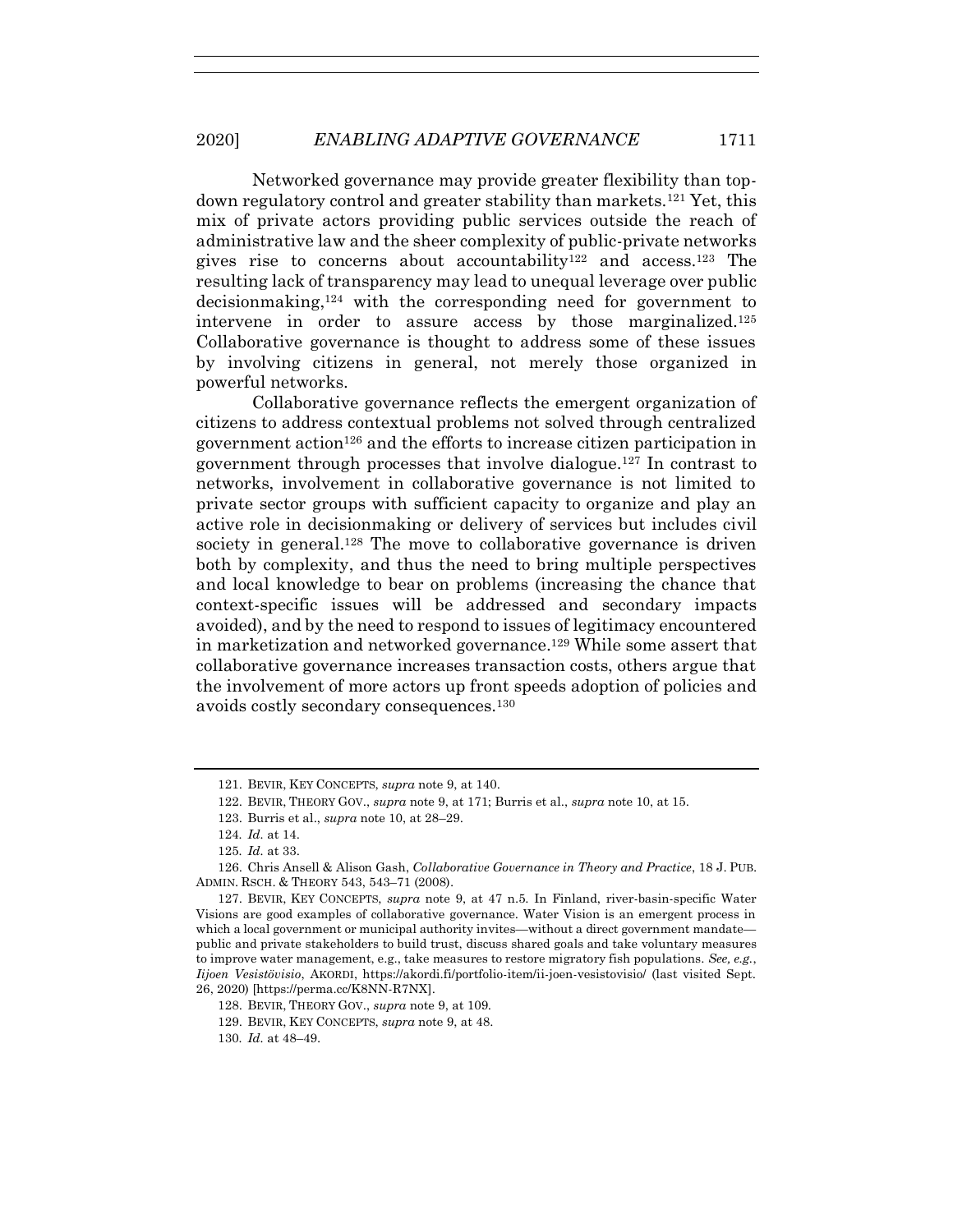Networked governance may provide greater flexibility than top-down regulatory control and greater stability than markets.[121] Yet, this mix of private actors providing public services outside the reach of administrative law and the sheer complexity of public-private networks gives rise to concerns about accountability[122] and access.[123] The resulting lack of transparency may lead to unequal leverage over public decisionmaking,[124] with the corresponding need for government to intervene in order to assure access by those marginalized.[125] Collaborative governance is thought to address some of these issues by involving citizens in general, not merely those organized in powerful networks.

Collaborative governance reflects the emergent organization of citizens to address contextual problems not solved through centralized government action[126] and the efforts to increase citizen participation in government through processes that involve dialogue.[127] In contrast to networks, involvement in collaborative governance is not limited to private sector groups with sufficient capacity to organize and play an active role in decisionmaking or delivery of services but includes civil society in general.[128] The move to collaborative governance is driven both by complexity, and thus the need to bring multiple perspectives and local knowledge to bear on problems (increasing the chance that context-specific issues will be addressed and secondary impacts avoided), and by the need to respond to issues of legitimacy encountered in marketization and networked governance.[129] While some assert that collaborative governance increases transaction costs, others argue that the involvement of more actors up front speeds adoption of policies and avoids costly secondary consequences.[130]

---

121. BEVIR, KEY CONCEPTS, *supra* note 9, at 140.

122. BEVIR, THEORY GOV., *supra* note 9, at 171; Burris et al., *supra* note 10, at 15.

123. Burris et al., *supra* note 10, at 28–29.

124. *Id.* at 14.

125. *Id.* at 33.

126. Chris Ansell & Alison Gash, *Collaborative Governance in Theory and Practice*, 18 J. PUB. ADMIN. RSCH. & THEORY 543, 543–71 (2008).

127. BEVIR, KEY CONCEPTS, *supra* note 9, at 47 n.5. In Finland, river-basin-specific Water Visions are good examples of collaborative governance. Water Vision is an emergent process in which a local government or municipal authority invites—without a direct government mandate—public and private stakeholders to build trust, discuss shared goals and take voluntary measures to improve water management, e.g., take measures to restore migratory fish populations. *See, e.g.*, *Iijoen Vesistövisio*, AKORDI, https://akordi.fi/portfolio-item/ii-joen-vesistovisio/ (last visited Sept. 26, 2020) [https://perma.cc/K8NN-R7NX].

128. BEVIR, THEORY GOV., *supra* note 9, at 109.

129. BEVIR, KEY CONCEPTS, *supra* note 9, at 48.

130. *Id.* at 48–49.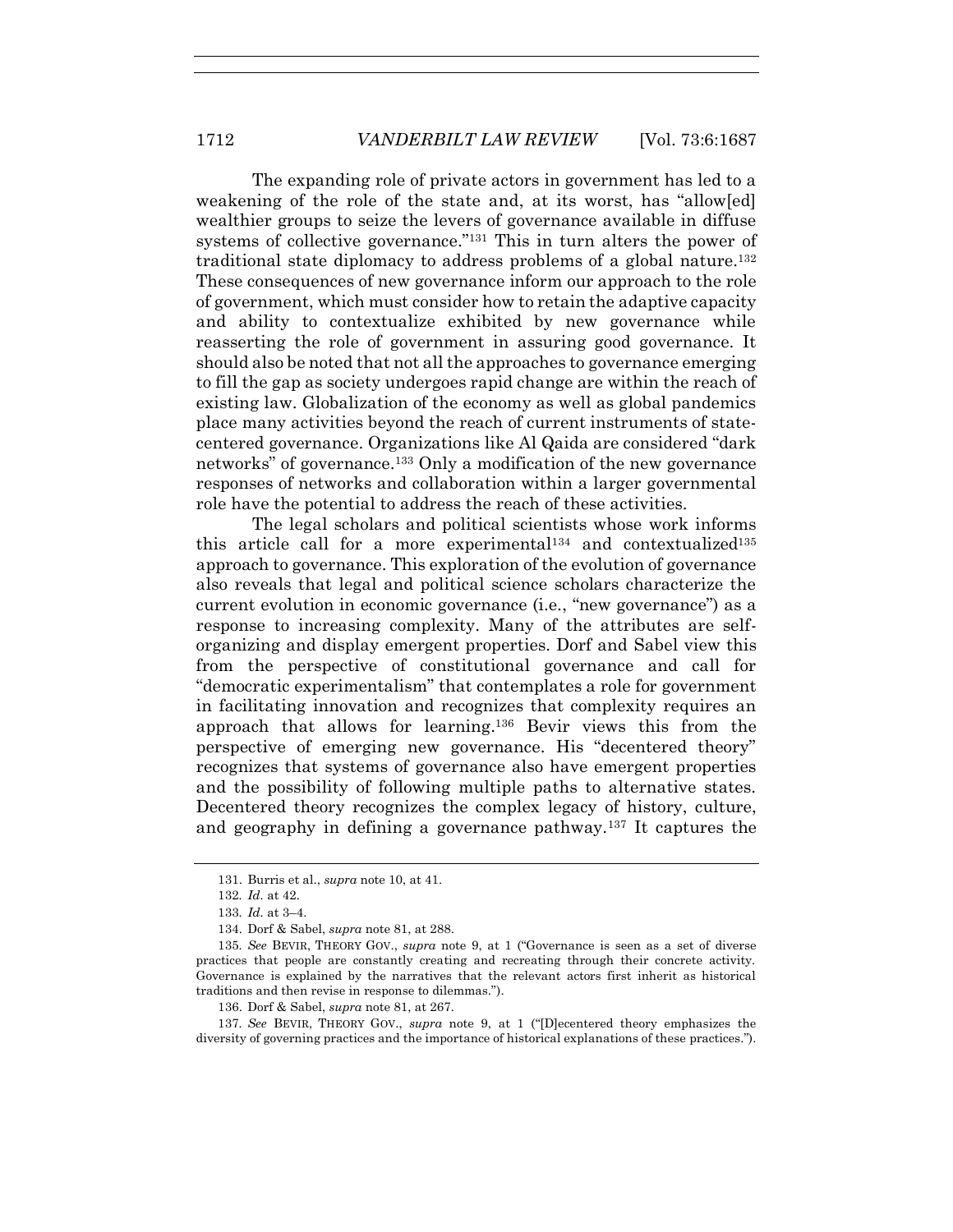The expanding role of private actors in government has led to a weakening of the role of the state and, at its worst, has "allow[ed] wealthier groups to seize the levers of governance available in diffuse systems of collective governance."[131] This in turn alters the power of traditional state diplomacy to address problems of a global nature.[132] These consequences of new governance inform our approach to the role of government, which must consider how to retain the adaptive capacity and ability to contextualize exhibited by new governance while reasserting the role of government in assuring good governance. It should also be noted that not all the approaches to governance emerging to fill the gap as society undergoes rapid change are within the reach of existing law. Globalization of the economy as well as global pandemics place many activities beyond the reach of current instruments of state-centered governance. Organizations like Al Qaida are considered "dark networks" of governance.[133] Only a modification of the new governance responses of networks and collaboration within a larger governmental role have the potential to address the reach of these activities.

The legal scholars and political scientists whose work informs this article call for a more experimental[134] and contextualized[135] approach to governance. This exploration of the evolution of governance also reveals that legal and political science scholars characterize the current evolution in economic governance (i.e., "new governance") as a response to increasing complexity. Many of the attributes are self-organizing and display emergent properties. Dorf and Sabel view this from the perspective of constitutional governance and call for "democratic experimentalism" that contemplates a role for government in facilitating innovation and recognizes that complexity requires an approach that allows for learning.[136] Bevir views this from the perspective of emerging new governance. His "decentered theory" recognizes that systems of governance also have emergent properties and the possibility of following multiple paths to alternative states. Decentered theory recognizes the complex legacy of history, culture, and geography in defining a governance pathway.[137] It captures the

---

131. Burris et al., *supra* note 10, at 41.

132. *Id.* at 42.

133. *Id.* at 3–4.

134. Dorf & Sabel, *supra* note 81, at 288.

135. *See* BEVIR, THEORY GOV., *supra* note 9, at 1 ("Governance is seen as a set of diverse practices that people are constantly creating and recreating through their concrete activity. Governance is explained by the narratives that the relevant actors first inherit as historical traditions and then revise in response to dilemmas.").

136. Dorf & Sabel, *supra* note 81, at 267.

137. *See* BEVIR, THEORY GOV., *supra* note 9, at 1 ("[D]ecentered theory emphasizes the diversity of governing practices and the importance of historical explanations of these practices.").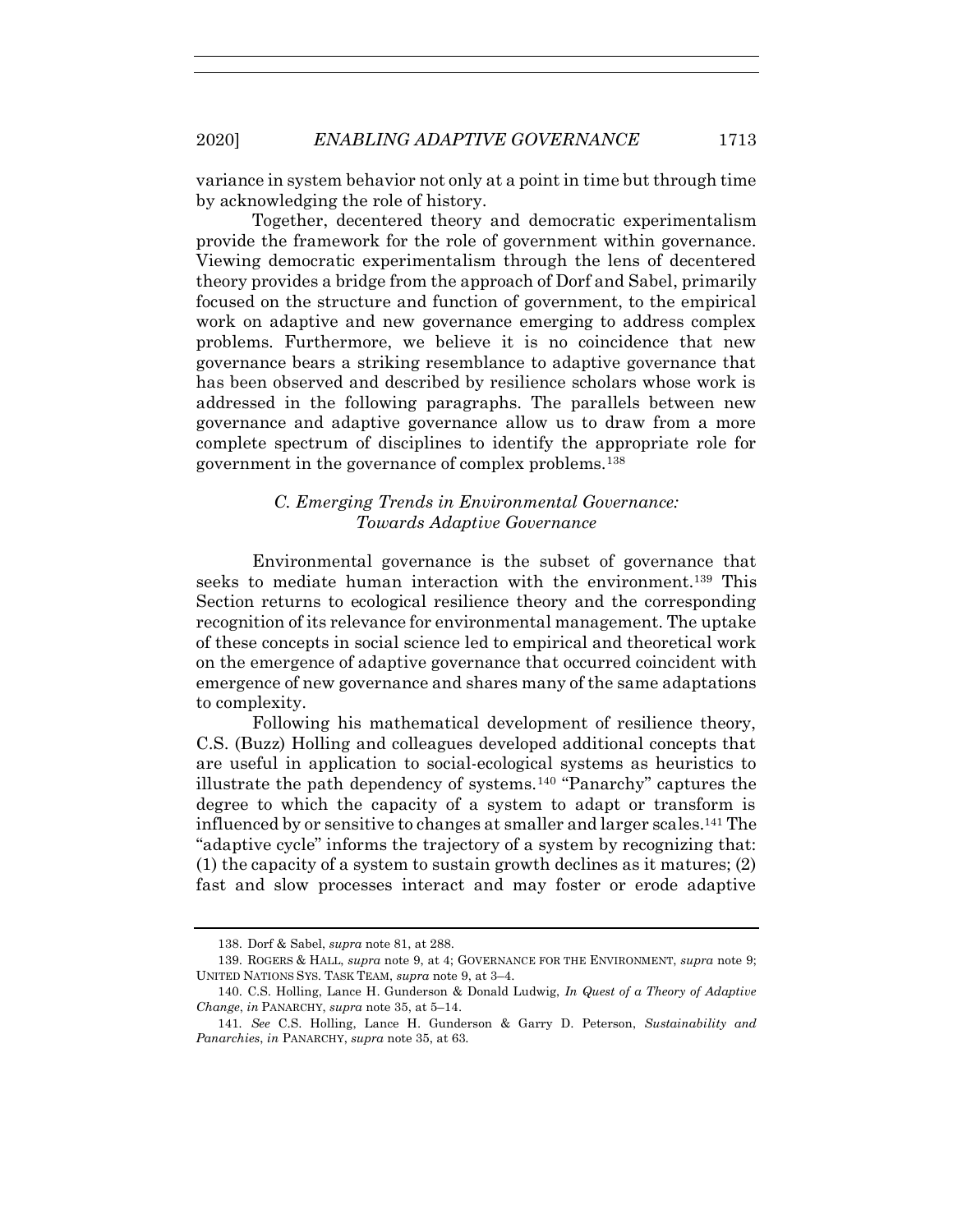variance in system behavior not only at a point in time but through time by acknowledging the role of history.

Together, decentered theory and democratic experimentalism provide the framework for the role of government within governance. Viewing democratic experimentalism through the lens of decentered theory provides a bridge from the approach of Dorf and Sabel, primarily focused on the structure and function of government, to the empirical work on adaptive and new governance emerging to address complex problems. Furthermore, we believe it is no coincidence that new governance bears a striking resemblance to adaptive governance that has been observed and described by resilience scholars whose work is addressed in the following paragraphs. The parallels between new governance and adaptive governance allow us to draw from a more complete spectrum of disciplines to identify the appropriate role for government in the governance of complex problems.[138]

### *C. Emerging Trends in Environmental Governance: Towards Adaptive Governance*

Environmental governance is the subset of governance that seeks to mediate human interaction with the environment.[139] This Section returns to ecological resilience theory and the corresponding recognition of its relevance for environmental management. The uptake of these concepts in social science led to empirical and theoretical work on the emergence of adaptive governance that occurred coincident with emergence of new governance and shares many of the same adaptations to complexity.

Following his mathematical development of resilience theory, C.S. (Buzz) Holling and colleagues developed additional concepts that are useful in application to social-ecological systems as heuristics to illustrate the path dependency of systems.[140] "Panarchy" captures the degree to which the capacity of a system to adapt or transform is influenced by or sensitive to changes at smaller and larger scales.[141] The "adaptive cycle" informs the trajectory of a system by recognizing that: (1) the capacity of a system to sustain growth declines as it matures; (2) fast and slow processes interact and may foster or erode adaptive

---

138. Dorf & Sabel, *supra* note 81, at 288.

139. ROGERS & HALL, *supra* note 9, at 4; GOVERNANCE FOR THE ENVIRONMENT, *supra* note 9; UNITED NATIONS SYS. TASK TEAM, *supra* note 9, at 3–4.

140. C.S. Holling, Lance H. Gunderson & Donald Ludwig, *In Quest of a Theory of Adaptive Change*, *in* PANARCHY, *supra* note 35, at 5–14.

141. *See* C.S. Holling, Lance H. Gunderson & Garry D. Peterson, *Sustainability and Panarchies*, *in* PANARCHY, *supra* note 35, at 63.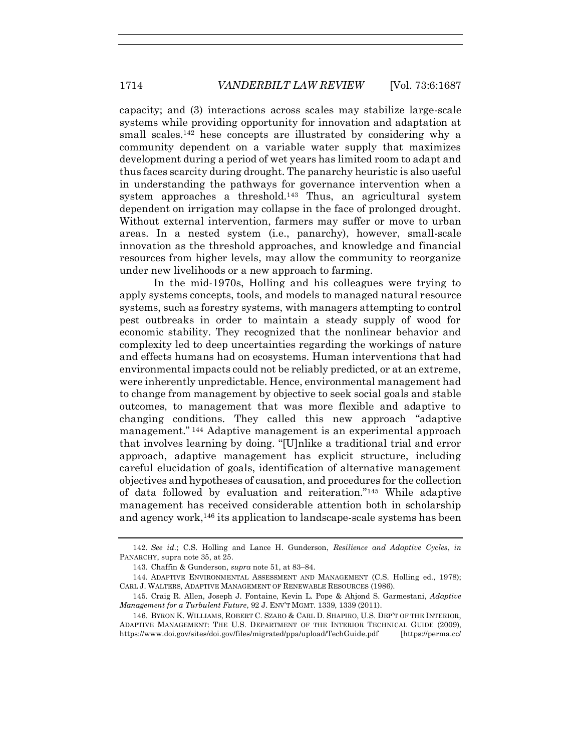capacity; and (3) interactions across scales may stabilize large-scale systems while providing opportunity for innovation and adaptation at small scales.[142] hese concepts are illustrated by considering why a community dependent on a variable water supply that maximizes development during a period of wet years has limited room to adapt and thus faces scarcity during drought. The panarchy heuristic is also useful in understanding the pathways for governance intervention when a system approaches a threshold.[143] Thus, an agricultural system dependent on irrigation may collapse in the face of prolonged drought. Without external intervention, farmers may suffer or move to urban areas. In a nested system (i.e., panarchy), however, small-scale innovation as the threshold approaches, and knowledge and financial resources from higher levels, may allow the community to reorganize under new livelihoods or a new approach to farming.

In the mid-1970s, Holling and his colleagues were trying to apply systems concepts, tools, and models to managed natural resource systems, such as forestry systems, with managers attempting to control pest outbreaks in order to maintain a steady supply of wood for economic stability. They recognized that the nonlinear behavior and complexity led to deep uncertainties regarding the workings of nature and effects humans had on ecosystems. Human interventions that had environmental impacts could not be reliably predicted, or at an extreme, were inherently unpredictable. Hence, environmental management had to change from management by objective to seek social goals and stable outcomes, to management that was more flexible and adaptive to changing conditions. They called this new approach "adaptive management."[144] Adaptive management is an experimental approach that involves learning by doing. "[U]nlike a traditional trial and error approach, adaptive management has explicit structure, including careful elucidation of goals, identification of alternative management objectives and hypotheses of causation, and procedures for the collection of data followed by evaluation and reiteration."[145] While adaptive management has received considerable attention both in scholarship and agency work,[146] its application to landscape-scale systems has been

---

142. *See id.*; C.S. Holling and Lance H. Gunderson, *Resilience and Adaptive Cycles*, *in* PANARCHY, supra note 35, at 25.

143. Chaffin & Gunderson, *supra* note 51, at 83–84.

144. ADAPTIVE ENVIRONMENTAL ASSESSMENT AND MANAGEMENT (C.S. Holling ed., 1978); CARL J. WALTERS, ADAPTIVE MANAGEMENT OF RENEWABLE RESOURCES (1986).

145. Craig R. Allen, Joseph J. Fontaine, Kevin L. Pope & Ahjond S. Garmestani, *Adaptive Management for a Turbulent Future*, 92 J. ENV'T MGMT. 1339, 1339 (2011).

146. BYRON K. WILLIAMS, ROBERT C. SZARO & CARL D. SHAPIRO, U.S. DEP'T OF THE INTERIOR, ADAPTIVE MANAGEMENT: THE U.S. DEPARTMENT OF THE INTERIOR TECHNICAL GUIDE (2009), https://www.doi.gov/sites/doi.gov/files/migrated/ppa/upload/TechGuide.pdf [https://perma.cc/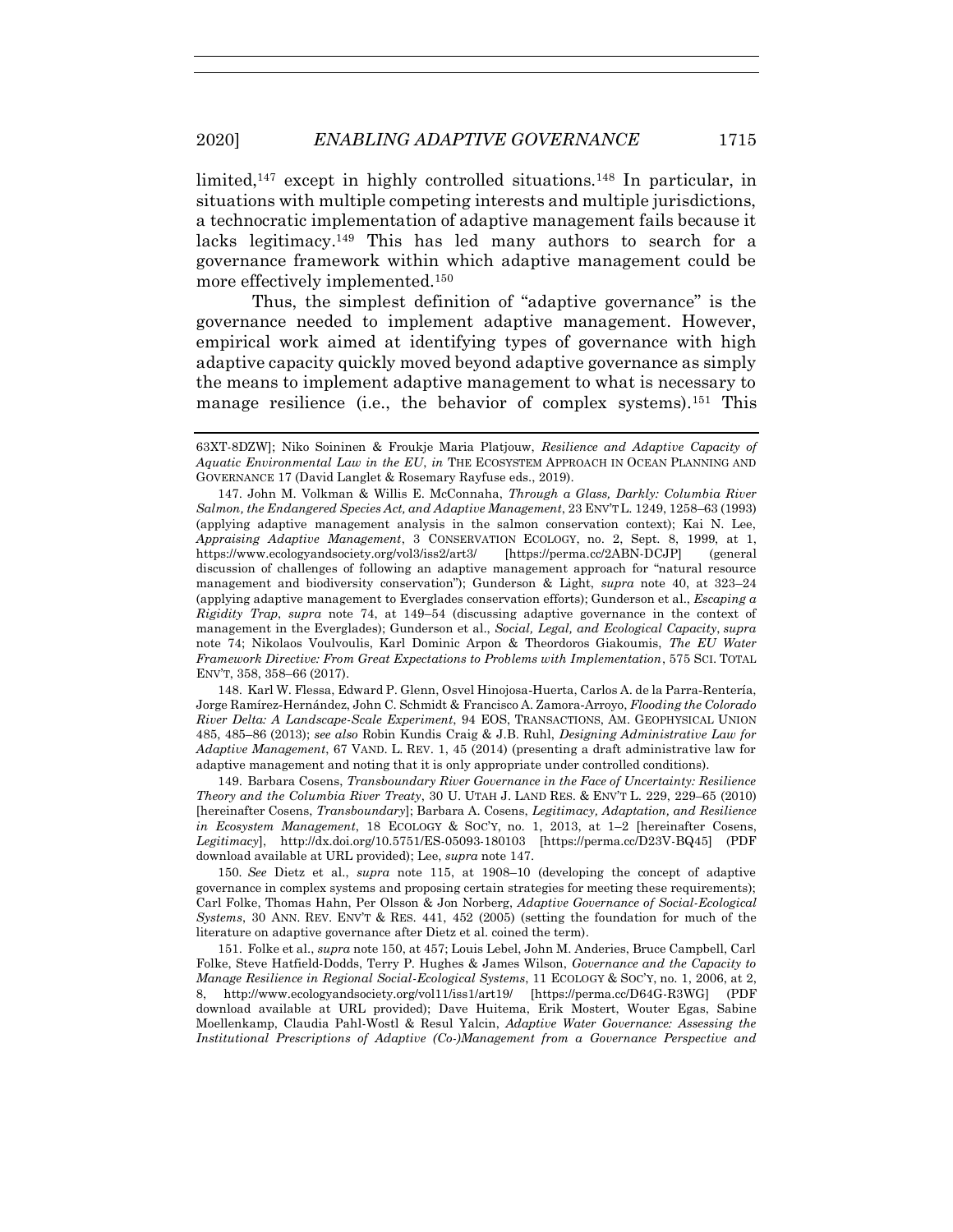limited,[147] except in highly controlled situations.[148] In particular, in situations with multiple competing interests and multiple jurisdictions, a technocratic implementation of adaptive management fails because it lacks legitimacy.[149] This has led many authors to search for a governance framework within which adaptive management could be more effectively implemented.[150]

Thus, the simplest definition of "adaptive governance" is the governance needed to implement adaptive management. However, empirical work aimed at identifying types of governance with high adaptive capacity quickly moved beyond adaptive governance as simply the means to implement adaptive management to what is necessary to manage resilience (i.e., the behavior of complex systems).[151] This

---

63XT-8DZW]; Niko Soininen & Froukje Maria Platjouw, *Resilience and Adaptive Capacity of Aquatic Environmental Law in the EU*, *in* THE ECOSYSTEM APPROACH IN OCEAN PLANNING AND GOVERNANCE 17 (David Langlet & Rosemary Rayfuse eds., 2019).

147. John M. Volkman & Willis E. McConnaha, *Through a Glass, Darkly: Columbia River Salmon, the Endangered Species Act, and Adaptive Management*, 23 ENV'T L. 1249, 1258–63 (1993) (applying adaptive management analysis in the salmon conservation context); Kai N. Lee, *Appraising Adaptive Management*, 3 CONSERVATION ECOLOGY, no. 2, Sept. 8, 1999, at 1, https://www.ecologyandsociety.org/vol3/iss2/art3/ [https://perma.cc/2ABN-DCJP] (general discussion of challenges of following an adaptive management approach for "natural resource management and biodiversity conservation"); Gunderson & Light, *supra* note 40, at 323–24 (applying adaptive management to Everglades conservation efforts); Gunderson et al., *Escaping a Rigidity Trap*, *supra* note 74, at 149–54 (discussing adaptive governance in the context of management in the Everglades); Gunderson et al., *Social, Legal, and Ecological Capacity*, *supra* note 74; Nikolaos Voulvoulis, Karl Dominic Arpon & Theordoros Giakoumis, *The EU Water Framework Directive: From Great Expectations to Problems with Implementation*, 575 SCI. TOTAL ENV'T, 358, 358–66 (2017).

148. Karl W. Flessa, Edward P. Glenn, Osvel Hinojosa-Huerta, Carlos A. de la Parra-Rentería, Jorge Ramírez-Hernández, John C. Schmidt & Francisco A. Zamora-Arroyo, *Flooding the Colorado River Delta: A Landscape-Scale Experiment*, 94 EOS, TRANSACTIONS, AM. GEOPHYSICAL UNION 485, 485–86 (2013); *see also* Robin Kundis Craig & J.B. Ruhl, *Designing Administrative Law for Adaptive Management*, 67 VAND. L. REV. 1, 45 (2014) (presenting a draft administrative law for adaptive management and noting that it is only appropriate under controlled conditions).

149. Barbara Cosens, *Transboundary River Governance in the Face of Uncertainty: Resilience Theory and the Columbia River Treaty*, 30 U. UTAH J. LAND RES. & ENV'T L. 229, 229–65 (2010) [hereinafter Cosens, *Transboundary*]; Barbara A. Cosens, *Legitimacy, Adaptation, and Resilience in Ecosystem Management*, 18 ECOLOGY & SOC'Y, no. 1, 2013, at 1–2 [hereinafter Cosens, *Legitimacy*], http://dx.doi.org/10.5751/ES-05093-180103 [https://perma.cc/D23V-BQ45] (PDF download available at URL provided); Lee, *supra* note 147.

150. *See* Dietz et al., *supra* note 115, at 1908–10 (developing the concept of adaptive governance in complex systems and proposing certain strategies for meeting these requirements); Carl Folke, Thomas Hahn, Per Olsson & Jon Norberg, *Adaptive Governance of Social-Ecological Systems*, 30 ANN. REV. ENV'T & RES. 441, 452 (2005) (setting the foundation for much of the literature on adaptive governance after Dietz et al. coined the term).

151. Folke et al., *supra* note 150, at 457; Louis Lebel, John M. Anderies, Bruce Campbell, Carl Folke, Steve Hatfield-Dodds, Terry P. Hughes & James Wilson, *Governance and the Capacity to Manage Resilience in Regional Social-Ecological Systems*, 11 ECOLOGY & SOC'Y, no. 1, 2006, at 2, 8, http://www.ecologyandsociety.org/vol11/iss1/art19/ [https://perma.cc/D64G-R3WG] (PDF download available at URL provided); Dave Huitema, Erik Mostert, Wouter Egas, Sabine Moellenkamp, Claudia Pahl-Wostl & Resul Yalcin, *Adaptive Water Governance: Assessing the Institutional Prescriptions of Adaptive (Co-)Management from a Governance Perspective and*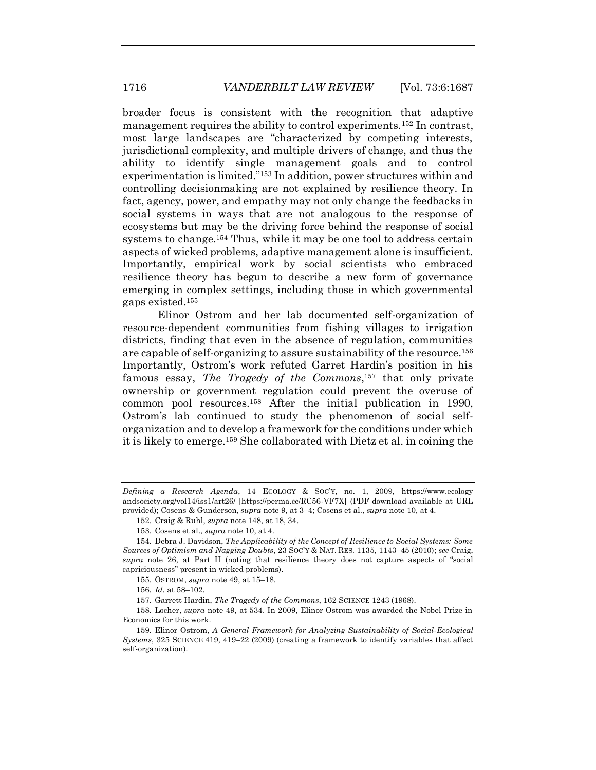broader focus is consistent with the recognition that adaptive management requires the ability to control experiments.[152] In contrast, most large landscapes are "characterized by competing interests, jurisdictional complexity, and multiple drivers of change, and thus the ability to identify single management goals and to control experimentation is limited."[153] In addition, power structures within and controlling decisionmaking are not explained by resilience theory. In fact, agency, power, and empathy may not only change the feedbacks in social systems in ways that are not analogous to the response of ecosystems but may be the driving force behind the response of social systems to change.[154] Thus, while it may be one tool to address certain aspects of wicked problems, adaptive management alone is insufficient. Importantly, empirical work by social scientists who embraced resilience theory has begun to describe a new form of governance emerging in complex settings, including those in which governmental gaps existed.[155]

Elinor Ostrom and her lab documented self-organization of resource-dependent communities from fishing villages to irrigation districts, finding that even in the absence of regulation, communities are capable of self-organizing to assure sustainability of the resource.[156] Importantly, Ostrom's work refuted Garret Hardin's position in his famous essay, *The Tragedy of the Commons*,[157] that only private ownership or government regulation could prevent the overuse of common pool resources.[158] After the initial publication in 1990, Ostrom's lab continued to study the phenomenon of social self-organization and to develop a framework for the conditions under which it is likely to emerge.[159] She collaborated with Dietz et al. in coining the

---

*Defining a Research Agenda*, 14 ECOLOGY & SOC'Y, no. 1, 2009, https://www.ecologyandsociety.org/vol14/iss1/art26/ [https://perma.cc/RC56-VF7X] (PDF download available at URL provided); Cosens & Gunderson, *supra* note 9, at 3–4; Cosens et al., *supra* note 10, at 4.

152. Craig & Ruhl, *supra* note 148, at 18, 34.

153. Cosens et al., *supra* note 10, at 4.

154. Debra J. Davidson, *The Applicability of the Concept of Resilience to Social Systems: Some Sources of Optimism and Nagging Doubts*, 23 SOC'Y & NAT. RES. 1135, 1143–45 (2010); *see* Craig, *supra* note 26, at Part II (noting that resilience theory does not capture aspects of "social capriciousness" present in wicked problems).

155. OSTROM, *supra* note 49, at 15–18.

156. *Id.* at 58–102.

157. Garrett Hardin, *The Tragedy of the Commons*, 162 SCIENCE 1243 (1968).

158. Locher, *supra* note 49, at 534. In 2009, Elinor Ostrom was awarded the Nobel Prize in Economics for this work.

159. Elinor Ostrom, *A General Framework for Analyzing Sustainability of Social-Ecological Systems*, 325 SCIENCE 419, 419–22 (2009) (creating a framework to identify variables that affect self-organization).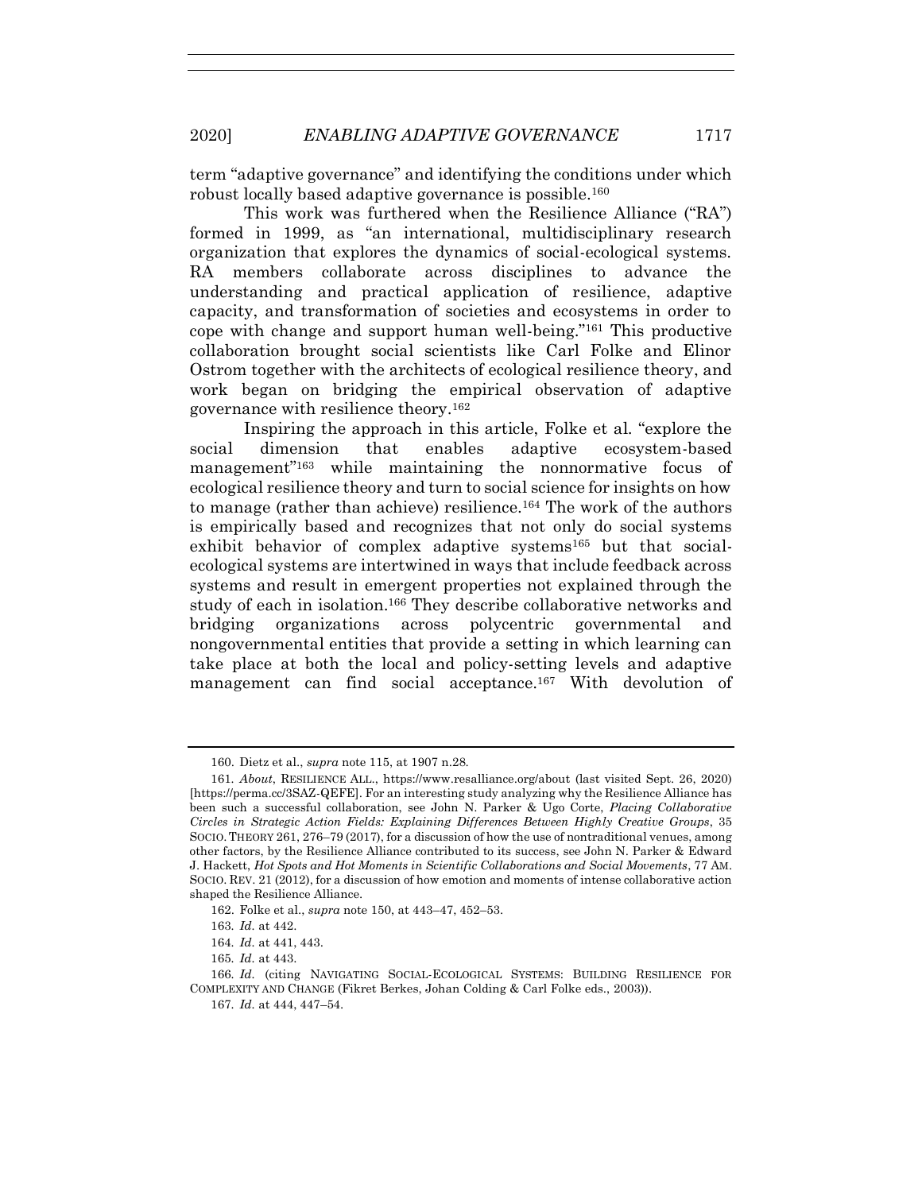term "adaptive governance" and identifying the conditions under which robust locally based adaptive governance is possible.[160]

This work was furthered when the Resilience Alliance ("RA") formed in 1999, as "an international, multidisciplinary research organization that explores the dynamics of social-ecological systems. RA members collaborate across disciplines to advance the understanding and practical application of resilience, adaptive capacity, and transformation of societies and ecosystems in order to cope with change and support human well-being."[161] This productive collaboration brought social scientists like Carl Folke and Elinor Ostrom together with the architects of ecological resilience theory, and work began on bridging the empirical observation of adaptive governance with resilience theory.[162]

Inspiring the approach in this article, Folke et al. "explore the social dimension that enables adaptive ecosystem-based management"[163] while maintaining the nonnormative focus of ecological resilience theory and turn to social science for insights on how to manage (rather than achieve) resilience.[164] The work of the authors is empirically based and recognizes that not only do social systems exhibit behavior of complex adaptive systems[165] but that social-ecological systems are intertwined in ways that include feedback across systems and result in emergent properties not explained through the study of each in isolation.[166] They describe collaborative networks and bridging organizations across polycentric governmental and nongovernmental entities that provide a setting in which learning can take place at both the local and policy-setting levels and adaptive management can find social acceptance.[167] With devolution of

---

160. Dietz et al., *supra* note 115, at 1907 n.28.

161. *About*, RESILIENCE ALL., https://www.resalliance.org/about (last visited Sept. 26, 2020) [https://perma.cc/3SAZ-QEFE]. For an interesting study analyzing why the Resilience Alliance has been such a successful collaboration, see John N. Parker & Ugo Corte, *Placing Collaborative Circles in Strategic Action Fields: Explaining Differences Between Highly Creative Groups*, 35 SOCIO. THEORY 261, 276–79 (2017), for a discussion of how the use of nontraditional venues, among other factors, by the Resilience Alliance contributed to its success, see John N. Parker & Edward J. Hackett, *Hot Spots and Hot Moments in Scientific Collaborations and Social Movements*, 77 AM. SOCIO. REV. 21 (2012), for a discussion of how emotion and moments of intense collaborative action shaped the Resilience Alliance.

162. Folke et al., *supra* note 150, at 443–47, 452–53.

163. *Id.* at 442.

164. *Id.* at 441, 443.

165. *Id.* at 443.

166. *Id.* (citing NAVIGATING SOCIAL-ECOLOGICAL SYSTEMS: BUILDING RESILIENCE FOR COMPLEXITY AND CHANGE (Fikret Berkes, Johan Colding & Carl Folke eds., 2003)).

167. *Id.* at 444, 447–54.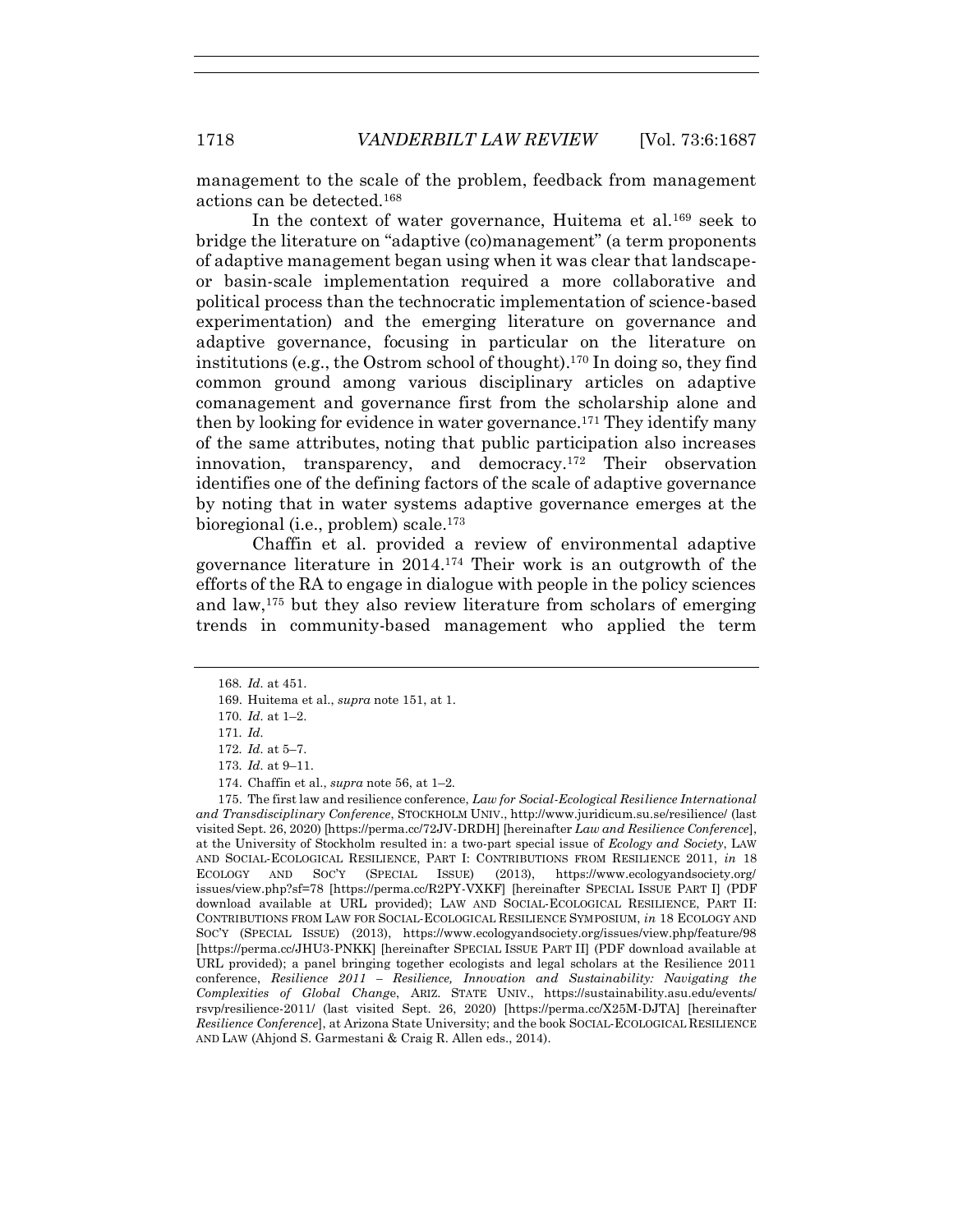management to the scale of the problem, feedback from management actions can be detected.[168]

In the context of water governance, Huitema et al.[169] seek to bridge the literature on "adaptive (co)management" (a term proponents of adaptive management began using when it was clear that landscape- or basin-scale implementation required a more collaborative and political process than the technocratic implementation of science-based experimentation) and the emerging literature on governance and adaptive governance, focusing in particular on the literature on institutions (e.g., the Ostrom school of thought).[170] In doing so, they find common ground among various disciplinary articles on adaptive comanagement and governance first from the scholarship alone and then by looking for evidence in water governance.[171] They identify many of the same attributes, noting that public participation also increases innovation, transparency, and democracy.[172] Their observation identifies one of the defining factors of the scale of adaptive governance by noting that in water systems adaptive governance emerges at the bioregional (i.e., problem) scale.[173]

Chaffin et al. provided a review of environmental adaptive governance literature in 2014.[174] Their work is an outgrowth of the efforts of the RA to engage in dialogue with people in the policy sciences and law,[175] but they also review literature from scholars of emerging trends in community-based management who applied the term

---

168. *Id.* at 451.

169. Huitema et al., *supra* note 151, at 1.

170. *Id.* at 1–2.

171. *Id.*

172. *Id.* at 5–7.

173. *Id.* at 9–11.

174. Chaffin et al., *supra* note 56, at 1–2.

175. The first law and resilience conference, *Law for Social-Ecological Resilience International and Transdisciplinary Conference*, STOCKHOLM UNIV., http://www.juridicum.su.se/resilience/ (last visited Sept. 26, 2020) [https://perma.cc/72JV-DRDH] [hereinafter *Law and Resilience Conference*], at the University of Stockholm resulted in: a two-part special issue of *Ecology and Society*, LAW AND SOCIAL-ECOLOGICAL RESILIENCE, PART I: CONTRIBUTIONS FROM RESILIENCE 2011, *in* 18 ECOLOGY AND SOC'Y (SPECIAL ISSUE) (2013), https://www.ecologyandsociety.org/issues/view.php?sf=78 [https://perma.cc/R2PY-VXKF] [hereinafter SPECIAL ISSUE PART I] (PDF download available at URL provided); LAW AND SOCIAL-ECOLOGICAL RESILIENCE, PART II: CONTRIBUTIONS FROM LAW FOR SOCIAL-ECOLOGICAL RESILIENCE SYMPOSIUM, *in* 18 ECOLOGY AND SOC'Y (SPECIAL ISSUE) (2013), https://www.ecologyandsociety.org/issues/view.php/feature/98 [https://perma.cc/JHU3-PNKK] [hereinafter SPECIAL ISSUE PART II] (PDF download available at URL provided); a panel bringing together ecologists and legal scholars at the Resilience 2011 conference, *Resilience 2011 – Resilience, Innovation and Sustainability: Navigating the Complexities of Global Change*, ARIZ. STATE UNIV., https://sustainability.asu.edu/events/rsvp/resilience-2011/ (last visited Sept. 26, 2020) [https://perma.cc/X25M-DJTA] [hereinafter *Resilience Conference*], at Arizona State University; and the book SOCIAL-ECOLOGICAL RESILIENCE AND LAW (Ahjond S. Garmestani & Craig R. Allen eds., 2014).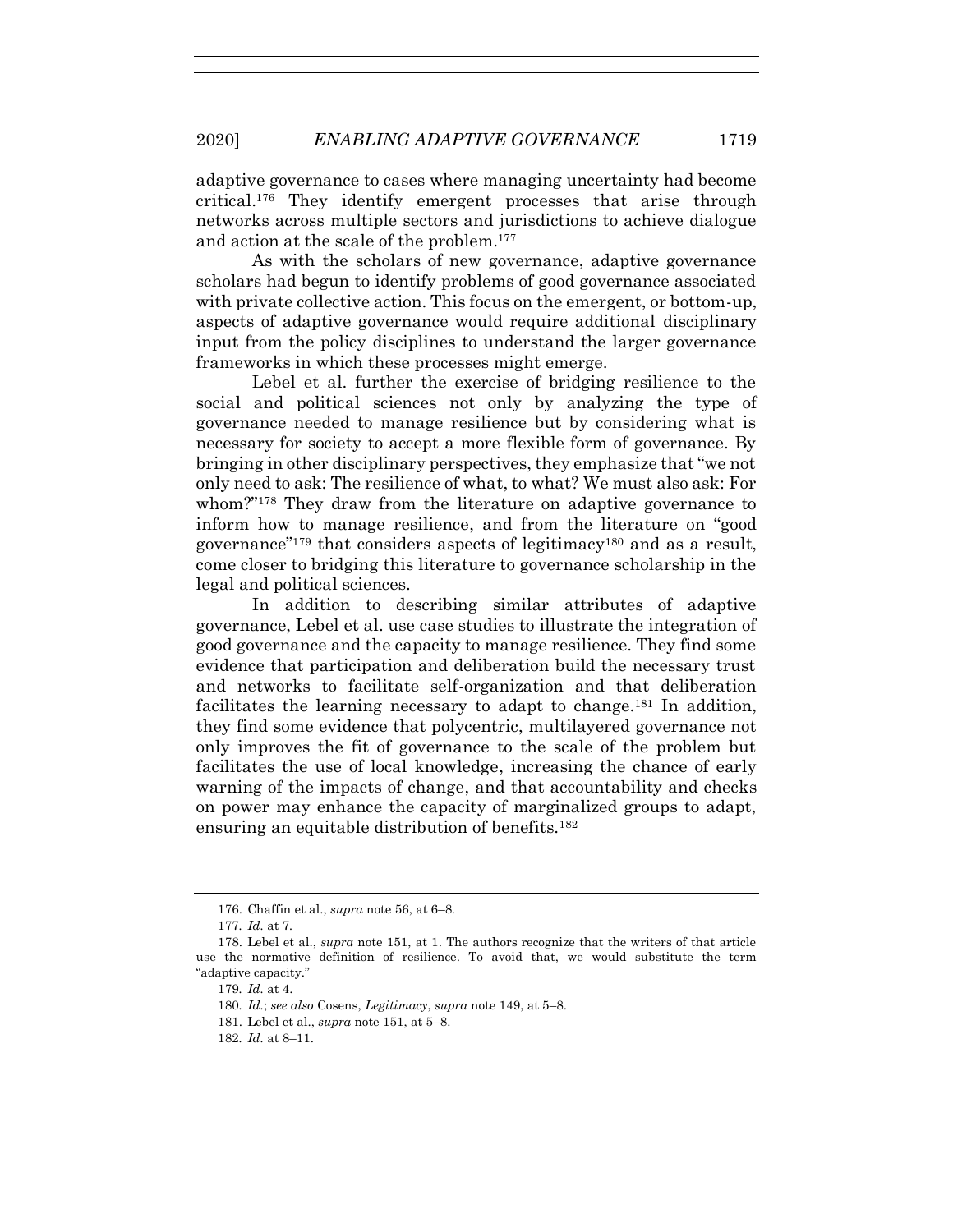adaptive governance to cases where managing uncertainty had become critical.[176] They identify emergent processes that arise through networks across multiple sectors and jurisdictions to achieve dialogue and action at the scale of the problem.[177]

As with the scholars of new governance, adaptive governance scholars had begun to identify problems of good governance associated with private collective action. This focus on the emergent, or bottom-up, aspects of adaptive governance would require additional disciplinary input from the policy disciplines to understand the larger governance frameworks in which these processes might emerge.

Lebel et al. further the exercise of bridging resilience to the social and political sciences not only by analyzing the type of governance needed to manage resilience but by considering what is necessary for society to accept a more flexible form of governance. By bringing in other disciplinary perspectives, they emphasize that "we not only need to ask: The resilience of what, to what? We must also ask: For whom?"[178] They draw from the literature on adaptive governance to inform how to manage resilience, and from the literature on "good governance"[179] that considers aspects of legitimacy[180] and as a result, come closer to bridging this literature to governance scholarship in the legal and political sciences.

In addition to describing similar attributes of adaptive governance, Lebel et al. use case studies to illustrate the integration of good governance and the capacity to manage resilience. They find some evidence that participation and deliberation build the necessary trust and networks to facilitate self-organization and that deliberation facilitates the learning necessary to adapt to change.[181] In addition, they find some evidence that polycentric, multilayered governance not only improves the fit of governance to the scale of the problem but facilitates the use of local knowledge, increasing the chance of early warning of the impacts of change, and that accountability and checks on power may enhance the capacity of marginalized groups to adapt, ensuring an equitable distribution of benefits.[182]

---

176. Chaffin et al., *supra* note 56, at 6–8.

177. *Id.* at 7.

178. Lebel et al., *supra* note 151, at 1. The authors recognize that the writers of that article use the normative definition of resilience. To avoid that, we would substitute the term "adaptive capacity."

179. *Id.* at 4.

180. *Id.*; *see also* Cosens, *Legitimacy*, *supra* note 149, at 5–8.

181. Lebel et al., *supra* note 151, at 5–8.

182. *Id.* at 8–11.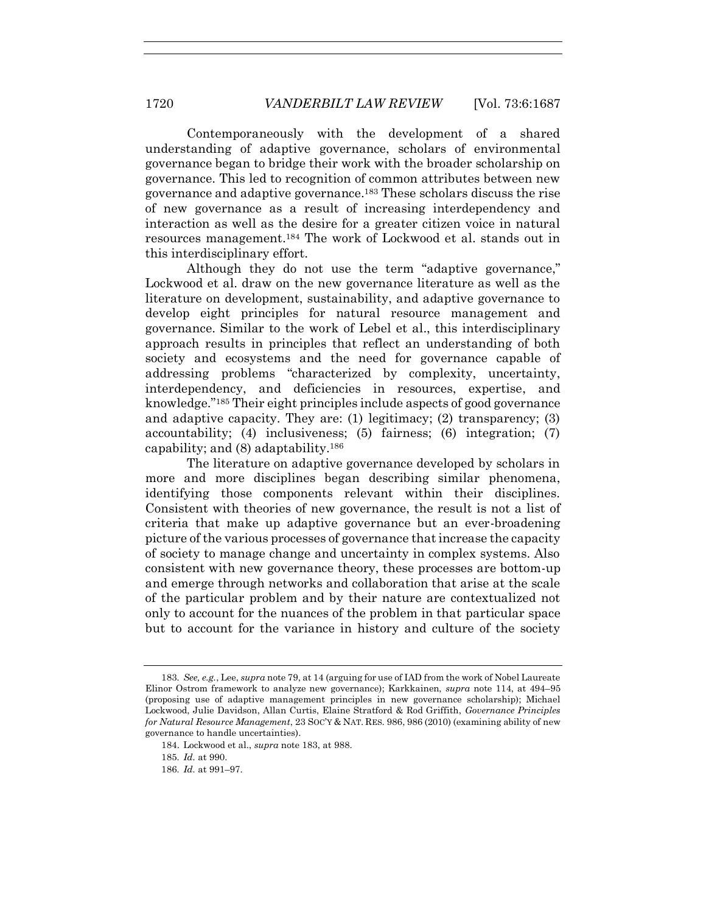Contemporaneously with the development of a shared understanding of adaptive governance, scholars of environmental governance began to bridge their work with the broader scholarship on governance. This led to recognition of common attributes between new governance and adaptive governance.[183] These scholars discuss the rise of new governance as a result of increasing interdependency and interaction as well as the desire for a greater citizen voice in natural resources management.[184] The work of Lockwood et al. stands out in this interdisciplinary effort.

Although they do not use the term "adaptive governance," Lockwood et al. draw on the new governance literature as well as the literature on development, sustainability, and adaptive governance to develop eight principles for natural resource management and governance. Similar to the work of Lebel et al., this interdisciplinary approach results in principles that reflect an understanding of both society and ecosystems and the need for governance capable of addressing problems "characterized by complexity, uncertainty, interdependency, and deficiencies in resources, expertise, and knowledge."[185] Their eight principles include aspects of good governance and adaptive capacity. They are: (1) legitimacy; (2) transparency; (3) accountability; (4) inclusiveness; (5) fairness; (6) integration; (7) capability; and (8) adaptability.[186]

The literature on adaptive governance developed by scholars in more and more disciplines began describing similar phenomena, identifying those components relevant within their disciplines. Consistent with theories of new governance, the result is not a list of criteria that make up adaptive governance but an ever-broadening picture of the various processes of governance that increase the capacity of society to manage change and uncertainty in complex systems. Also consistent with new governance theory, these processes are bottom-up and emerge through networks and collaboration that arise at the scale of the particular problem and by their nature are contextualized not only to account for the nuances of the problem in that particular space but to account for the variance in history and culture of the society

---

183. *See, e.g.*, Lee, *supra* note 79, at 14 (arguing for use of IAD from the work of Nobel Laureate Elinor Ostrom framework to analyze new governance); Karkkainen, *supra* note 114, at 494–95 (proposing use of adaptive management principles in new governance scholarship); Michael Lockwood, Julie Davidson, Allan Curtis, Elaine Stratford & Rod Griffith, *Governance Principles for Natural Resource Management*, 23 SOC'Y & NAT. RES. 986, 986 (2010) (examining ability of new governance to handle uncertainties).

184. Lockwood et al., *supra* note 183, at 988.

185. *Id.* at 990.

186. *Id.* at 991–97.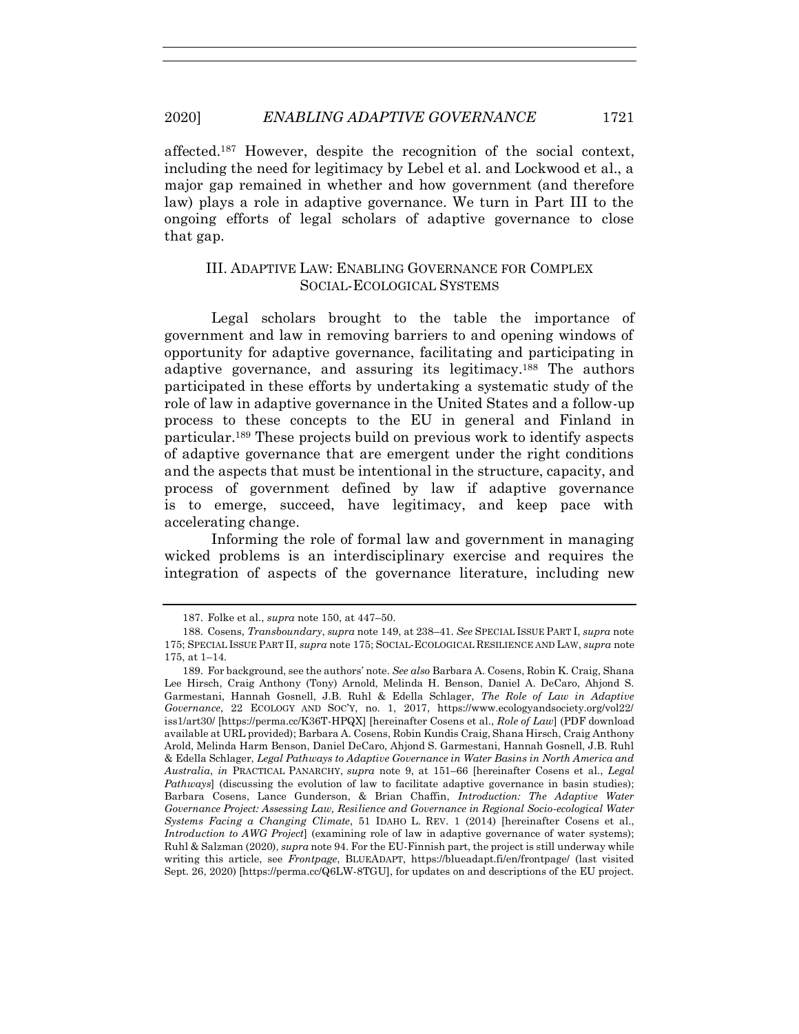affected.[187] However, despite the recognition of the social context, including the need for legitimacy by Lebel et al. and Lockwood et al., a major gap remained in whether and how government (and therefore law) plays a role in adaptive governance. We turn in Part III to the ongoing efforts of legal scholars of adaptive governance to close that gap.

## III. ADAPTIVE LAW: ENABLING GOVERNANCE FOR COMPLEX SOCIAL-ECOLOGICAL SYSTEMS

Legal scholars brought to the table the importance of government and law in removing barriers to and opening windows of opportunity for adaptive governance, facilitating and participating in adaptive governance, and assuring its legitimacy.[188] The authors participated in these efforts by undertaking a systematic study of the role of law in adaptive governance in the United States and a follow-up process to these concepts to the EU in general and Finland in particular.[189] These projects build on previous work to identify aspects of adaptive governance that are emergent under the right conditions and the aspects that must be intentional in the structure, capacity, and process of government defined by law if adaptive governance is to emerge, succeed, have legitimacy, and keep pace with accelerating change.

Informing the role of formal law and government in managing wicked problems is an interdisciplinary exercise and requires the integration of aspects of the governance literature, including new

---

187. Folke et al., *supra* note 150, at 447–50.

188. Cosens, *Transboundary*, *supra* note 149, at 238–41. *See* SPECIAL ISSUE PART I, *supra* note 175; SPECIAL ISSUE PART II, *supra* note 175; SOCIAL-ECOLOGICAL RESILIENCE AND LAW, *supra* note 175, at 1–14.

189. For background, see the authors' note. *See also* Barbara A. Cosens, Robin K. Craig, Shana Lee Hirsch, Craig Anthony (Tony) Arnold, Melinda H. Benson, Daniel A. DeCaro, Ahjond S. Garmestani, Hannah Gosnell, J.B. Ruhl & Edella Schlager, *The Role of Law in Adaptive Governance*, 22 ECOLOGY AND SOC'Y, no. 1, 2017, https://www.ecologyandsociety.org/vol22/iss1/art30/ [https://perma.cc/K36T-HPQX] [hereinafter Cosens et al., *Role of Law*] (PDF download available at URL provided); Barbara A. Cosens, Robin Kundis Craig, Shana Hirsch, Craig Anthony Arold, Melinda Harm Benson, Daniel DeCaro, Ahjond S. Garmestani, Hannah Gosnell, J.B. Ruhl & Edella Schlager, *Legal Pathways to Adaptive Governance in Water Basins in North America and Australia*, *in* PRACTICAL PANARCHY, *supra* note 9, at 151–66 [hereinafter Cosens et al., *Legal Pathways*] (discussing the evolution of law to facilitate adaptive governance in basin studies); Barbara Cosens, Lance Gunderson, & Brian Chaffin, *Introduction: The Adaptive Water Governance Project: Assessing Law, Resilience and Governance in Regional Socio-ecological Water Systems Facing a Changing Climate*, 51 IDAHO L. REV. 1 (2014) [hereinafter Cosens et al., *Introduction to AWG Project*] (examining role of law in adaptive governance of water systems); Ruhl & Salzman (2020), *supra* note 94. For the EU-Finnish part, the project is still underway while writing this article, see *Frontpage*, BLUEADAPT, https://blueadapt.fi/en/frontpage/ (last visited Sept. 26, 2020) [https://perma.cc/Q6LW-8TGU], for updates on and descriptions of the EU project.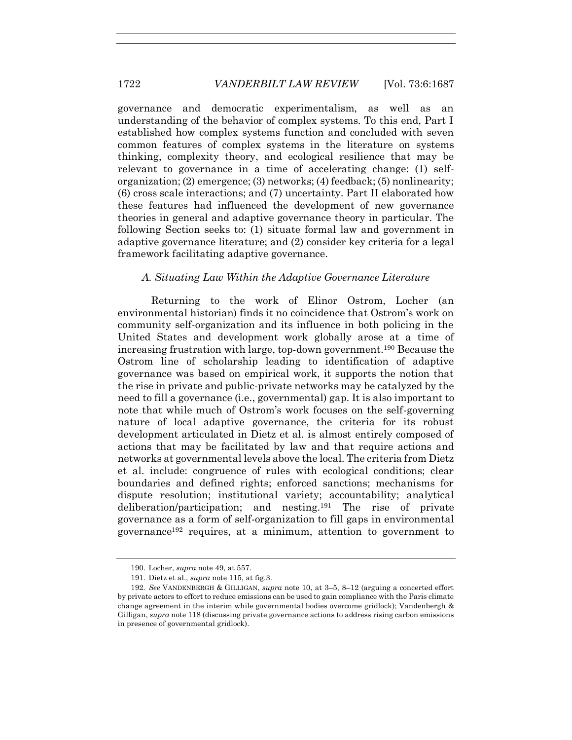governance and democratic experimentalism, as well as an understanding of the behavior of complex systems. To this end, Part I established how complex systems function and concluded with seven common features of complex systems in the literature on systems thinking, complexity theory, and ecological resilience that may be relevant to governance in a time of accelerating change: (1) self-organization; (2) emergence; (3) networks; (4) feedback; (5) nonlinearity; (6) cross scale interactions; and (7) uncertainty. Part II elaborated how these features had influenced the development of new governance theories in general and adaptive governance theory in particular. The following Section seeks to: (1) situate formal law and government in adaptive governance literature; and (2) consider key criteria for a legal framework facilitating adaptive governance.

### *A. Situating Law Within the Adaptive Governance Literature*

Returning to the work of Elinor Ostrom, Locher (an environmental historian) finds it no coincidence that Ostrom's work on community self-organization and its influence in both policing in the United States and development work globally arose at a time of increasing frustration with large, top-down government.[190] Because the Ostrom line of scholarship leading to identification of adaptive governance was based on empirical work, it supports the notion that the rise in private and public-private networks may be catalyzed by the need to fill a governance (i.e., governmental) gap. It is also important to note that while much of Ostrom's work focuses on the self-governing nature of local adaptive governance, the criteria for its robust development articulated in Dietz et al. is almost entirely composed of actions that may be facilitated by law and that require actions and networks at governmental levels above the local. The criteria from Dietz et al. include: congruence of rules with ecological conditions; clear boundaries and defined rights; enforced sanctions; mechanisms for dispute resolution; institutional variety; accountability; analytical deliberation/participation; and nesting.[191] The rise of private governance as a form of self-organization to fill gaps in environmental governance[192] requires, at a minimum, attention to government to

---

190. Locher, *supra* note 49, at 557.

191. Dietz et al., *supra* note 115, at fig.3.

192. *See* VANDENBERGH & GILLIGAN, *supra* note 10, at 3–5, 8–12 (arguing a concerted effort by private actors to effort to reduce emissions can be used to gain compliance with the Paris climate change agreement in the interim while governmental bodies overcome gridlock); Vandenbergh & Gilligan, *supra* note 118 (discussing private governance actions to address rising carbon emissions in presence of governmental gridlock).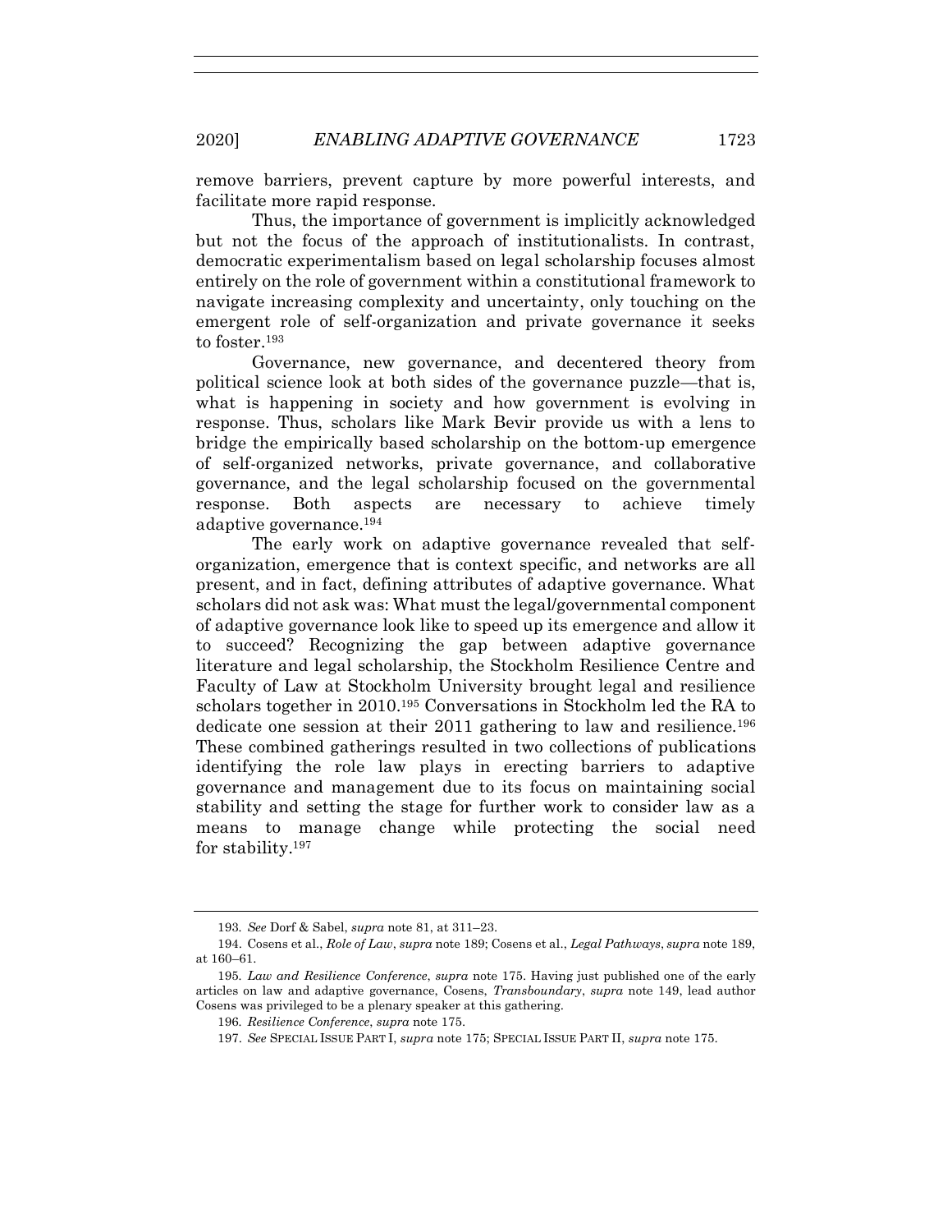remove barriers, prevent capture by more powerful interests, and facilitate more rapid response.

Thus, the importance of government is implicitly acknowledged but not the focus of the approach of institutionalists. In contrast, democratic experimentalism based on legal scholarship focuses almost entirely on the role of government within a constitutional framework to navigate increasing complexity and uncertainty, only touching on the emergent role of self-organization and private governance it seeks to foster.[193]

Governance, new governance, and decentered theory from political science look at both sides of the governance puzzle—that is, what is happening in society and how government is evolving in response. Thus, scholars like Mark Bevir provide us with a lens to bridge the empirically based scholarship on the bottom-up emergence of self-organized networks, private governance, and collaborative governance, and the legal scholarship focused on the governmental response. Both aspects are necessary to achieve timely adaptive governance.[194]

The early work on adaptive governance revealed that self-organization, emergence that is context specific, and networks are all present, and in fact, defining attributes of adaptive governance. What scholars did not ask was: What must the legal/governmental component of adaptive governance look like to speed up its emergence and allow it to succeed? Recognizing the gap between adaptive governance literature and legal scholarship, the Stockholm Resilience Centre and Faculty of Law at Stockholm University brought legal and resilience scholars together in 2010.[195] Conversations in Stockholm led the RA to dedicate one session at their 2011 gathering to law and resilience.[196] These combined gatherings resulted in two collections of publications identifying the role law plays in erecting barriers to adaptive governance and management due to its focus on maintaining social stability and setting the stage for further work to consider law as a means to manage change while protecting the social need for stability.[197]

---

193. *See* Dorf & Sabel, *supra* note 81, at 311–23.

194. Cosens et al., *Role of Law*, *supra* note 189; Cosens et al., *Legal Pathways*, *supra* note 189, at 160–61.

195. *Law and Resilience Conference*, *supra* note 175. Having just published one of the early articles on law and adaptive governance, Cosens, *Transboundary*, *supra* note 149, lead author Cosens was privileged to be a plenary speaker at this gathering.

196. *Resilience Conference*, *supra* note 175.

197. *See* SPECIAL ISSUE PART I, *supra* note 175; SPECIAL ISSUE PART II, *supra* note 175.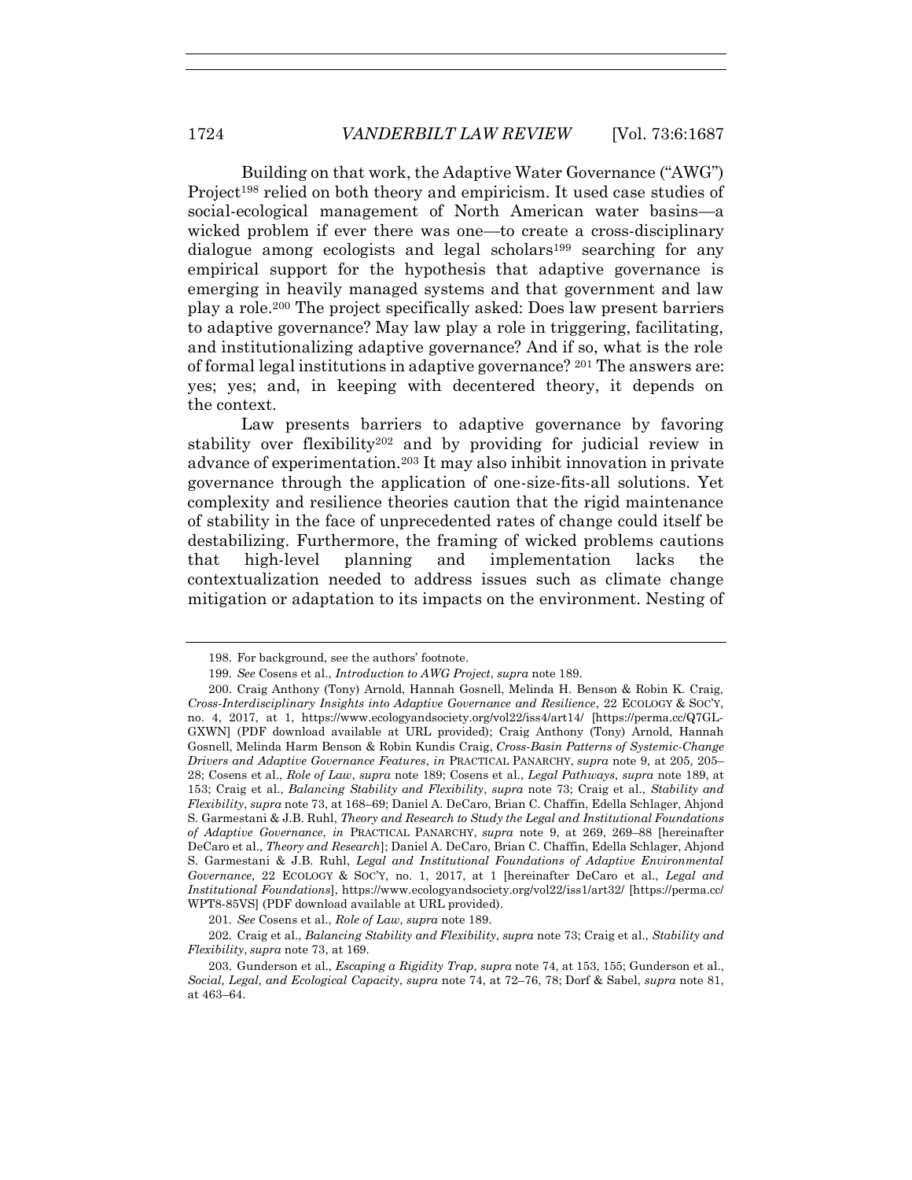Building on that work, the Adaptive Water Governance ("AWG") Project[198] relied on both theory and empiricism. It used case studies of social-ecological management of North American water basins—a wicked problem if ever there was one—to create a cross-disciplinary dialogue among ecologists and legal scholars[199] searching for any empirical support for the hypothesis that adaptive governance is emerging in heavily managed systems and that government and law play a role.[200] The project specifically asked: Does law present barriers to adaptive governance? May law play a role in triggering, facilitating, and institutionalizing adaptive governance? And if so, what is the role of formal legal institutions in adaptive governance? [201] The answers are: yes; yes; and, in keeping with decentered theory, it depends on the context.

Law presents barriers to adaptive governance by favoring stability over flexibility[202] and by providing for judicial review in advance of experimentation.[203] It may also inhibit innovation in private governance through the application of one-size-fits-all solutions. Yet complexity and resilience theories caution that the rigid maintenance of stability in the face of unprecedented rates of change could itself be destabilizing. Furthermore, the framing of wicked problems cautions that high-level planning and implementation lacks the contextualization needed to address issues such as climate change mitigation or adaptation to its impacts on the environment. Nesting of

---

198. For background, see the authors' footnote.

199. *See* Cosens et al., *Introduction to AWG Project*, *supra* note 189.

200. Craig Anthony (Tony) Arnold, Hannah Gosnell, Melinda H. Benson & Robin K. Craig, *Cross-Interdisciplinary Insights into Adaptive Governance and Resilience*, 22 ECOLOGY & SOC'Y, no. 4, 2017, at 1, https://www.ecologyandsociety.org/vol22/iss4/art14/ [https://perma.cc/Q7GL-GXWN] (PDF download available at URL provided); Craig Anthony (Tony) Arnold, Hannah Gosnell, Melinda Harm Benson & Robin Kundis Craig, *Cross-Basin Patterns of Systemic-Change Drivers and Adaptive Governance Features*, *in* PRACTICAL PANARCHY, *supra* note 9, at 205, 205–28; Cosens et al., *Role of Law*, *supra* note 189; Cosens et al., *Legal Pathways*, *supra* note 189, at 153; Craig et al., *Balancing Stability and Flexibility*, *supra* note 73; Craig et al., *Stability and Flexibility*, *supra* note 73, at 168–69; Daniel A. DeCaro, Brian C. Chaffin, Edella Schlager, Ahjond S. Garmestani & J.B. Ruhl, *Theory and Research to Study the Legal and Institutional Foundations of Adaptive Governance*, *in* PRACTICAL PANARCHY, *supra* note 9, at 269, 269–88 [hereinafter DeCaro et al., *Theory and Research*]; Daniel A. DeCaro, Brian C. Chaffin, Edella Schlager, Ahjond S. Garmestani & J.B. Ruhl, *Legal and Institutional Foundations of Adaptive Environmental Governance*, 22 ECOLOGY & SOC'Y, no. 1, 2017, at 1 [hereinafter DeCaro et al., *Legal and Institutional Foundations*], https://www.ecologyandsociety.org/vol22/iss1/art32/ [https://perma.cc/WPT8-85VS] (PDF download available at URL provided).

201. *See* Cosens et al., *Role of Law*, *supra* note 189.

202. Craig et al., *Balancing Stability and Flexibility*, *supra* note 73; Craig et al., *Stability and Flexibility*, *supra* note 73, at 169.

203. Gunderson et al., *Escaping a Rigidity Trap*, *supra* note 74, at 153, 155; Gunderson et al., *Social, Legal, and Ecological Capacity*, *supra* note 74, at 72–76, 78; Dorf & Sabel, *supra* note 81, at 463–64.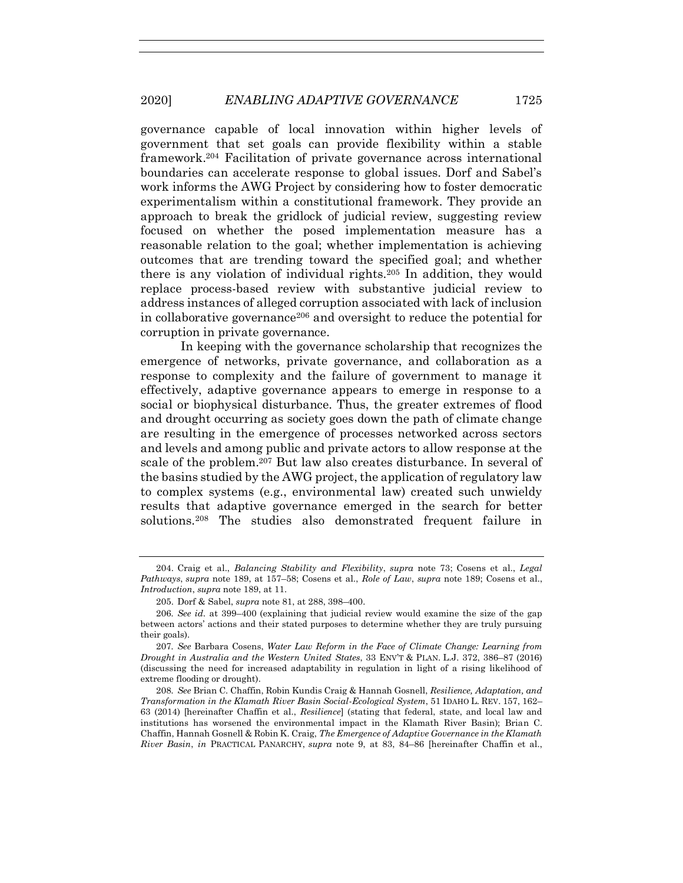governance capable of local innovation within higher levels of government that set goals can provide flexibility within a stable framework.[204] Facilitation of private governance across international boundaries can accelerate response to global issues. Dorf and Sabel's work informs the AWG Project by considering how to foster democratic experimentalism within a constitutional framework. They provide an approach to break the gridlock of judicial review, suggesting review focused on whether the posed implementation measure has a reasonable relation to the goal; whether implementation is achieving outcomes that are trending toward the specified goal; and whether there is any violation of individual rights.[205] In addition, they would replace process-based review with substantive judicial review to address instances of alleged corruption associated with lack of inclusion in collaborative governance[206] and oversight to reduce the potential for corruption in private governance.

In keeping with the governance scholarship that recognizes the emergence of networks, private governance, and collaboration as a response to complexity and the failure of government to manage it effectively, adaptive governance appears to emerge in response to a social or biophysical disturbance. Thus, the greater extremes of flood and drought occurring as society goes down the path of climate change are resulting in the emergence of processes networked across sectors and levels and among public and private actors to allow response at the scale of the problem.[207] But law also creates disturbance. In several of the basins studied by the AWG project, the application of regulatory law to complex systems (e.g., environmental law) created such unwieldy results that adaptive governance emerged in the search for better solutions.[208] The studies also demonstrated frequent failure in

---

204. Craig et al., *Balancing Stability and Flexibility*, *supra* note 73; Cosens et al., *Legal Pathways*, *supra* note 189, at 157–58; Cosens et al., *Role of Law*, *supra* note 189; Cosens et al., *Introduction*, *supra* note 189, at 11.

205. Dorf & Sabel, *supra* note 81, at 288, 398–400.

206. *See id.* at 399–400 (explaining that judicial review would examine the size of the gap between actors' actions and their stated purposes to determine whether they are truly pursuing their goals).

207. *See* Barbara Cosens, *Water Law Reform in the Face of Climate Change: Learning from Drought in Australia and the Western United States*, 33 ENV'T & PLAN. L.J. 372, 386–87 (2016) (discussing the need for increased adaptability in regulation in light of a rising likelihood of extreme flooding or drought).

208. *See* Brian C. Chaffin, Robin Kundis Craig & Hannah Gosnell, *Resilience, Adaptation, and Transformation in the Klamath River Basin Social-Ecological System*, 51 IDAHO L. REV. 157, 162–63 (2014) [hereinafter Chaffin et al., *Resilience*] (stating that federal, state, and local law and institutions has worsened the environmental impact in the Klamath River Basin); Brian C. Chaffin, Hannah Gosnell & Robin K. Craig, *The Emergence of Adaptive Governance in the Klamath River Basin*, *in* PRACTICAL PANARCHY, *supra* note 9, at 83, 84–86 [hereinafter Chaffin et al.,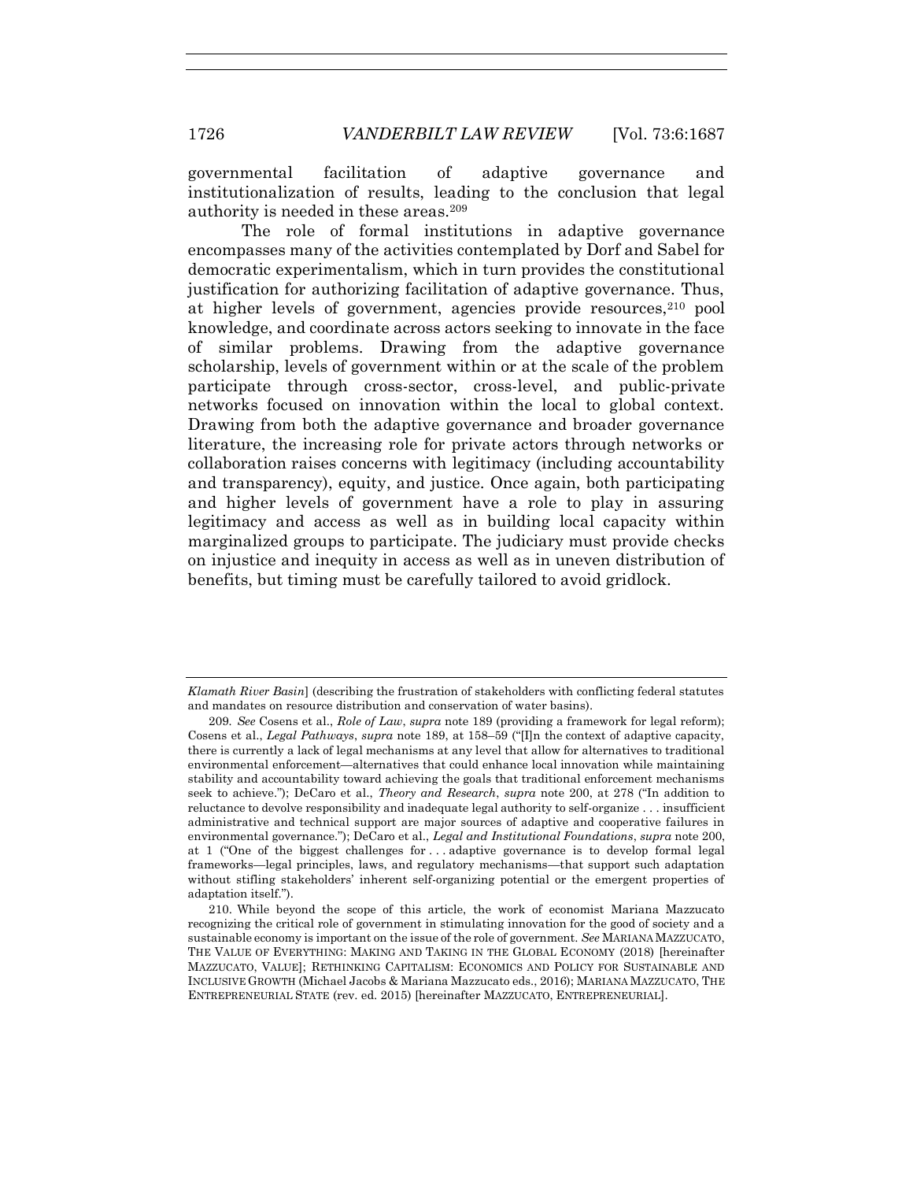governmental facilitation of adaptive governance and institutionalization of results, leading to the conclusion that legal authority is needed in these areas.[209]

The role of formal institutions in adaptive governance encompasses many of the activities contemplated by Dorf and Sabel for democratic experimentalism, which in turn provides the constitutional justification for authorizing facilitation of adaptive governance. Thus, at higher levels of government, agencies provide resources,[210] pool knowledge, and coordinate across actors seeking to innovate in the face of similar problems. Drawing from the adaptive governance scholarship, levels of government within or at the scale of the problem participate through cross-sector, cross-level, and public-private networks focused on innovation within the local to global context. Drawing from both the adaptive governance and broader governance literature, the increasing role for private actors through networks or collaboration raises concerns with legitimacy (including accountability and transparency), equity, and justice. Once again, both participating and higher levels of government have a role to play in assuring legitimacy and access as well as in building local capacity within marginalized groups to participate. The judiciary must provide checks on injustice and inequity in access as well as in uneven distribution of benefits, but timing must be carefully tailored to avoid gridlock.

---

*Klamath River Basin*] (describing the frustration of stakeholders with conflicting federal statutes and mandates on resource distribution and conservation of water basins).

209. *See* Cosens et al., *Role of Law*, *supra* note 189 (providing a framework for legal reform); Cosens et al., *Legal Pathways*, *supra* note 189, at 158–59 ("[I]n the context of adaptive capacity, there is currently a lack of legal mechanisms at any level that allow for alternatives to traditional environmental enforcement—alternatives that could enhance local innovation while maintaining stability and accountability toward achieving the goals that traditional enforcement mechanisms seek to achieve."); DeCaro et al., *Theory and Research*, *supra* note 200, at 278 ("In addition to reluctance to devolve responsibility and inadequate legal authority to self-organize . . . insufficient administrative and technical support are major sources of adaptive and cooperative failures in environmental governance."); DeCaro et al., *Legal and Institutional Foundations*, *supra* note 200, at 1 ("One of the biggest challenges for . . . adaptive governance is to develop formal legal frameworks—legal principles, laws, and regulatory mechanisms—that support such adaptation without stifling stakeholders' inherent self-organizing potential or the emergent properties of adaptation itself.").

210. While beyond the scope of this article, the work of economist Mariana Mazzucato recognizing the critical role of government in stimulating innovation for the good of society and a sustainable economy is important on the issue of the role of government. *See* MARIANA MAZZUCATO, THE VALUE OF EVERYTHING: MAKING AND TAKING IN THE GLOBAL ECONOMY (2018) [hereinafter MAZZUCATO, VALUE]; RETHINKING CAPITALISM: ECONOMICS AND POLICY FOR SUSTAINABLE AND INCLUSIVE GROWTH (Michael Jacobs & Mariana Mazzucato eds., 2016); MARIANA MAZZUCATO, THE ENTREPRENEURIAL STATE (rev. ed. 2015) [hereinafter MAZZUCATO, ENTREPRENEURIAL].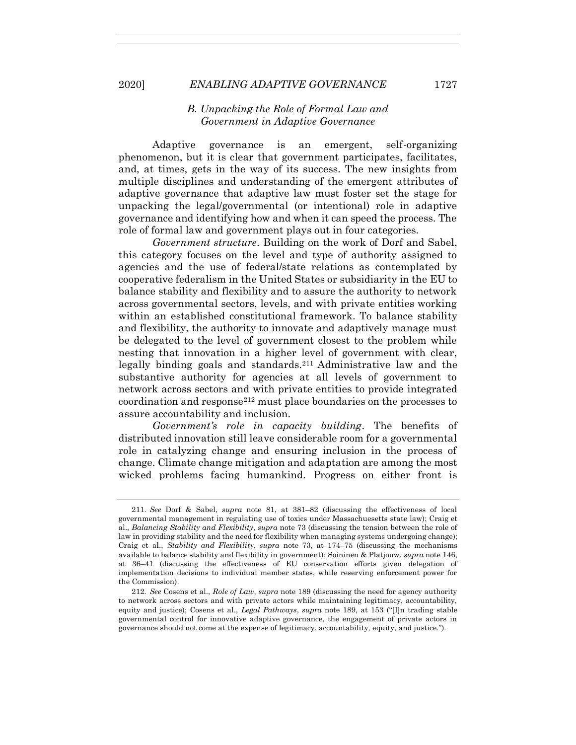### *B. Unpacking the Role of Formal Law and Government in Adaptive Governance*

Adaptive governance is an emergent, self-organizing phenomenon, but it is clear that government participates, facilitates, and, at times, gets in the way of its success. The new insights from multiple disciplines and understanding of the emergent attributes of adaptive governance that adaptive law must foster set the stage for unpacking the legal/governmental (or intentional) role in adaptive governance and identifying how and when it can speed the process. The role of formal law and government plays out in four categories.

*Government structure*. Building on the work of Dorf and Sabel, this category focuses on the level and type of authority assigned to agencies and the use of federal/state relations as contemplated by cooperative federalism in the United States or subsidiarity in the EU to balance stability and flexibility and to assure the authority to network across governmental sectors, levels, and with private entities working within an established constitutional framework. To balance stability and flexibility, the authority to innovate and adaptively manage must be delegated to the level of government closest to the problem while nesting that innovation in a higher level of government with clear, legally binding goals and standards.[211] Administrative law and the substantive authority for agencies at all levels of government to network across sectors and with private entities to provide integrated coordination and response[212] must place boundaries on the processes to assure accountability and inclusion.

*Government's role in capacity building*. The benefits of distributed innovation still leave considerable room for a governmental role in catalyzing change and ensuring inclusion in the process of change. Climate change mitigation and adaptation are among the most wicked problems facing humankind. Progress on either front is

---

211. *See* Dorf & Sabel, *supra* note 81, at 381–82 (discussing the effectiveness of local governmental management in regulating use of toxics under Massachuesetts state law); Craig et al., *Balancing Stability and Flexibility*, *supra* note 73 (discussing the tension between the role of law in providing stability and the need for flexibility when managing systems undergoing change); Craig et al., *Stability and Flexibility*, *supra* note 73, at 174–75 (discussing the mechanisms available to balance stability and flexibility in government); Soininen & Platjouw, *supra* note 146, at 36–41 (discussing the effectiveness of EU conservation efforts given delegation of implementation decisions to individual member states, while reserving enforcement power for the Commission).

212. *See* Cosens et al., *Role of Law*, *supra* note 189 (discussing the need for agency authority to network across sectors and with private actors while maintaining legitimacy, accountability, equity and justice); Cosens et al., *Legal Pathways*, *supra* note 189, at 153 ("[I]n trading stable governmental control for innovative adaptive governance, the engagement of private actors in governance should not come at the expense of legitimacy, accountability, equity, and justice.").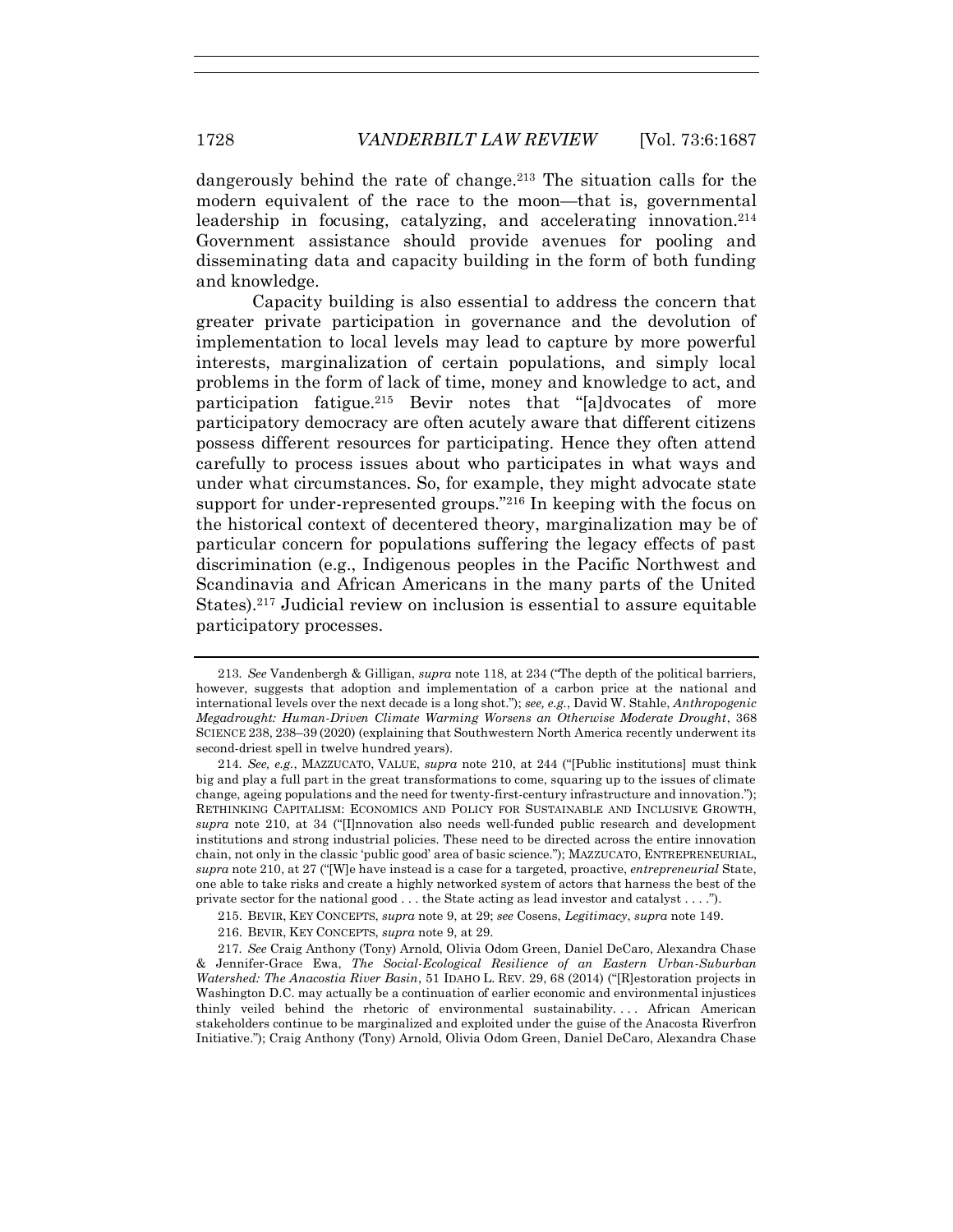dangerously behind the rate of change.[213] The situation calls for the modern equivalent of the race to the moon—that is, governmental leadership in focusing, catalyzing, and accelerating innovation.[214] Government assistance should provide avenues for pooling and disseminating data and capacity building in the form of both funding and knowledge.

Capacity building is also essential to address the concern that greater private participation in governance and the devolution of implementation to local levels may lead to capture by more powerful interests, marginalization of certain populations, and simply local problems in the form of lack of time, money and knowledge to act, and participation fatigue.[215] Bevir notes that "[a]dvocates of more participatory democracy are often acutely aware that different citizens possess different resources for participating. Hence they often attend carefully to process issues about who participates in what ways and under what circumstances. So, for example, they might advocate state support for under-represented groups."[216] In keeping with the focus on the historical context of decentered theory, marginalization may be of particular concern for populations suffering the legacy effects of past discrimination (e.g., Indigenous peoples in the Pacific Northwest and Scandinavia and African Americans in the many parts of the United States).[217] Judicial review on inclusion is essential to assure equitable participatory processes.

---

213. *See* Vandenbergh & Gilligan, *supra* note 118, at 234 ("The depth of the political barriers, however, suggests that adoption and implementation of a carbon price at the national and international levels over the next decade is a long shot."); *see, e.g.*, David W. Stahle, *Anthropogenic Megadrought: Human-Driven Climate Warming Worsens an Otherwise Moderate Drought*, 368 SCIENCE 238, 238–39 (2020) (explaining that Southwestern North America recently underwent its second-driest spell in twelve hundred years).

214. *See, e.g.*, MAZZUCATO, VALUE, *supra* note 210, at 244 ("[Public institutions] must think big and play a full part in the great transformations to come, squaring up to the issues of climate change, ageing populations and the need for twenty-first-century infrastructure and innovation."); RETHINKING CAPITALISM: ECONOMICS AND POLICY FOR SUSTAINABLE AND INCLUSIVE GROWTH, *supra* note 210, at 34 ("[I]nnovation also needs well-funded public research and development institutions and strong industrial policies. These need to be directed across the entire innovation chain, not only in the classic 'public good' area of basic science."); MAZZUCATO, ENTREPRENEURIAL, *supra* note 210, at 27 ("[W]e have instead is a case for a targeted, proactive, *entrepreneurial* State, one able to take risks and create a highly networked system of actors that harness the best of the private sector for the national good . . . the State acting as lead investor and catalyst . . . .").

215. BEVIR, KEY CONCEPTS, *supra* note 9, at 29; *see* Cosens, *Legitimacy*, *supra* note 149.

216. BEVIR, KEY CONCEPTS, *supra* note 9, at 29.

217. *See* Craig Anthony (Tony) Arnold, Olivia Odom Green, Daniel DeCaro, Alexandra Chase & Jennifer-Grace Ewa, *The Social-Ecological Resilience of an Eastern Urban-Suburban Watershed: The Anacostia River Basin*, 51 IDAHO L. REV. 29, 68 (2014) ("[R]estoration projects in Washington D.C. may actually be a continuation of earlier economic and environmental injustices thinly veiled behind the rhetoric of environmental sustainability. . . . African American stakeholders continue to be marginalized and exploited under the guise of the Anacosta Riverfron Initiative."); Craig Anthony (Tony) Arnold, Olivia Odom Green, Daniel DeCaro, Alexandra Chase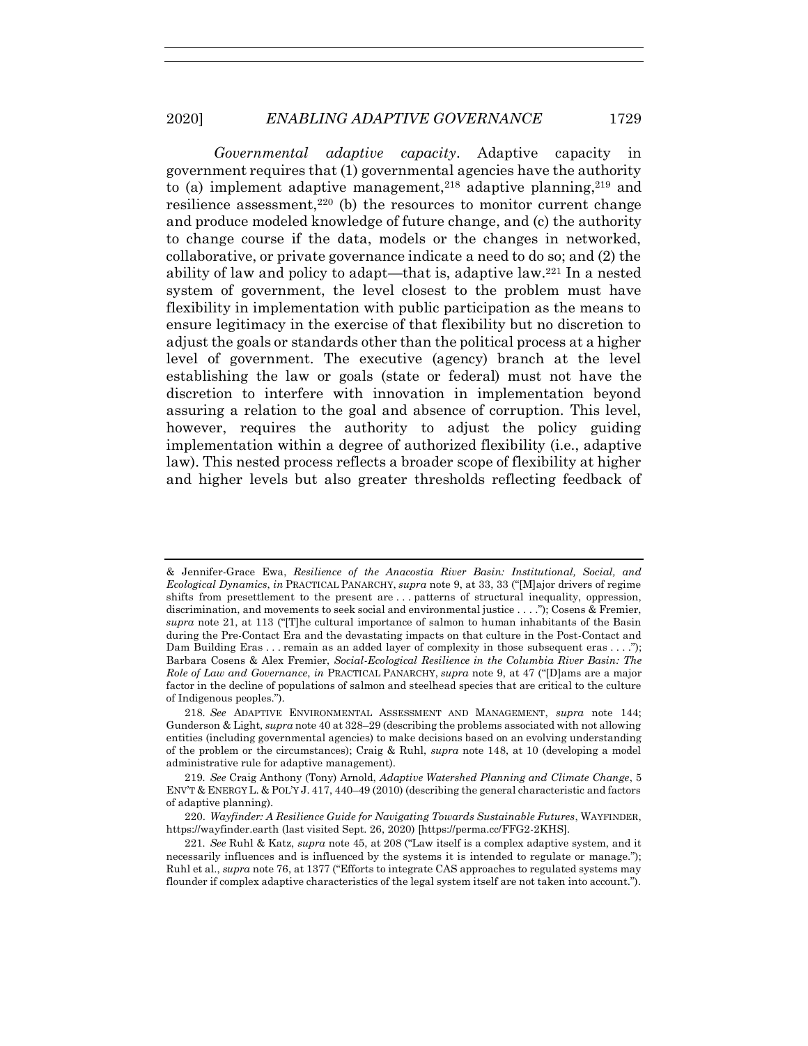*Governmental adaptive capacity*. Adaptive capacity in government requires that (1) governmental agencies have the authority to (a) implement adaptive management,[218] adaptive planning,[219] and resilience assessment,[220] (b) the resources to monitor current change and produce modeled knowledge of future change, and (c) the authority to change course if the data, models or the changes in networked, collaborative, or private governance indicate a need to do so; and (2) the ability of law and policy to adapt—that is, adaptive law.[221] In a nested system of government, the level closest to the problem must have flexibility in implementation with public participation as the means to ensure legitimacy in the exercise of that flexibility but no discretion to adjust the goals or standards other than the political process at a higher level of government. The executive (agency) branch at the level establishing the law or goals (state or federal) must not have the discretion to interfere with innovation in implementation beyond assuring a relation to the goal and absence of corruption. This level, however, requires the authority to adjust the policy guiding implementation within a degree of authorized flexibility (i.e., adaptive law). This nested process reflects a broader scope of flexibility at higher and higher levels but also greater thresholds reflecting feedback of

---

& Jennifer-Grace Ewa, *Resilience of the Anacostia River Basin: Institutional, Social, and Ecological Dynamics*, *in* PRACTICAL PANARCHY, *supra* note 9, at 33, 33 ("[M]ajor drivers of regime shifts from presettlement to the present are . . . patterns of structural inequality, oppression, discrimination, and movements to seek social and environmental justice . . . ."); Cosens & Fremier, *supra* note 21, at 113 ("[T]he cultural importance of salmon to human inhabitants of the Basin during the Pre-Contact Era and the devastating impacts on that culture in the Post-Contact and Dam Building Eras . . . remain as an added layer of complexity in those subsequent eras . . . ."); Barbara Cosens & Alex Fremier, *Social-Ecological Resilience in the Columbia River Basin: The Role of Law and Governance*, *in* PRACTICAL PANARCHY, *supra* note 9, at 47 ("[D]ams are a major factor in the decline of populations of salmon and steelhead species that are critical to the culture of Indigenous peoples.").

218. *See* ADAPTIVE ENVIRONMENTAL ASSESSMENT AND MANAGEMENT, *supra* note 144; Gunderson & Light, *supra* note 40 at 328–29 (describing the problems associated with not allowing entities (including governmental agencies) to make decisions based on an evolving understanding of the problem or the circumstances); Craig & Ruhl, *supra* note 148, at 10 (developing a model administrative rule for adaptive management).

219. *See* Craig Anthony (Tony) Arnold, *Adaptive Watershed Planning and Climate Change*, 5 ENV'T & ENERGY L. & POL'Y J. 417, 440–49 (2010) (describing the general characteristic and factors of adaptive planning).

220. *Wayfinder: A Resilience Guide for Navigating Towards Sustainable Futures*, WAYFINDER, https://wayfinder.earth (last visited Sept. 26, 2020) [https://perma.cc/FFG2-2KHS].

221. *See* Ruhl & Katz, *supra* note 45, at 208 ("Law itself is a complex adaptive system, and it necessarily influences and is influenced by the systems it is intended to regulate or manage."); Ruhl et al., *supra* note 76, at 1377 ("Efforts to integrate CAS approaches to regulated systems may flounder if complex adaptive characteristics of the legal system itself are not taken into account.").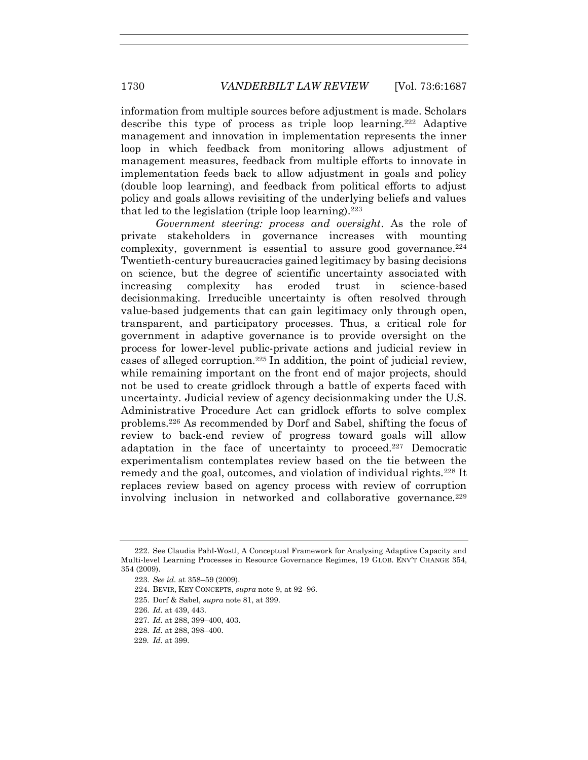information from multiple sources before adjustment is made. Scholars describe this type of process as triple loop learning.[222] Adaptive management and innovation in implementation represents the inner loop in which feedback from monitoring allows adjustment of management measures, feedback from multiple efforts to innovate in implementation feeds back to allow adjustment in goals and policy (double loop learning), and feedback from political efforts to adjust policy and goals allows revisiting of the underlying beliefs and values that led to the legislation (triple loop learning).[223]

*Government steering: process and oversight*. As the role of private stakeholders in governance increases with mounting complexity, government is essential to assure good governance.[224] Twentieth-century bureaucracies gained legitimacy by basing decisions on science, but the degree of scientific uncertainty associated with increasing complexity has eroded trust in science-based decisionmaking. Irreducible uncertainty is often resolved through value-based judgements that can gain legitimacy only through open, transparent, and participatory processes. Thus, a critical role for government in adaptive governance is to provide oversight on the process for lower-level public-private actions and judicial review in cases of alleged corruption.[225] In addition, the point of judicial review, while remaining important on the front end of major projects, should not be used to create gridlock through a battle of experts faced with uncertainty. Judicial review of agency decisionmaking under the U.S. Administrative Procedure Act can gridlock efforts to solve complex problems.[226] As recommended by Dorf and Sabel, shifting the focus of review to back-end review of progress toward goals will allow adaptation in the face of uncertainty to proceed.[227] Democratic experimentalism contemplates review based on the tie between the remedy and the goal, outcomes, and violation of individual rights.[228] It replaces review based on agency process with review of corruption involving inclusion in networked and collaborative governance.[229]

222. See Claudia Pahl-Wostl, A Conceptual Framework for Analysing Adaptive Capacity and Multi-level Learning Processes in Resource Governance Regimes, 19 GLOB. ENV'T CHANGE 354, 354 (2009).

223. *See id.* at 358–59 (2009).

224. BEVIR, KEY CONCEPTS, *supra* note 9, at 92–96.

225. Dorf & Sabel, *supra* note 81, at 399.

226. *Id.* at 439, 443.

227. *Id.* at 288, 399–400, 403.

228. *Id.* at 288, 398–400.

229. *Id.* at 399.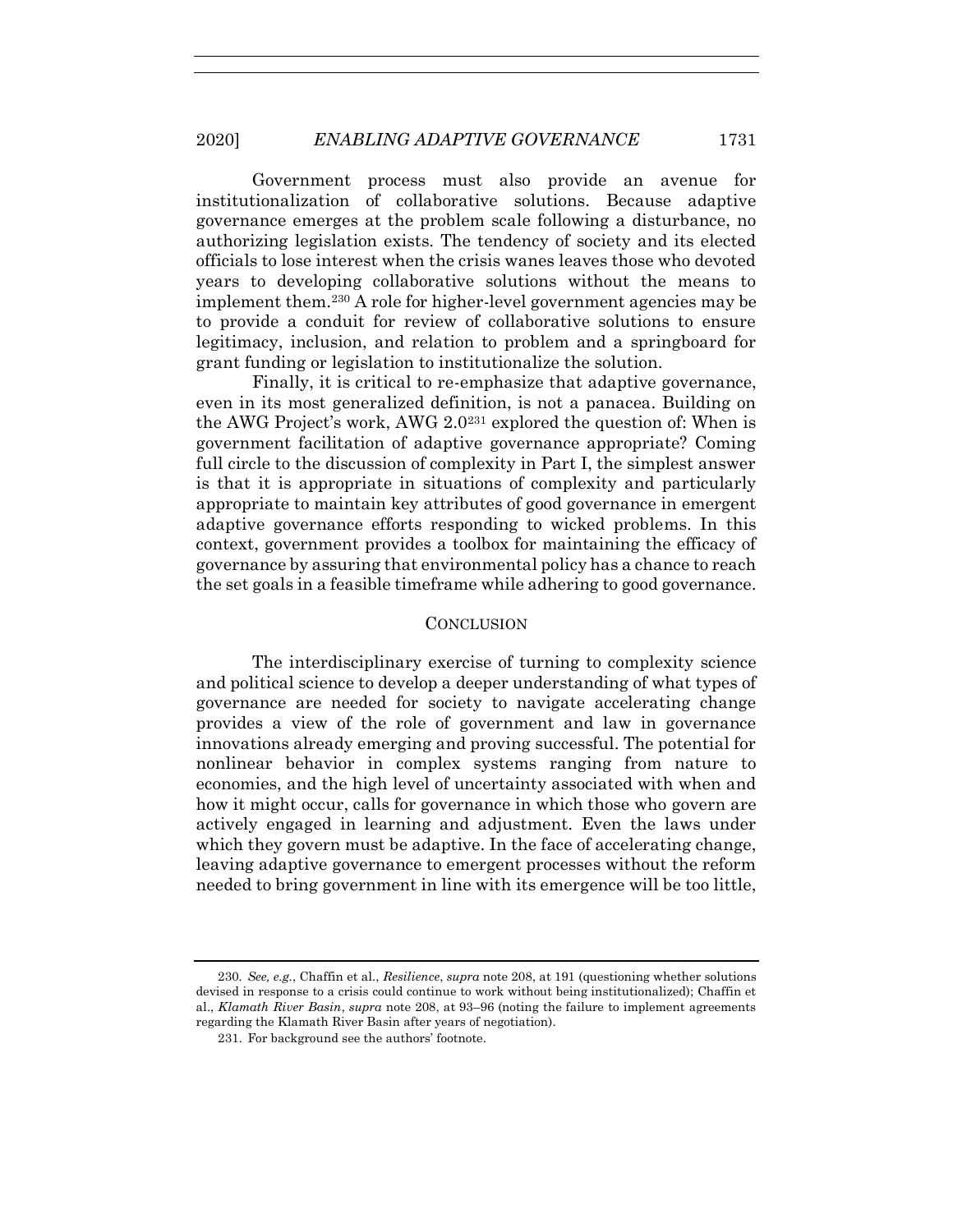Government process must also provide an avenue for institutionalization of collaborative solutions. Because adaptive governance emerges at the problem scale following a disturbance, no authorizing legislation exists. The tendency of society and its elected officials to lose interest when the crisis wanes leaves those who devoted years to developing collaborative solutions without the means to implement them.[230] A role for higher-level government agencies may be to provide a conduit for review of collaborative solutions to ensure legitimacy, inclusion, and relation to problem and a springboard for grant funding or legislation to institutionalize the solution.

Finally, it is critical to re-emphasize that adaptive governance, even in its most generalized definition, is not a panacea. Building on the AWG Project's work, AWG 2.0[231] explored the question of: When is government facilitation of adaptive governance appropriate? Coming full circle to the discussion of complexity in Part I, the simplest answer is that it is appropriate in situations of complexity and particularly appropriate to maintain key attributes of good governance in emergent adaptive governance efforts responding to wicked problems. In this context, government provides a toolbox for maintaining the efficacy of governance by assuring that environmental policy has a chance to reach the set goals in a feasible timeframe while adhering to good governance.

## CONCLUSION

The interdisciplinary exercise of turning to complexity science and political science to develop a deeper understanding of what types of governance are needed for society to navigate accelerating change provides a view of the role of government and law in governance innovations already emerging and proving successful. The potential for nonlinear behavior in complex systems ranging from nature to economies, and the high level of uncertainty associated with when and how it might occur, calls for governance in which those who govern are actively engaged in learning and adjustment. Even the laws under which they govern must be adaptive. In the face of accelerating change, leaving adaptive governance to emergent processes without the reform needed to bring government in line with its emergence will be too little,

---

230. *See, e.g.*, Chaffin et al., *Resilience*, *supra* note 208, at 191 (questioning whether solutions devised in response to a crisis could continue to work without being institutionalized); Chaffin et al., *Klamath River Basin*, *supra* note 208, at 93–96 (noting the failure to implement agreements regarding the Klamath River Basin after years of negotiation).

231. For background see the authors' footnote.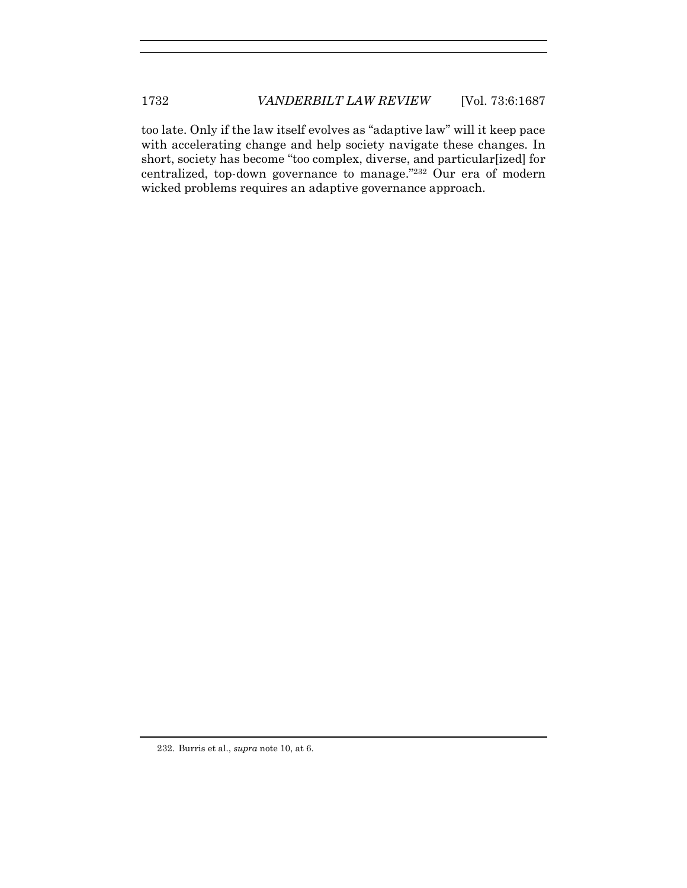too late. Only if the law itself evolves as "adaptive law" will it keep pace with accelerating change and help society navigate these changes. In short, society has become "too complex, diverse, and particular[ized] for centralized, top-down governance to manage."[232] Our era of modern wicked problems requires an adaptive governance approach.

232. Burris et al., *supra* note 10, at 6.